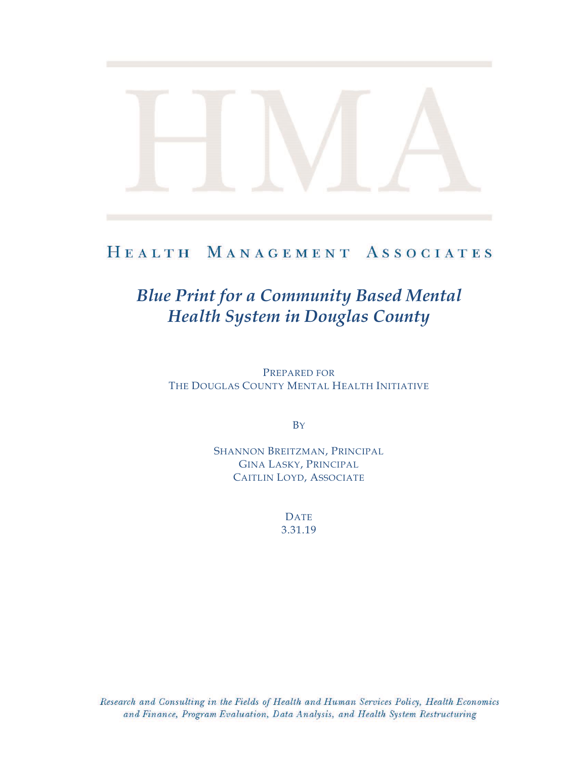# HMA

## Health Management Associates

# *Blue Print for a Community Based Mental Health System in Douglas County*

Prepared for
The Douglas County Mental Health Initiative

By

Shannon Breitzman, Principal
Gina Lasky, Principal
Caitlin Loyd, Associate

Date
3.31.19

*Research and Consulting in the Fields of Health and Human Services Policy, Health Economics and Finance, Program Evaluation, Data Analysis, and Health System Restructuring*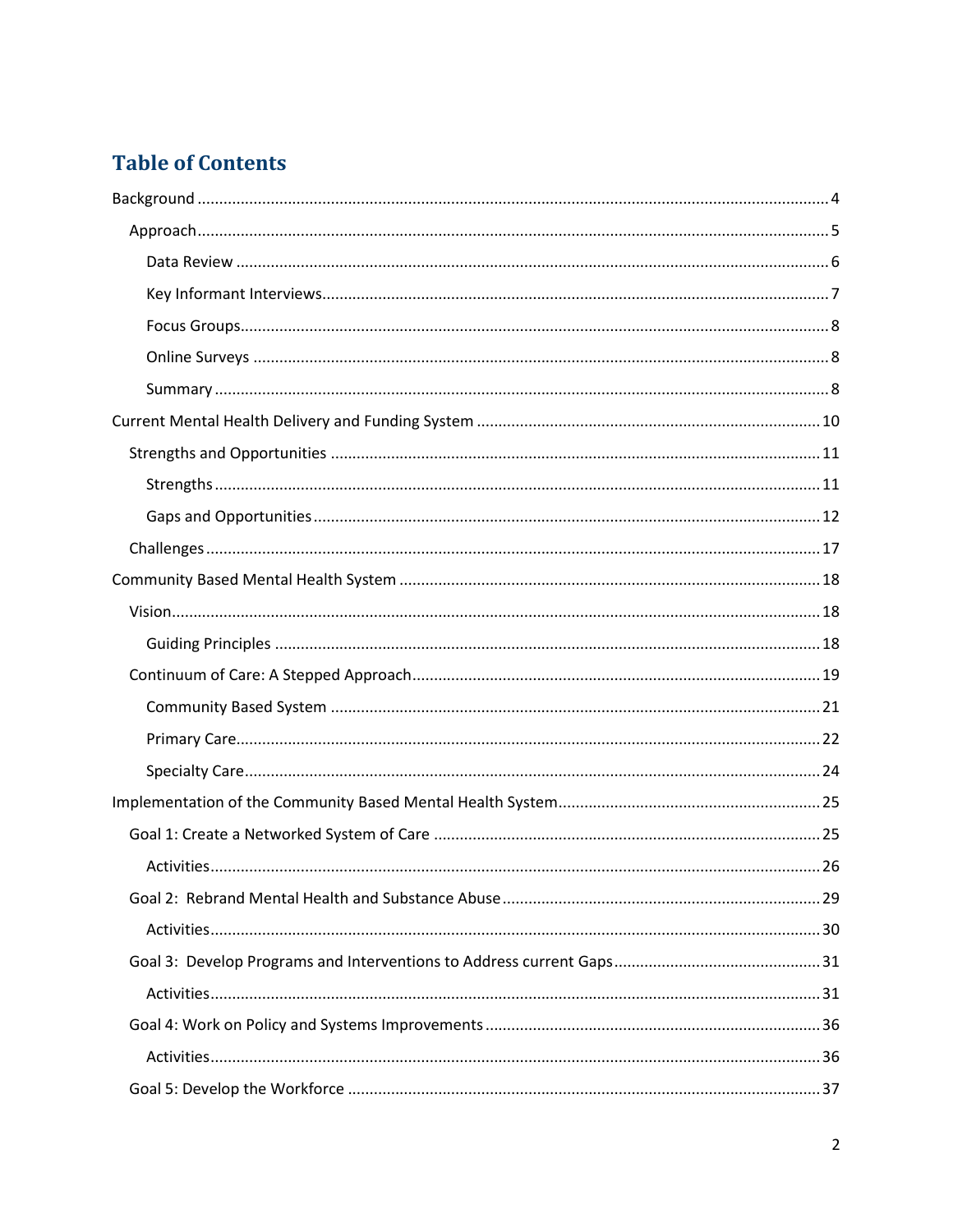# Table of Contents

- Background ........................................................................................................................ 4
  - Approach ........................................................................................................................ 5
    - Data Review ................................................................................................................ 6
    - Key Informant Interviews ............................................................................................ 7
    - Focus Groups ............................................................................................................... 8
    - Online Surveys ............................................................................................................ 8
    - Summary ...................................................................................................................... 8
- Current Mental Health Delivery and Funding System ..................................................... 10
  - Strengths and Opportunities ........................................................................................ 11
    - Strengths .................................................................................................................... 11
    - Gaps and Opportunities ............................................................................................. 12
  - Challenges ..................................................................................................................... 17
- Community Based Mental Health System ........................................................................ 18
  - Vision ............................................................................................................................. 18
    - Guiding Principles ..................................................................................................... 18
  - Continuum of Care: A Stepped Approach ..................................................................... 19
    - Community Based System ......................................................................................... 21
    - Primary Care .............................................................................................................. 22
    - Specialty Care ............................................................................................................ 24
- Implementation of the Community Based Mental Health System ................................... 25
  - Goal 1: Create a Networked System of Care ................................................................ 25
    - Activities ..................................................................................................................... 26
  - Goal 2: Rebrand Mental Health and Substance Abuse ................................................. 29
    - Activities ..................................................................................................................... 30
  - Goal 3: Develop Programs and Interventions to Address current Gaps ....................... 31
    - Activities ..................................................................................................................... 31
  - Goal 4: Work on Policy and Systems Improvements ..................................................... 36
    - Activities ..................................................................................................................... 36
  - Goal 5: Develop the Workforce ..................................................................................... 37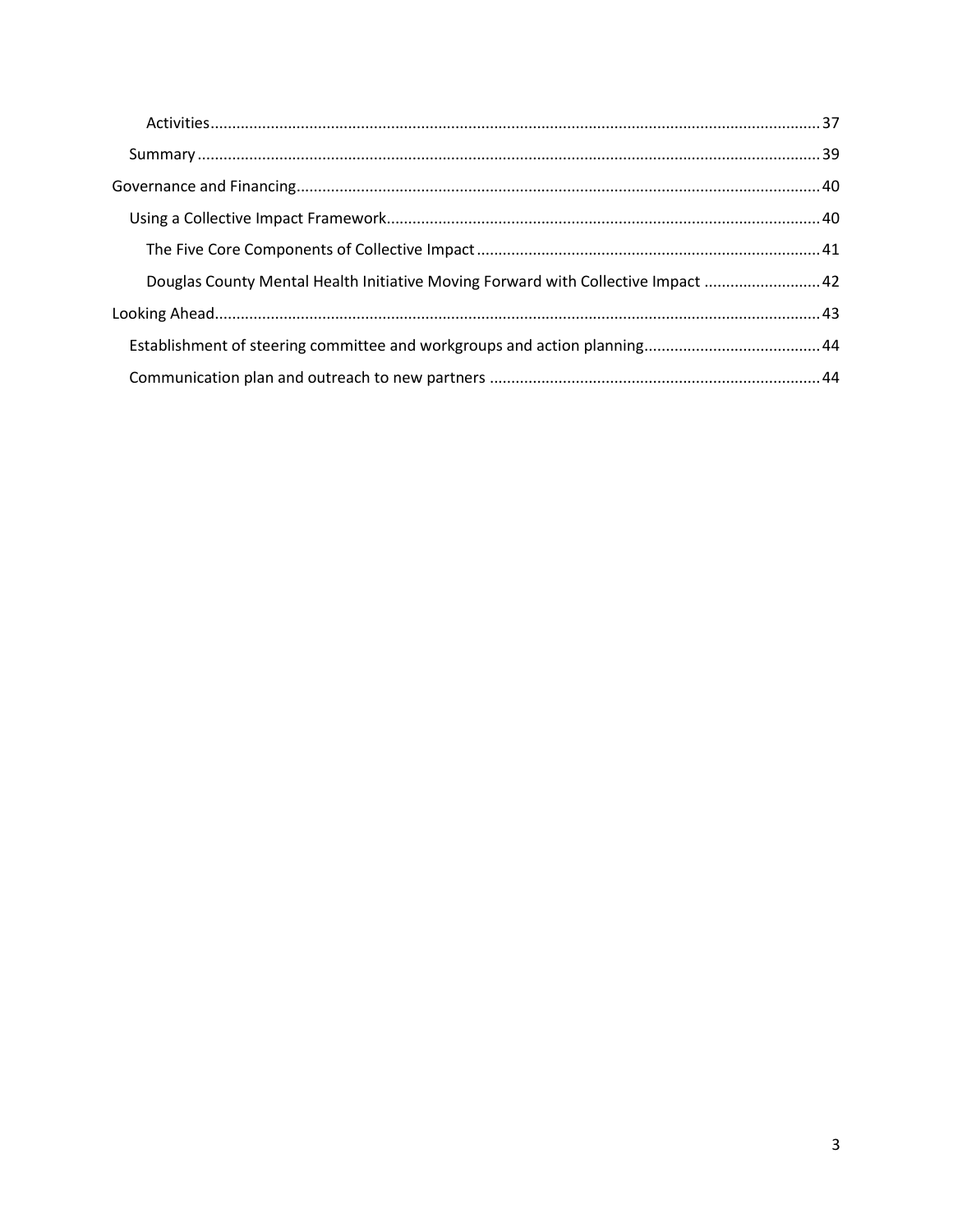Activities.............................................................................................................................................37

Summary................................................................................................................................................39

Governance and Financing.........................................................................................................................40

Using a Collective Impact Framework....................................................................................................40

The Five Core Components of Collective Impact...............................................................................41

Douglas County Mental Health Initiative Moving Forward with Collective Impact ...........................42

Looking Ahead............................................................................................................................................43

Establishment of steering committee and workgroups and action planning.........................................44

Communication plan and outreach to new partners ............................................................................44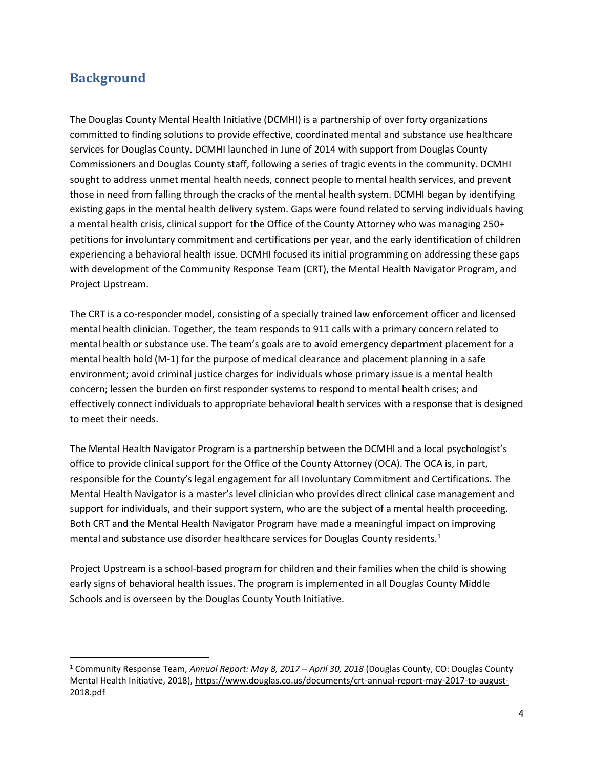## Background

The Douglas County Mental Health Initiative (DCMHI) is a partnership of over forty organizations committed to finding solutions to provide effective, coordinated mental and substance use healthcare services for Douglas County. DCMHI launched in June of 2014 with support from Douglas County Commissioners and Douglas County staff, following a series of tragic events in the community. DCMHI sought to address unmet mental health needs, connect people to mental health services, and prevent those in need from falling through the cracks of the mental health system. DCMHI began by identifying existing gaps in the mental health delivery system. Gaps were found related to serving individuals having a mental health crisis, clinical support for the Office of the County Attorney who was managing 250+ petitions for involuntary commitment and certifications per year, and the early identification of children experiencing a behavioral health issue. DCMHI focused its initial programming on addressing these gaps with development of the Community Response Team (CRT), the Mental Health Navigator Program, and Project Upstream.

The CRT is a co-responder model, consisting of a specially trained law enforcement officer and licensed mental health clinician. Together, the team responds to 911 calls with a primary concern related to mental health or substance use. The team's goals are to avoid emergency department placement for a mental health hold (M-1) for the purpose of medical clearance and placement planning in a safe environment; avoid criminal justice charges for individuals whose primary issue is a mental health concern; lessen the burden on first responder systems to respond to mental health crises; and effectively connect individuals to appropriate behavioral health services with a response that is designed to meet their needs.

The Mental Health Navigator Program is a partnership between the DCMHI and a local psychologist's office to provide clinical support for the Office of the County Attorney (OCA). The OCA is, in part, responsible for the County's legal engagement for all Involuntary Commitment and Certifications. The Mental Health Navigator is a master's level clinician who provides direct clinical case management and support for individuals, and their support system, who are the subject of a mental health proceeding. Both CRT and the Mental Health Navigator Program have made a meaningful impact on improving mental and substance use disorder healthcare services for Douglas County residents.[1]

Project Upstream is a school-based program for children and their families when the child is showing early signs of behavioral health issues. The program is implemented in all Douglas County Middle Schools and is overseen by the Douglas County Youth Initiative.

---

[1] Community Response Team, *Annual Report: May 8, 2017 – April 30, 2018* (Douglas County, CO: Douglas County Mental Health Initiative, 2018), https://www.douglas.co.us/documents/crt-annual-report-may-2017-to-august-2018.pdf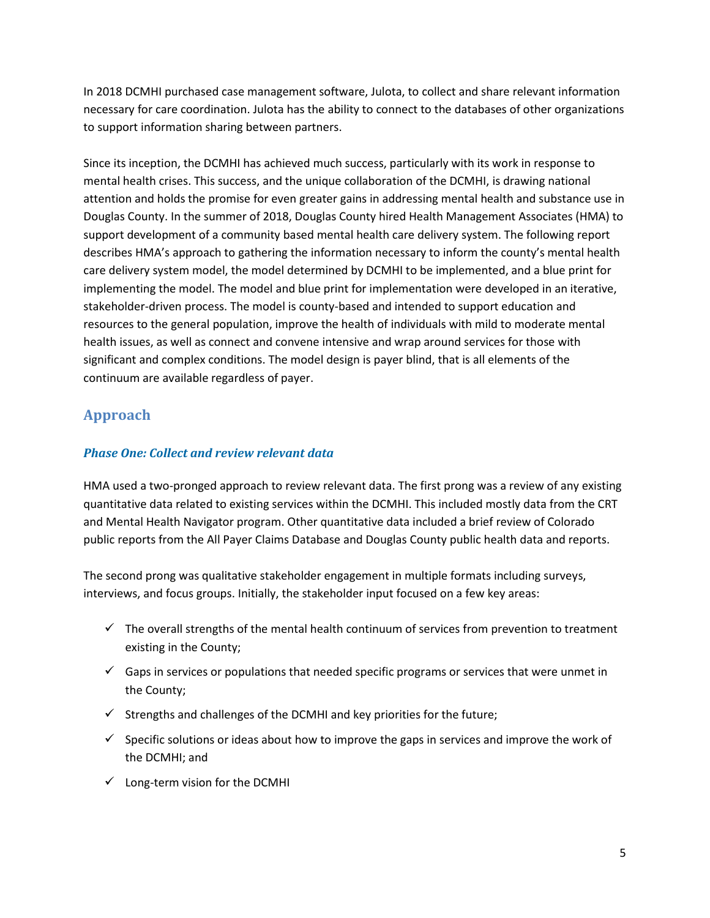In 2018 DCMHI purchased case management software, Julota, to collect and share relevant information necessary for care coordination. Julota has the ability to connect to the databases of other organizations to support information sharing between partners.

Since its inception, the DCMHI has achieved much success, particularly with its work in response to mental health crises. This success, and the unique collaboration of the DCMHI, is drawing national attention and holds the promise for even greater gains in addressing mental health and substance use in Douglas County. In the summer of 2018, Douglas County hired Health Management Associates (HMA) to support development of a community based mental health care delivery system. The following report describes HMA's approach to gathering the information necessary to inform the county's mental health care delivery system model, the model determined by DCMHI to be implemented, and a blue print for implementing the model. The model and blue print for implementation were developed in an iterative, stakeholder-driven process. The model is county-based and intended to support education and resources to the general population, improve the health of individuals with mild to moderate mental health issues, as well as connect and convene intensive and wrap around services for those with significant and complex conditions. The model design is payer blind, that is all elements of the continuum are available regardless of payer.

## Approach

### *Phase One: Collect and review relevant data*

HMA used a two-pronged approach to review relevant data. The first prong was a review of any existing quantitative data related to existing services within the DCMHI. This included mostly data from the CRT and Mental Health Navigator program. Other quantitative data included a brief review of Colorado public reports from the All Payer Claims Database and Douglas County public health data and reports.

The second prong was qualitative stakeholder engagement in multiple formats including surveys, interviews, and focus groups. Initially, the stakeholder input focused on a few key areas:

- ✓ The overall strengths of the mental health continuum of services from prevention to treatment existing in the County;
- ✓ Gaps in services or populations that needed specific programs or services that were unmet in the County;
- ✓ Strengths and challenges of the DCMHI and key priorities for the future;
- ✓ Specific solutions or ideas about how to improve the gaps in services and improve the work of the DCMHI; and
- ✓ Long-term vision for the DCMHI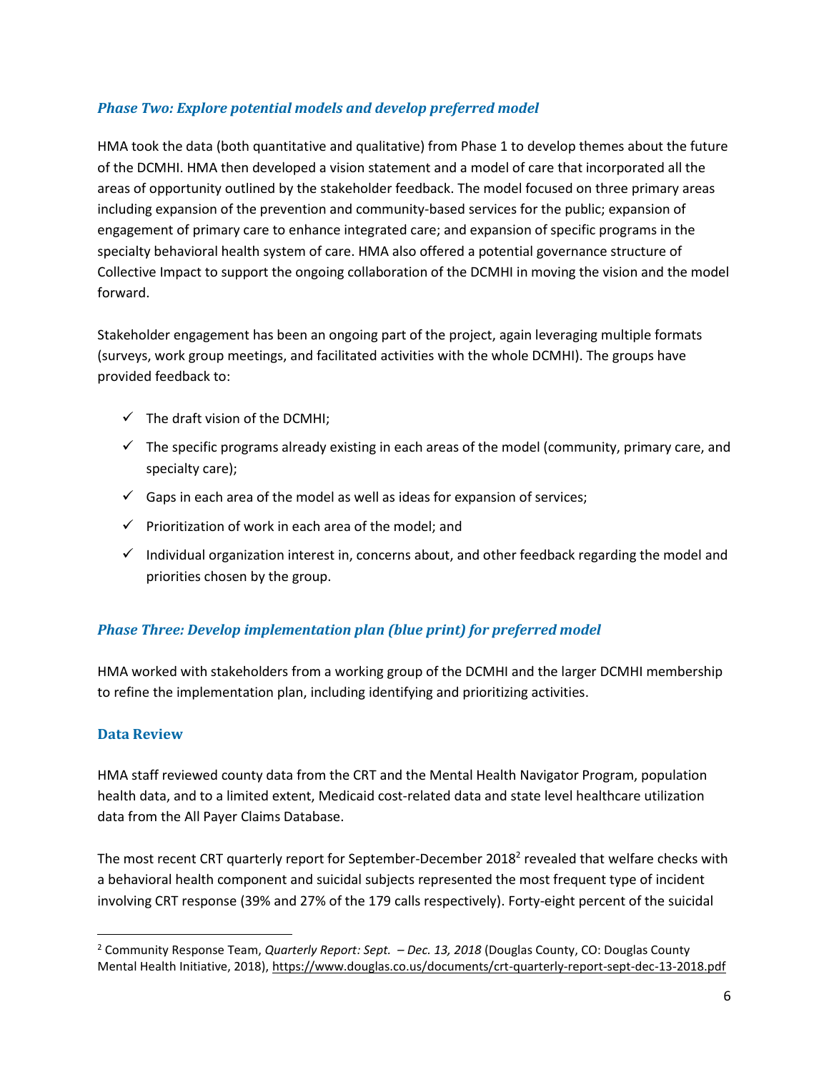### *Phase Two: Explore potential models and develop preferred model*

HMA took the data (both quantitative and qualitative) from Phase 1 to develop themes about the future of the DCMHI. HMA then developed a vision statement and a model of care that incorporated all the areas of opportunity outlined by the stakeholder feedback. The model focused on three primary areas including expansion of the prevention and community-based services for the public; expansion of engagement of primary care to enhance integrated care; and expansion of specific programs in the specialty behavioral health system of care. HMA also offered a potential governance structure of Collective Impact to support the ongoing collaboration of the DCMHI in moving the vision and the model forward.

Stakeholder engagement has been an ongoing part of the project, again leveraging multiple formats (surveys, work group meetings, and facilitated activities with the whole DCMHI). The groups have provided feedback to:

- ✓ The draft vision of the DCMHI;
- ✓ The specific programs already existing in each areas of the model (community, primary care, and specialty care);
- ✓ Gaps in each area of the model as well as ideas for expansion of services;
- ✓ Prioritization of work in each area of the model; and
- ✓ Individual organization interest in, concerns about, and other feedback regarding the model and priorities chosen by the group.

### *Phase Three: Develop implementation plan (blue print) for preferred model*

HMA worked with stakeholders from a working group of the DCMHI and the larger DCMHI membership to refine the implementation plan, including identifying and prioritizing activities.

### Data Review

HMA staff reviewed county data from the CRT and the Mental Health Navigator Program, population health data, and to a limited extent, Medicaid cost-related data and state level healthcare utilization data from the All Payer Claims Database.

The most recent CRT quarterly report for September-December 2018[2] revealed that welfare checks with a behavioral health component and suicidal subjects represented the most frequent type of incident involving CRT response (39% and 27% of the 179 calls respectively). Forty-eight percent of the suicidal

---

[2] Community Response Team, *Quarterly Report: Sept. – Dec. 13, 2018* (Douglas County, CO: Douglas County Mental Health Initiative, 2018), https://www.douglas.co.us/documents/crt-quarterly-report-sept-dec-13-2018.pdf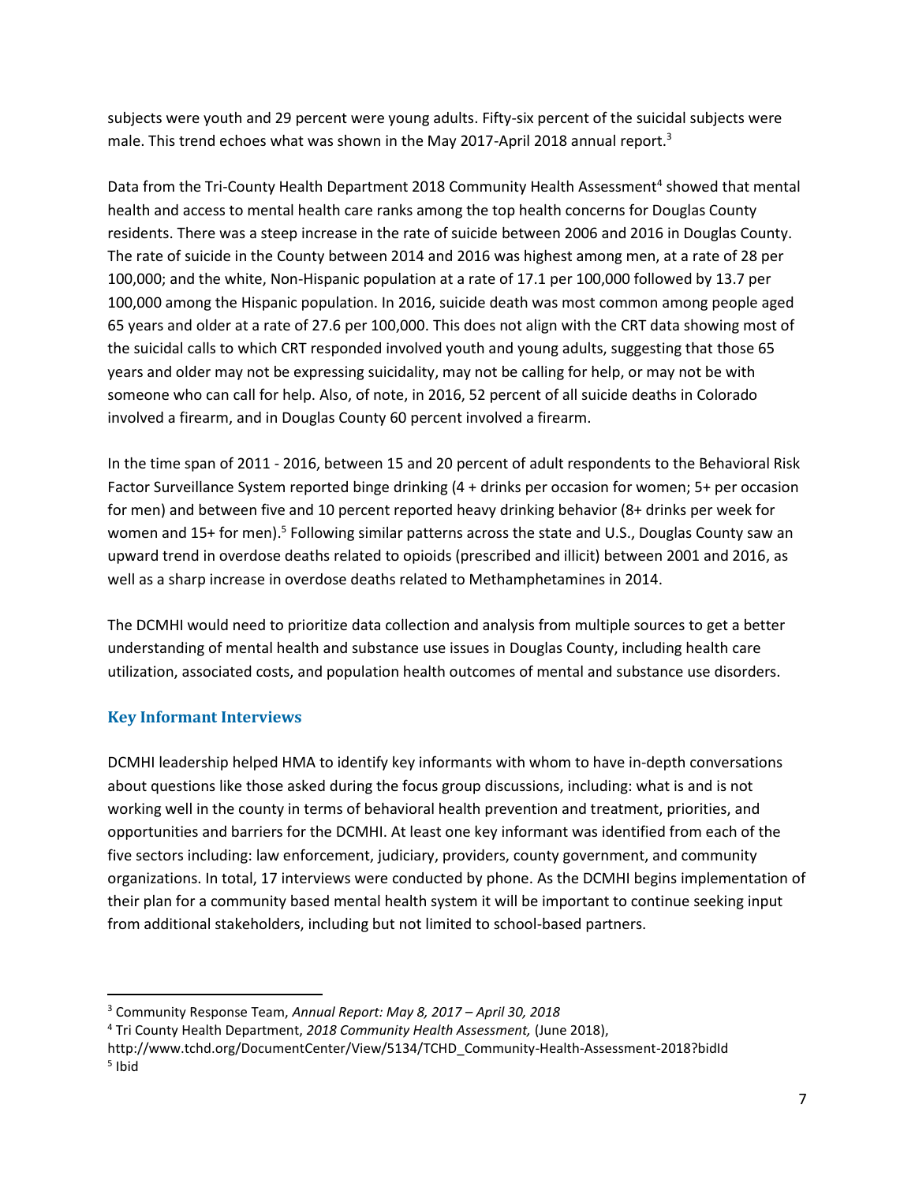subjects were youth and 29 percent were young adults. Fifty-six percent of the suicidal subjects were male. This trend echoes what was shown in the May 2017-April 2018 annual report.[3]

Data from the Tri-County Health Department 2018 Community Health Assessment[4] showed that mental health and access to mental health care ranks among the top health concerns for Douglas County residents. There was a steep increase in the rate of suicide between 2006 and 2016 in Douglas County. The rate of suicide in the County between 2014 and 2016 was highest among men, at a rate of 28 per 100,000; and the white, Non-Hispanic population at a rate of 17.1 per 100,000 followed by 13.7 per 100,000 among the Hispanic population. In 2016, suicide death was most common among people aged 65 years and older at a rate of 27.6 per 100,000. This does not align with the CRT data showing most of the suicidal calls to which CRT responded involved youth and young adults, suggesting that those 65 years and older may not be expressing suicidality, may not be calling for help, or may not be with someone who can call for help. Also, of note, in 2016, 52 percent of all suicide deaths in Colorado involved a firearm, and in Douglas County 60 percent involved a firearm.

In the time span of 2011 - 2016, between 15 and 20 percent of adult respondents to the Behavioral Risk Factor Surveillance System reported binge drinking (4 + drinks per occasion for women; 5+ per occasion for men) and between five and 10 percent reported heavy drinking behavior (8+ drinks per week for women and 15+ for men).[5] Following similar patterns across the state and U.S., Douglas County saw an upward trend in overdose deaths related to opioids (prescribed and illicit) between 2001 and 2016, as well as a sharp increase in overdose deaths related to Methamphetamines in 2014.

The DCMHI would need to prioritize data collection and analysis from multiple sources to get a better understanding of mental health and substance use issues in Douglas County, including health care utilization, associated costs, and population health outcomes of mental and substance use disorders.

### Key Informant Interviews

DCMHI leadership helped HMA to identify key informants with whom to have in-depth conversations about questions like those asked during the focus group discussions, including: what is and is not working well in the county in terms of behavioral health prevention and treatment, priorities, and opportunities and barriers for the DCMHI. At least one key informant was identified from each of the five sectors including: law enforcement, judiciary, providers, county government, and community organizations. In total, 17 interviews were conducted by phone. As the DCMHI begins implementation of their plan for a community based mental health system it will be important to continue seeking input from additional stakeholders, including but not limited to school-based partners.

---

[3] Community Response Team, *Annual Report: May 8, 2017 – April 30, 2018*

[4] Tri County Health Department, *2018 Community Health Assessment,* (June 2018), http://www.tchd.org/DocumentCenter/View/5134/TCHD_Community-Health-Assessment-2018?bidId

[5] Ibid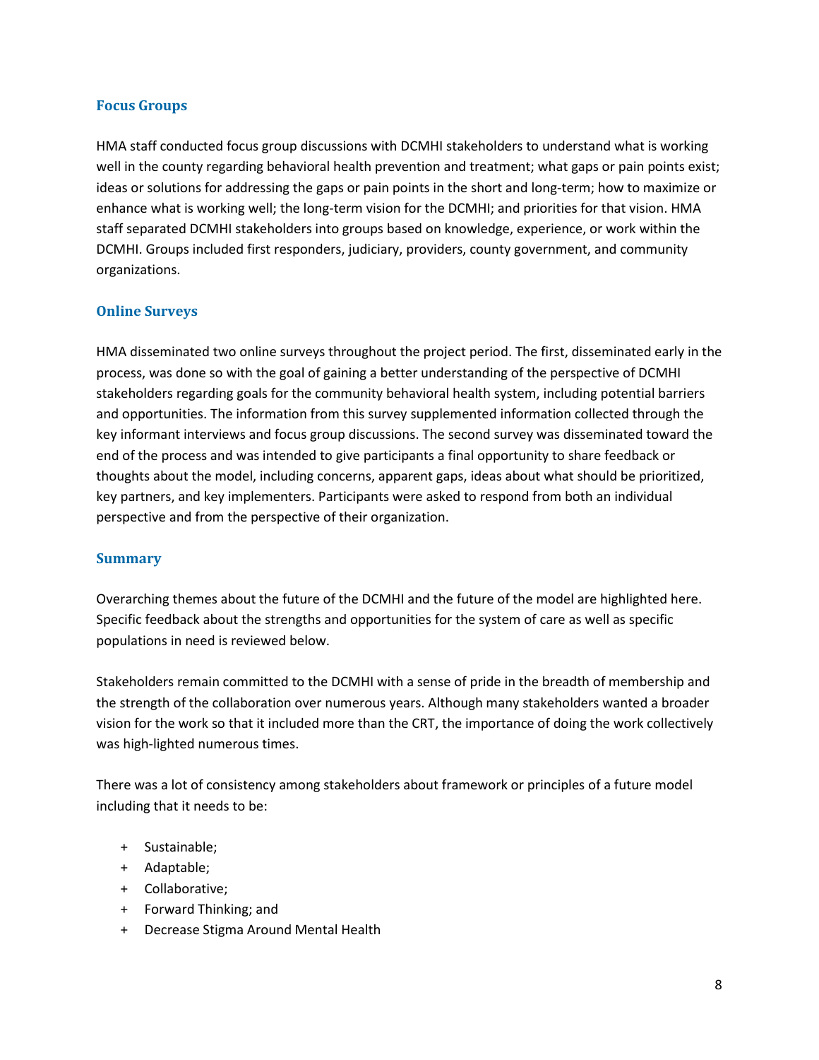### Focus Groups

HMA staff conducted focus group discussions with DCMHI stakeholders to understand what is working well in the county regarding behavioral health prevention and treatment; what gaps or pain points exist; ideas or solutions for addressing the gaps or pain points in the short and long-term; how to maximize or enhance what is working well; the long-term vision for the DCMHI; and priorities for that vision. HMA staff separated DCMHI stakeholders into groups based on knowledge, experience, or work within the DCMHI. Groups included first responders, judiciary, providers, county government, and community organizations.

### Online Surveys

HMA disseminated two online surveys throughout the project period. The first, disseminated early in the process, was done so with the goal of gaining a better understanding of the perspective of DCMHI stakeholders regarding goals for the community behavioral health system, including potential barriers and opportunities. The information from this survey supplemented information collected through the key informant interviews and focus group discussions. The second survey was disseminated toward the end of the process and was intended to give participants a final opportunity to share feedback or thoughts about the model, including concerns, apparent gaps, ideas about what should be prioritized, key partners, and key implementers. Participants were asked to respond from both an individual perspective and from the perspective of their organization.

### Summary

Overarching themes about the future of the DCMHI and the future of the model are highlighted here. Specific feedback about the strengths and opportunities for the system of care as well as specific populations in need is reviewed below.

Stakeholders remain committed to the DCMHI with a sense of pride in the breadth of membership and the strength of the collaboration over numerous years. Although many stakeholders wanted a broader vision for the work so that it included more than the CRT, the importance of doing the work collectively was high-lighted numerous times.

There was a lot of consistency among stakeholders about framework or principles of a future model including that it needs to be:

+ Sustainable;
+ Adaptable;
+ Collaborative;
+ Forward Thinking; and
+ Decrease Stigma Around Mental Health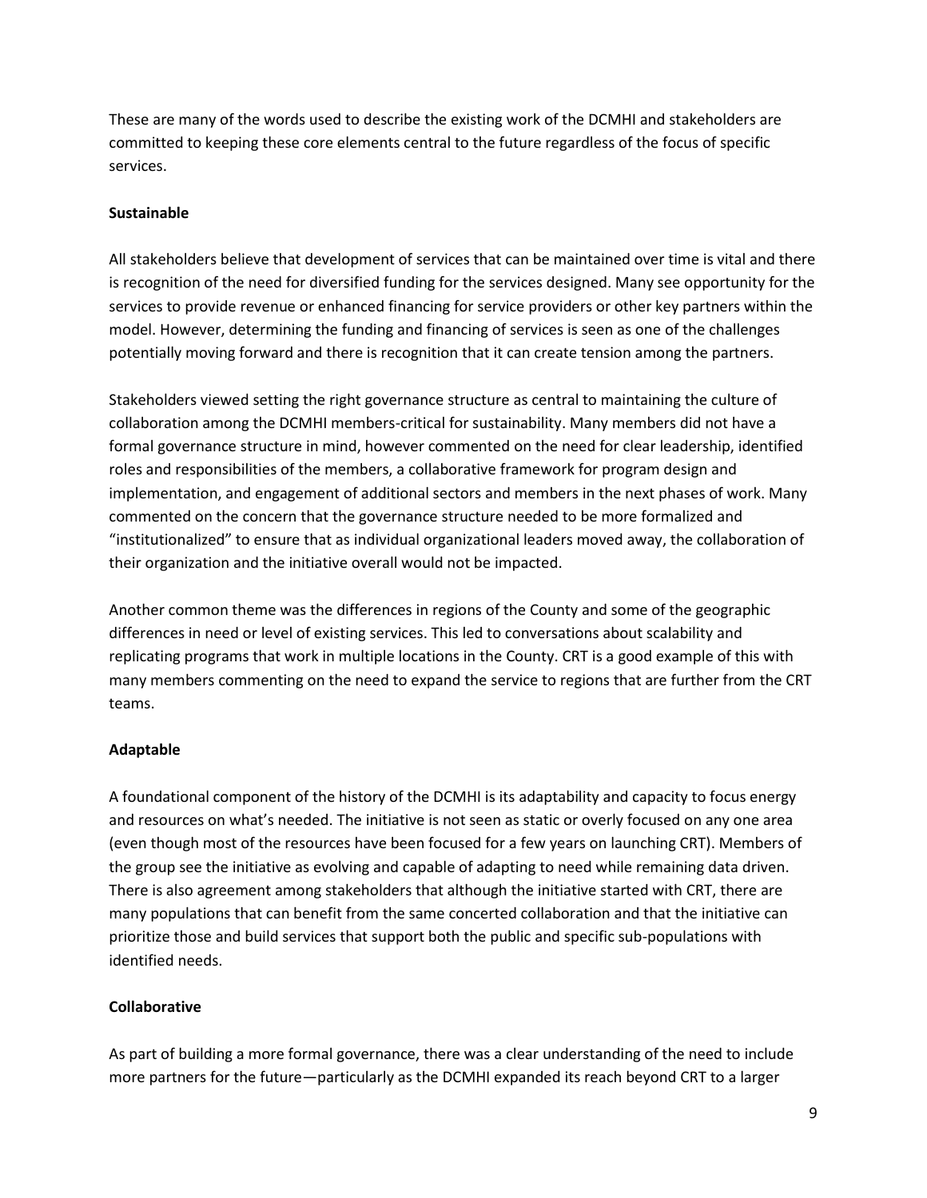These are many of the words used to describe the existing work of the DCMHI and stakeholders are committed to keeping these core elements central to the future regardless of the focus of specific services.

**Sustainable**

All stakeholders believe that development of services that can be maintained over time is vital and there is recognition of the need for diversified funding for the services designed. Many see opportunity for the services to provide revenue or enhanced financing for service providers or other key partners within the model. However, determining the funding and financing of services is seen as one of the challenges potentially moving forward and there is recognition that it can create tension among the partners.

Stakeholders viewed setting the right governance structure as central to maintaining the culture of collaboration among the DCMHI members-critical for sustainability. Many members did not have a formal governance structure in mind, however commented on the need for clear leadership, identified roles and responsibilities of the members, a collaborative framework for program design and implementation, and engagement of additional sectors and members in the next phases of work. Many commented on the concern that the governance structure needed to be more formalized and "institutionalized" to ensure that as individual organizational leaders moved away, the collaboration of their organization and the initiative overall would not be impacted.

Another common theme was the differences in regions of the County and some of the geographic differences in need or level of existing services. This led to conversations about scalability and replicating programs that work in multiple locations in the County. CRT is a good example of this with many members commenting on the need to expand the service to regions that are further from the CRT teams.

**Adaptable**

A foundational component of the history of the DCMHI is its adaptability and capacity to focus energy and resources on what's needed. The initiative is not seen as static or overly focused on any one area (even though most of the resources have been focused for a few years on launching CRT). Members of the group see the initiative as evolving and capable of adapting to need while remaining data driven. There is also agreement among stakeholders that although the initiative started with CRT, there are many populations that can benefit from the same concerted collaboration and that the initiative can prioritize those and build services that support both the public and specific sub-populations with identified needs.

**Collaborative**

As part of building a more formal governance, there was a clear understanding of the need to include more partners for the future—particularly as the DCMHI expanded its reach beyond CRT to a larger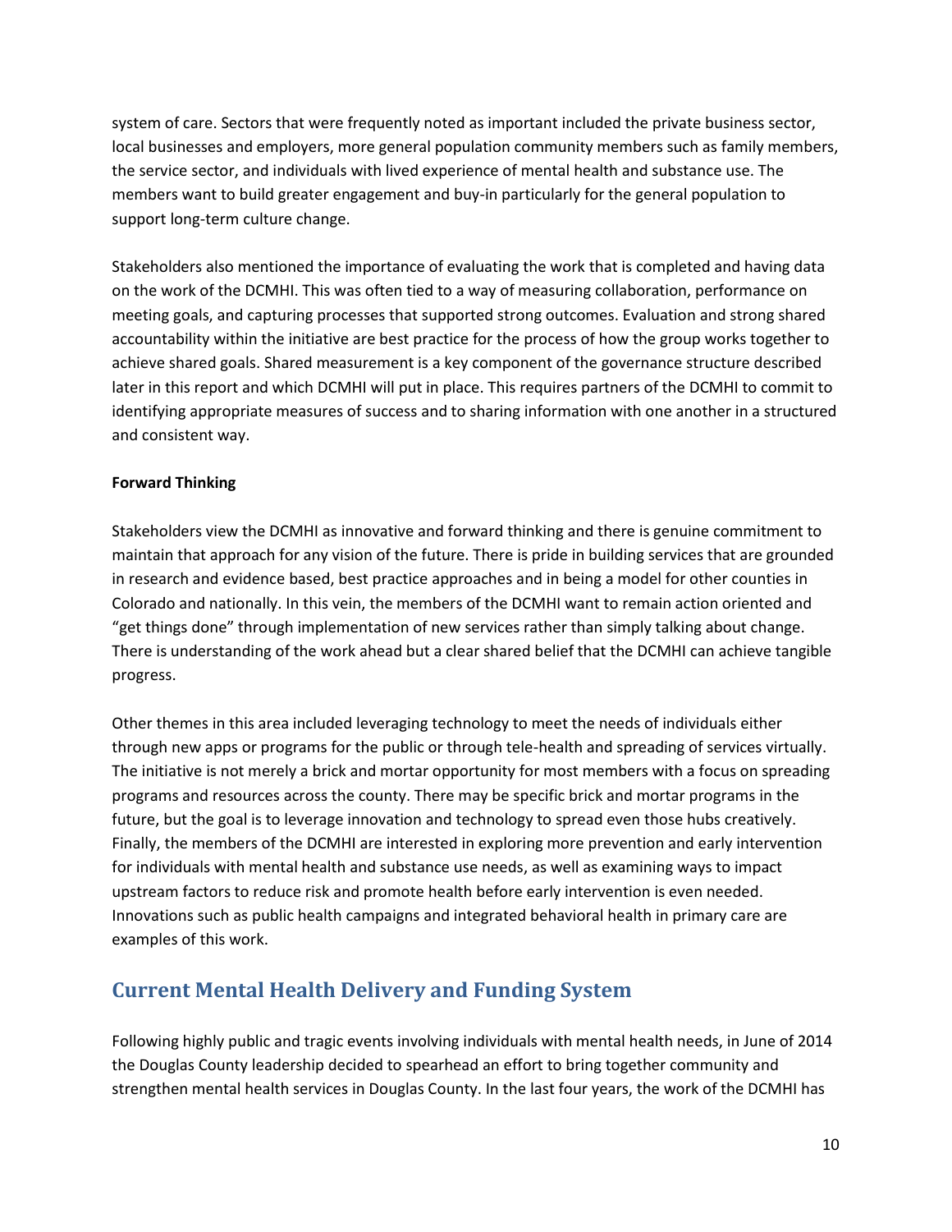system of care. Sectors that were frequently noted as important included the private business sector, local businesses and employers, more general population community members such as family members, the service sector, and individuals with lived experience of mental health and substance use. The members want to build greater engagement and buy-in particularly for the general population to support long-term culture change.

Stakeholders also mentioned the importance of evaluating the work that is completed and having data on the work of the DCMHI. This was often tied to a way of measuring collaboration, performance on meeting goals, and capturing processes that supported strong outcomes. Evaluation and strong shared accountability within the initiative are best practice for the process of how the group works together to achieve shared goals. Shared measurement is a key component of the governance structure described later in this report and which DCMHI will put in place. This requires partners of the DCMHI to commit to identifying appropriate measures of success and to sharing information with one another in a structured and consistent way.

**Forward Thinking**

Stakeholders view the DCMHI as innovative and forward thinking and there is genuine commitment to maintain that approach for any vision of the future. There is pride in building services that are grounded in research and evidence based, best practice approaches and in being a model for other counties in Colorado and nationally. In this vein, the members of the DCMHI want to remain action oriented and "get things done" through implementation of new services rather than simply talking about change. There is understanding of the work ahead but a clear shared belief that the DCMHI can achieve tangible progress.

Other themes in this area included leveraging technology to meet the needs of individuals either through new apps or programs for the public or through tele-health and spreading of services virtually. The initiative is not merely a brick and mortar opportunity for most members with a focus on spreading programs and resources across the county. There may be specific brick and mortar programs in the future, but the goal is to leverage innovation and technology to spread even those hubs creatively. Finally, the members of the DCMHI are interested in exploring more prevention and early intervention for individuals with mental health and substance use needs, as well as examining ways to impact upstream factors to reduce risk and promote health before early intervention is even needed. Innovations such as public health campaigns and integrated behavioral health in primary care are examples of this work.

## Current Mental Health Delivery and Funding System

Following highly public and tragic events involving individuals with mental health needs, in June of 2014 the Douglas County leadership decided to spearhead an effort to bring together community and strengthen mental health services in Douglas County. In the last four years, the work of the DCMHI has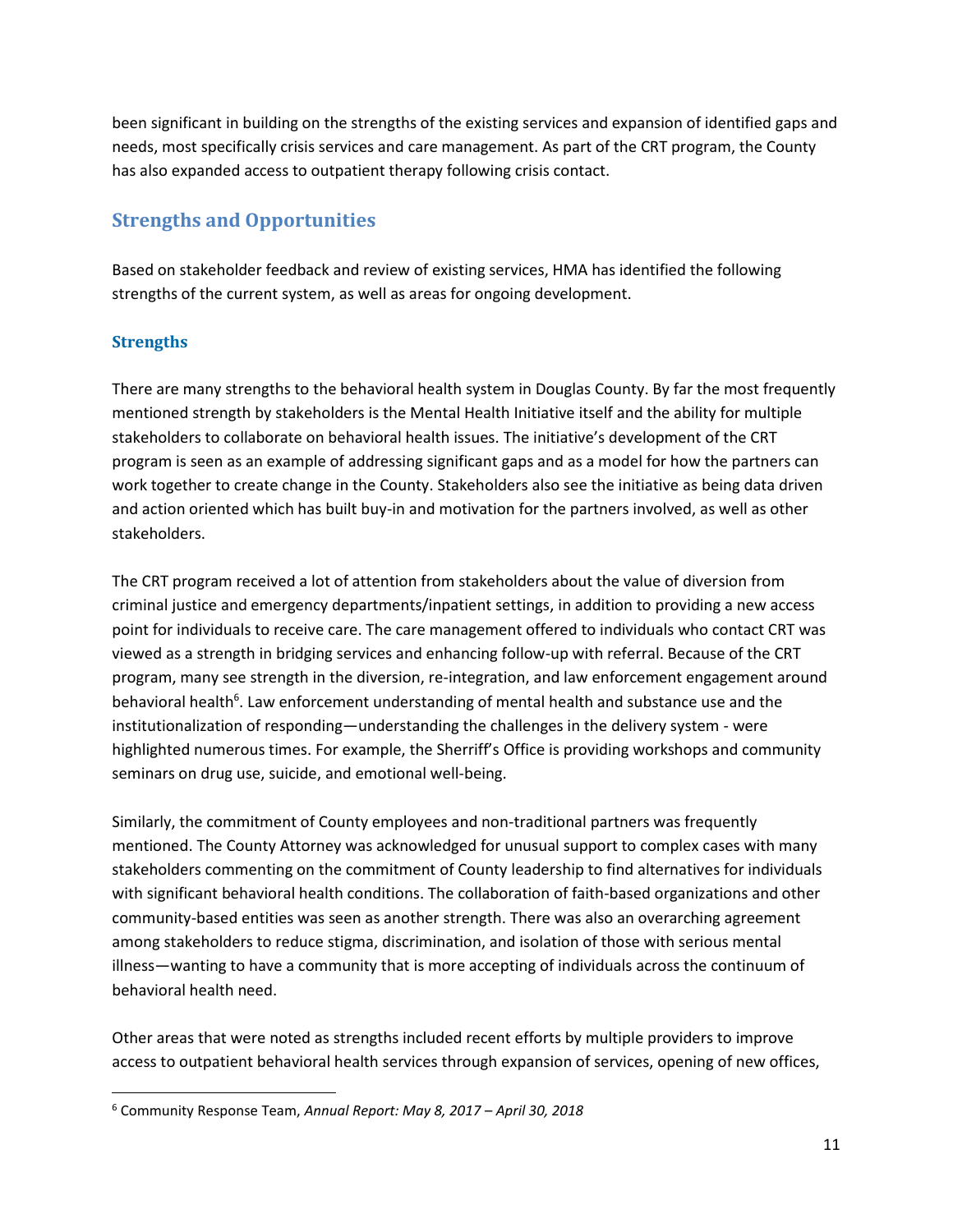been significant in building on the strengths of the existing services and expansion of identified gaps and needs, most specifically crisis services and care management. As part of the CRT program, the County has also expanded access to outpatient therapy following crisis contact.

## Strengths and Opportunities

Based on stakeholder feedback and review of existing services, HMA has identified the following strengths of the current system, as well as areas for ongoing development.

### Strengths

There are many strengths to the behavioral health system in Douglas County. By far the most frequently mentioned strength by stakeholders is the Mental Health Initiative itself and the ability for multiple stakeholders to collaborate on behavioral health issues. The initiative's development of the CRT program is seen as an example of addressing significant gaps and as a model for how the partners can work together to create change in the County. Stakeholders also see the initiative as being data driven and action oriented which has built buy-in and motivation for the partners involved, as well as other stakeholders.

The CRT program received a lot of attention from stakeholders about the value of diversion from criminal justice and emergency departments/inpatient settings, in addition to providing a new access point for individuals to receive care. The care management offered to individuals who contact CRT was viewed as a strength in bridging services and enhancing follow-up with referral. Because of the CRT program, many see strength in the diversion, re-integration, and law enforcement engagement around behavioral health[6]. Law enforcement understanding of mental health and substance use and the institutionalization of responding—understanding the challenges in the delivery system - were highlighted numerous times. For example, the Sherriff's Office is providing workshops and community seminars on drug use, suicide, and emotional well-being.

Similarly, the commitment of County employees and non-traditional partners was frequently mentioned. The County Attorney was acknowledged for unusual support to complex cases with many stakeholders commenting on the commitment of County leadership to find alternatives for individuals with significant behavioral health conditions. The collaboration of faith-based organizations and other community-based entities was seen as another strength. There was also an overarching agreement among stakeholders to reduce stigma, discrimination, and isolation of those with serious mental illness—wanting to have a community that is more accepting of individuals across the continuum of behavioral health need.

Other areas that were noted as strengths included recent efforts by multiple providers to improve access to outpatient behavioral health services through expansion of services, opening of new offices,

[6] Community Response Team, *Annual Report: May 8, 2017 – April 30, 2018*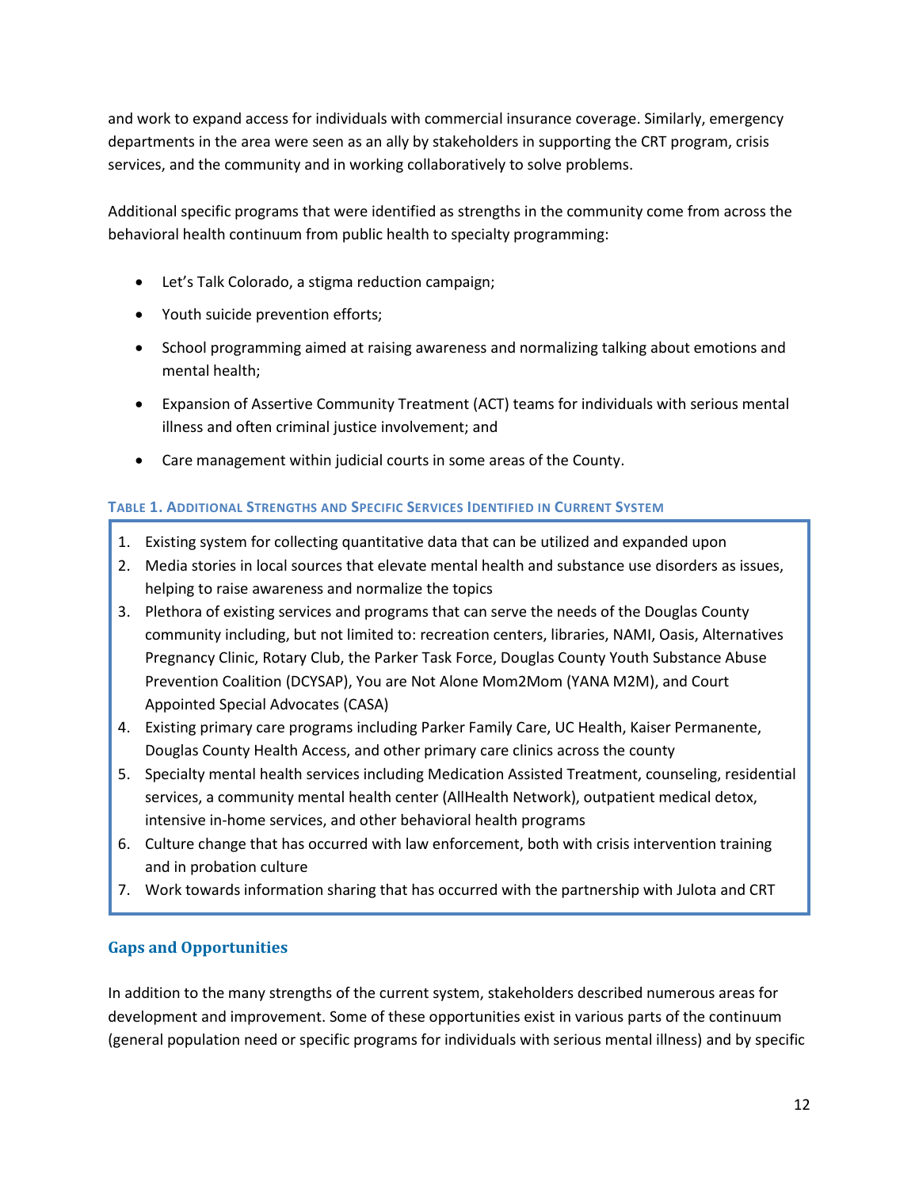and work to expand access for individuals with commercial insurance coverage. Similarly, emergency departments in the area were seen as an ally by stakeholders in supporting the CRT program, crisis services, and the community and in working collaboratively to solve problems.

Additional specific programs that were identified as strengths in the community come from across the behavioral health continuum from public health to specialty programming:

- Let's Talk Colorado, a stigma reduction campaign;
- Youth suicide prevention efforts;
- School programming aimed at raising awareness and normalizing talking about emotions and mental health;
- Expansion of Assertive Community Treatment (ACT) teams for individuals with serious mental illness and often criminal justice involvement; and
- Care management within judicial courts in some areas of the County.

**TABLE 1. ADDITIONAL STRENGTHS AND SPECIFIC SERVICES IDENTIFIED IN CURRENT SYSTEM**

1. Existing system for collecting quantitative data that can be utilized and expanded upon
2. Media stories in local sources that elevate mental health and substance use disorders as issues, helping to raise awareness and normalize the topics
3. Plethora of existing services and programs that can serve the needs of the Douglas County community including, but not limited to: recreation centers, libraries, NAMI, Oasis, Alternatives Pregnancy Clinic, Rotary Club, the Parker Task Force, Douglas County Youth Substance Abuse Prevention Coalition (DCYSAP), You are Not Alone Mom2Mom (YANA M2M), and Court Appointed Special Advocates (CASA)
4. Existing primary care programs including Parker Family Care, UC Health, Kaiser Permanente, Douglas County Health Access, and other primary care clinics across the county
5. Specialty mental health services including Medication Assisted Treatment, counseling, residential services, a community mental health center (AllHealth Network), outpatient medical detox, intensive in-home services, and other behavioral health programs
6. Culture change that has occurred with law enforcement, both with crisis intervention training and in probation culture
7. Work towards information sharing that has occurred with the partnership with Julota and CRT

## Gaps and Opportunities

In addition to the many strengths of the current system, stakeholders described numerous areas for development and improvement. Some of these opportunities exist in various parts of the continuum (general population need or specific programs for individuals with serious mental illness) and by specific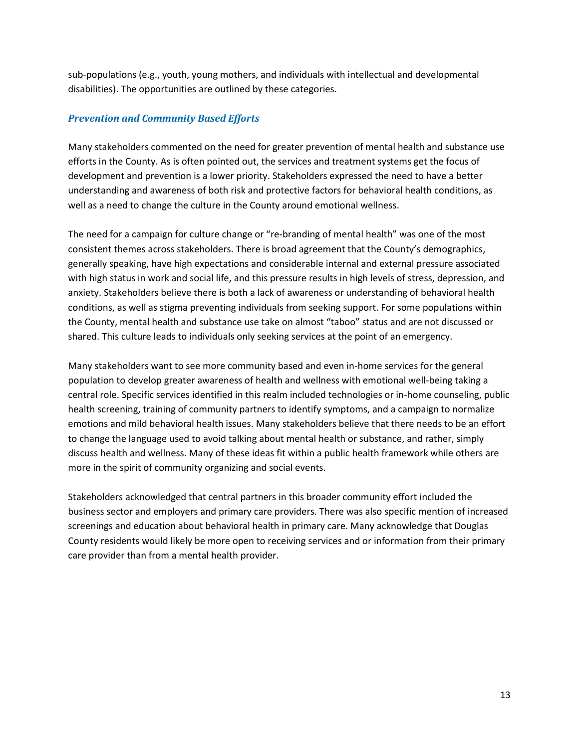sub-populations (e.g., youth, young mothers, and individuals with intellectual and developmental disabilities). The opportunities are outlined by these categories.

### *Prevention and Community Based Efforts*

Many stakeholders commented on the need for greater prevention of mental health and substance use efforts in the County. As is often pointed out, the services and treatment systems get the focus of development and prevention is a lower priority. Stakeholders expressed the need to have a better understanding and awareness of both risk and protective factors for behavioral health conditions, as well as a need to change the culture in the County around emotional wellness.

The need for a campaign for culture change or "re-branding of mental health" was one of the most consistent themes across stakeholders. There is broad agreement that the County's demographics, generally speaking, have high expectations and considerable internal and external pressure associated with high status in work and social life, and this pressure results in high levels of stress, depression, and anxiety. Stakeholders believe there is both a lack of awareness or understanding of behavioral health conditions, as well as stigma preventing individuals from seeking support. For some populations within the County, mental health and substance use take on almost "taboo" status and are not discussed or shared. This culture leads to individuals only seeking services at the point of an emergency.

Many stakeholders want to see more community based and even in-home services for the general population to develop greater awareness of health and wellness with emotional well-being taking a central role. Specific services identified in this realm included technologies or in-home counseling, public health screening, training of community partners to identify symptoms, and a campaign to normalize emotions and mild behavioral health issues. Many stakeholders believe that there needs to be an effort to change the language used to avoid talking about mental health or substance, and rather, simply discuss health and wellness. Many of these ideas fit within a public health framework while others are more in the spirit of community organizing and social events.

Stakeholders acknowledged that central partners in this broader community effort included the business sector and employers and primary care providers. There was also specific mention of increased screenings and education about behavioral health in primary care. Many acknowledge that Douglas County residents would likely be more open to receiving services and or information from their primary care provider than from a mental health provider.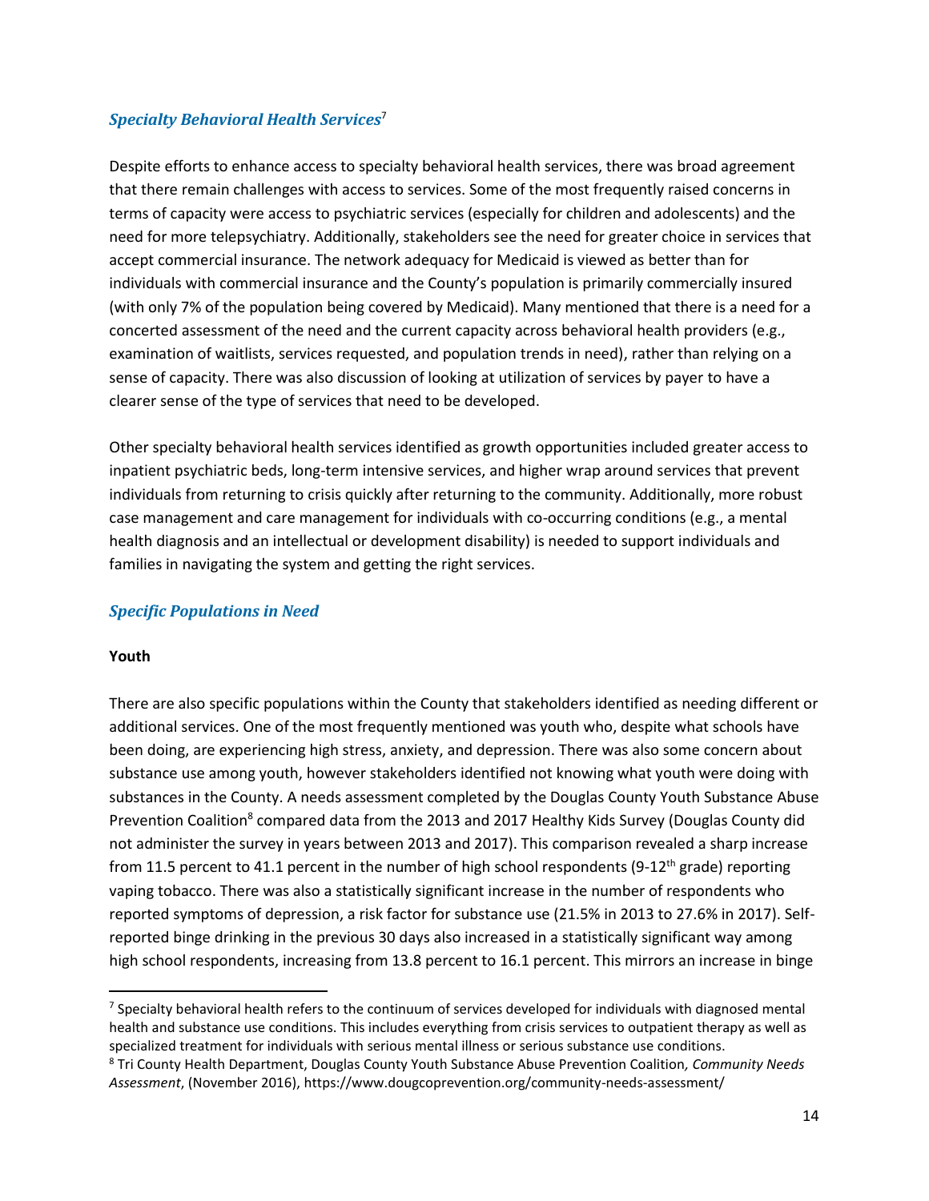## *Specialty Behavioral Health Services*[7]

Despite efforts to enhance access to specialty behavioral health services, there was broad agreement that there remain challenges with access to services. Some of the most frequently raised concerns in terms of capacity were access to psychiatric services (especially for children and adolescents) and the need for more telepsychiatry. Additionally, stakeholders see the need for greater choice in services that accept commercial insurance. The network adequacy for Medicaid is viewed as better than for individuals with commercial insurance and the County's population is primarily commercially insured (with only 7% of the population being covered by Medicaid). Many mentioned that there is a need for a concerted assessment of the need and the current capacity across behavioral health providers (e.g., examination of waitlists, services requested, and population trends in need), rather than relying on a sense of capacity. There was also discussion of looking at utilization of services by payer to have a clearer sense of the type of services that need to be developed.

Other specialty behavioral health services identified as growth opportunities included greater access to inpatient psychiatric beds, long-term intensive services, and higher wrap around services that prevent individuals from returning to crisis quickly after returning to the community. Additionally, more robust case management and care management for individuals with co-occurring conditions (e.g., a mental health diagnosis and an intellectual or development disability) is needed to support individuals and families in navigating the system and getting the right services.

## *Specific Populations in Need*

**Youth**

There are also specific populations within the County that stakeholders identified as needing different or additional services. One of the most frequently mentioned was youth who, despite what schools have been doing, are experiencing high stress, anxiety, and depression. There was also some concern about substance use among youth, however stakeholders identified not knowing what youth were doing with substances in the County. A needs assessment completed by the Douglas County Youth Substance Abuse Prevention Coalition[8] compared data from the 2013 and 2017 Healthy Kids Survey (Douglas County did not administer the survey in years between 2013 and 2017). This comparison revealed a sharp increase from 11.5 percent to 41.1 percent in the number of high school respondents (9-12th grade) reporting vaping tobacco. There was also a statistically significant increase in the number of respondents who reported symptoms of depression, a risk factor for substance use (21.5% in 2013 to 27.6% in 2017). Self-reported binge drinking in the previous 30 days also increased in a statistically significant way among high school respondents, increasing from 13.8 percent to 16.1 percent. This mirrors an increase in binge

---

[7] Specialty behavioral health refers to the continuum of services developed for individuals with diagnosed mental health and substance use conditions. This includes everything from crisis services to outpatient therapy as well as specialized treatment for individuals with serious mental illness or serious substance use conditions.

[8] Tri County Health Department, Douglas County Youth Substance Abuse Prevention Coalition*, Community Needs Assessment*, (November 2016), https://www.dougcoprevention.org/community-needs-assessment/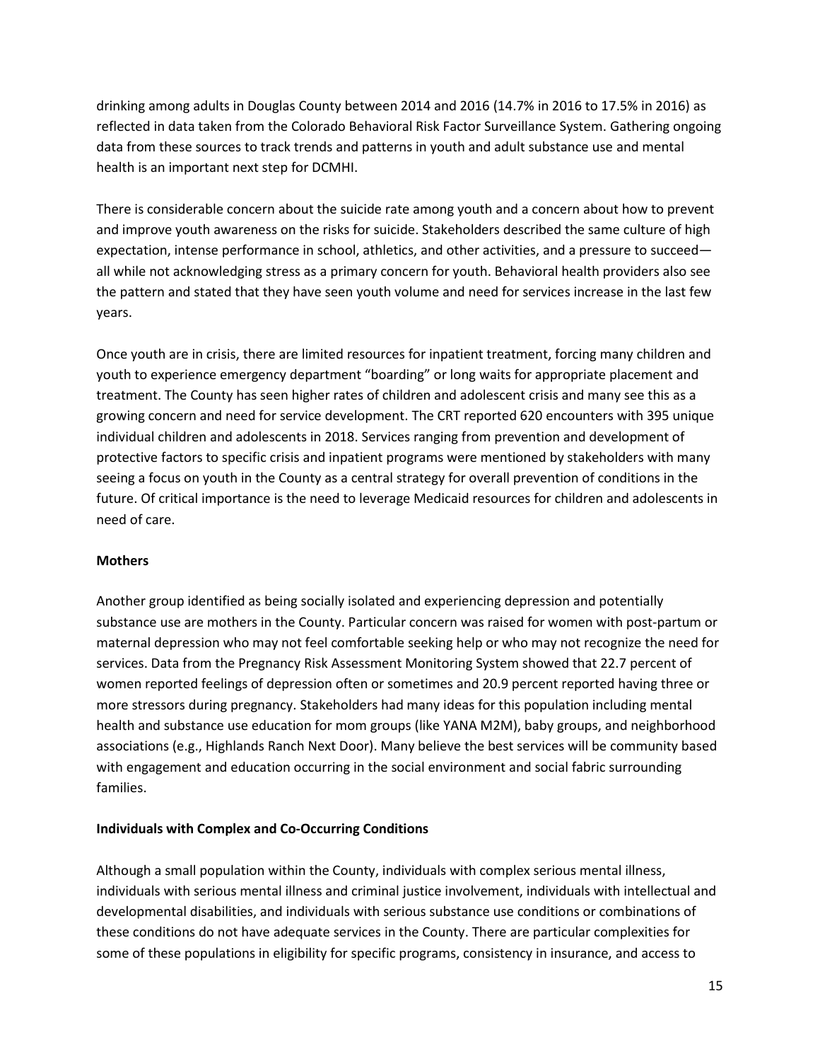drinking among adults in Douglas County between 2014 and 2016 (14.7% in 2016 to 17.5% in 2016) as reflected in data taken from the Colorado Behavioral Risk Factor Surveillance System. Gathering ongoing data from these sources to track trends and patterns in youth and adult substance use and mental health is an important next step for DCMHI.

There is considerable concern about the suicide rate among youth and a concern about how to prevent and improve youth awareness on the risks for suicide. Stakeholders described the same culture of high expectation, intense performance in school, athletics, and other activities, and a pressure to succeed—all while not acknowledging stress as a primary concern for youth. Behavioral health providers also see the pattern and stated that they have seen youth volume and need for services increase in the last few years.

Once youth are in crisis, there are limited resources for inpatient treatment, forcing many children and youth to experience emergency department "boarding" or long waits for appropriate placement and treatment. The County has seen higher rates of children and adolescent crisis and many see this as a growing concern and need for service development. The CRT reported 620 encounters with 395 unique individual children and adolescents in 2018. Services ranging from prevention and development of protective factors to specific crisis and inpatient programs were mentioned by stakeholders with many seeing a focus on youth in the County as a central strategy for overall prevention of conditions in the future. Of critical importance is the need to leverage Medicaid resources for children and adolescents in need of care.

**Mothers**

Another group identified as being socially isolated and experiencing depression and potentially substance use are mothers in the County. Particular concern was raised for women with post-partum or maternal depression who may not feel comfortable seeking help or who may not recognize the need for services. Data from the Pregnancy Risk Assessment Monitoring System showed that 22.7 percent of women reported feelings of depression often or sometimes and 20.9 percent reported having three or more stressors during pregnancy. Stakeholders had many ideas for this population including mental health and substance use education for mom groups (like YANA M2M), baby groups, and neighborhood associations (e.g., Highlands Ranch Next Door). Many believe the best services will be community based with engagement and education occurring in the social environment and social fabric surrounding families.

**Individuals with Complex and Co-Occurring Conditions**

Although a small population within the County, individuals with complex serious mental illness, individuals with serious mental illness and criminal justice involvement, individuals with intellectual and developmental disabilities, and individuals with serious substance use conditions or combinations of these conditions do not have adequate services in the County. There are particular complexities for some of these populations in eligibility for specific programs, consistency in insurance, and access to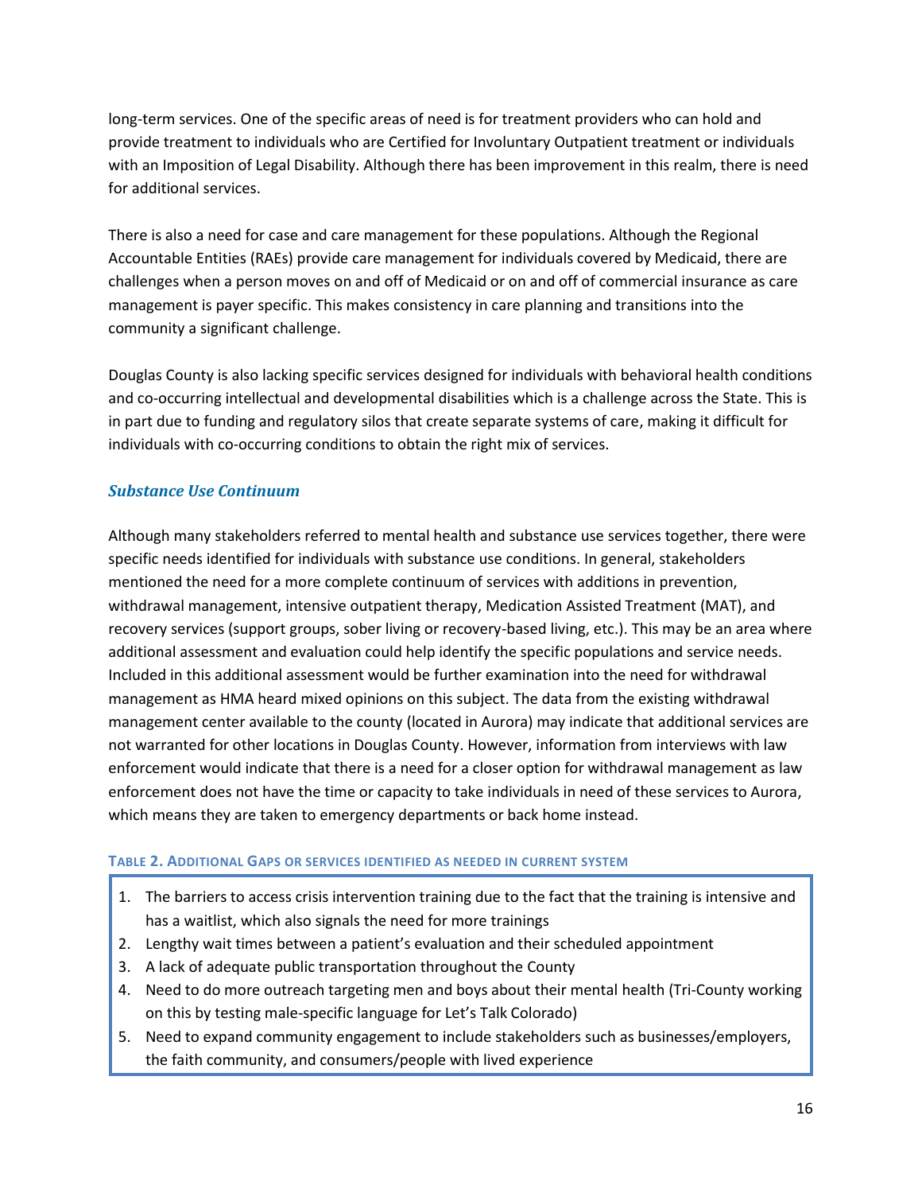long-term services. One of the specific areas of need is for treatment providers who can hold and provide treatment to individuals who are Certified for Involuntary Outpatient treatment or individuals with an Imposition of Legal Disability. Although there has been improvement in this realm, there is need for additional services.

There is also a need for case and care management for these populations. Although the Regional Accountable Entities (RAEs) provide care management for individuals covered by Medicaid, there are challenges when a person moves on and off of Medicaid or on and off of commercial insurance as care management is payer specific. This makes consistency in care planning and transitions into the community a significant challenge.

Douglas County is also lacking specific services designed for individuals with behavioral health conditions and co-occurring intellectual and developmental disabilities which is a challenge across the State. This is in part due to funding and regulatory silos that create separate systems of care, making it difficult for individuals with co-occurring conditions to obtain the right mix of services.

### *Substance Use Continuum*

Although many stakeholders referred to mental health and substance use services together, there were specific needs identified for individuals with substance use conditions. In general, stakeholders mentioned the need for a more complete continuum of services with additions in prevention, withdrawal management, intensive outpatient therapy, Medication Assisted Treatment (MAT), and recovery services (support groups, sober living or recovery-based living, etc.). This may be an area where additional assessment and evaluation could help identify the specific populations and service needs. Included in this additional assessment would be further examination into the need for withdrawal management as HMA heard mixed opinions on this subject. The data from the existing withdrawal management center available to the county (located in Aurora) may indicate that additional services are not warranted for other locations in Douglas County. However, information from interviews with law enforcement would indicate that there is a need for a closer option for withdrawal management as law enforcement does not have the time or capacity to take individuals in need of these services to Aurora, which means they are taken to emergency departments or back home instead.

**TABLE 2. ADDITIONAL GAPS OR SERVICES IDENTIFIED AS NEEDED IN CURRENT SYSTEM**

1. The barriers to access crisis intervention training due to the fact that the training is intensive and has a waitlist, which also signals the need for more trainings
2. Lengthy wait times between a patient's evaluation and their scheduled appointment
3. A lack of adequate public transportation throughout the County
4. Need to do more outreach targeting men and boys about their mental health (Tri-County working on this by testing male-specific language for Let's Talk Colorado)
5. Need to expand community engagement to include stakeholders such as businesses/employers, the faith community, and consumers/people with lived experience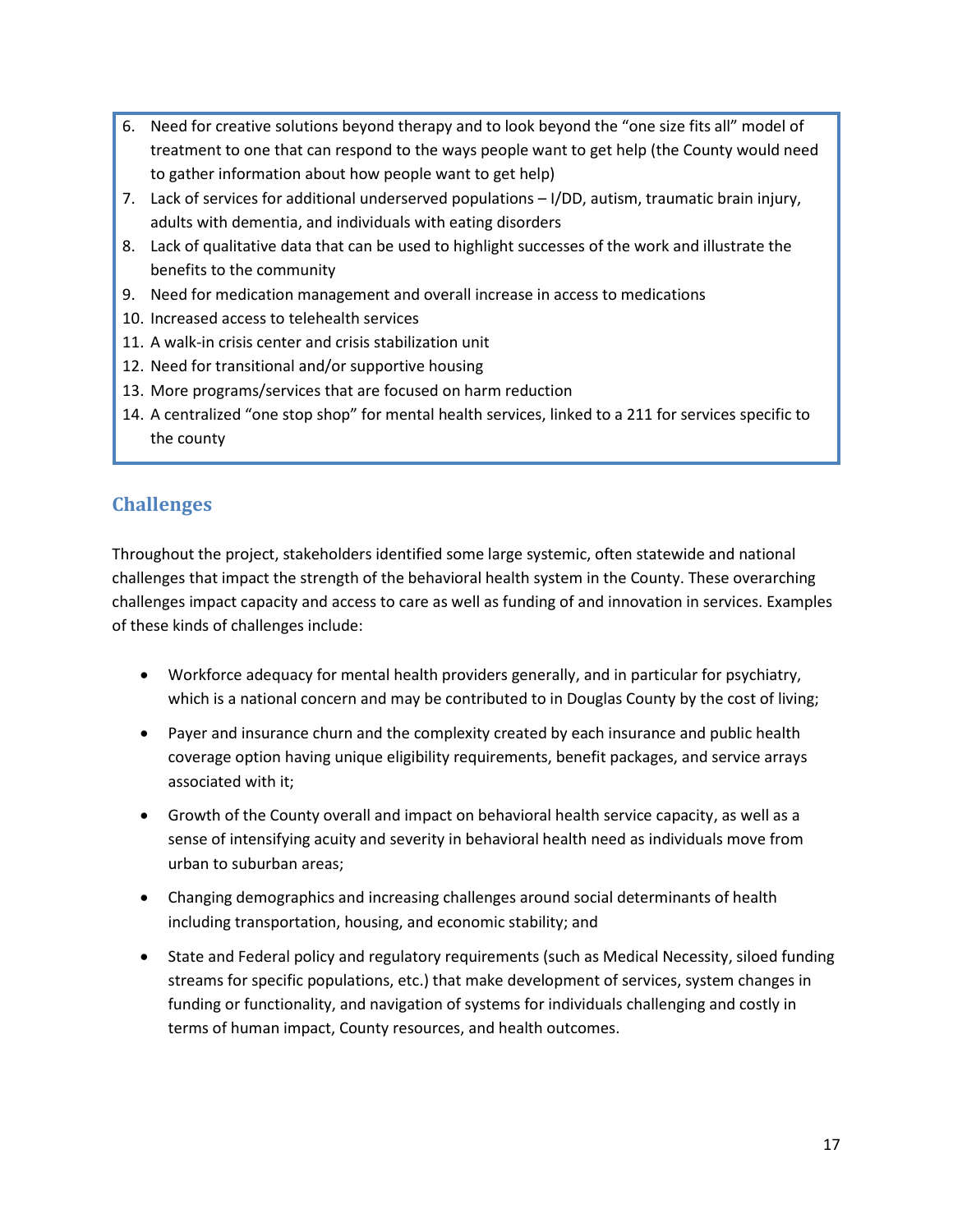6. Need for creative solutions beyond therapy and to look beyond the "one size fits all" model of treatment to one that can respond to the ways people want to get help (the County would need to gather information about how people want to get help)
7. Lack of services for additional underserved populations – I/DD, autism, traumatic brain injury, adults with dementia, and individuals with eating disorders
8. Lack of qualitative data that can be used to highlight successes of the work and illustrate the benefits to the community
9. Need for medication management and overall increase in access to medications
10. Increased access to telehealth services
11. A walk-in crisis center and crisis stabilization unit
12. Need for transitional and/or supportive housing
13. More programs/services that are focused on harm reduction
14. A centralized "one stop shop" for mental health services, linked to a 211 for services specific to the county

## Challenges

Throughout the project, stakeholders identified some large systemic, often statewide and national challenges that impact the strength of the behavioral health system in the County. These overarching challenges impact capacity and access to care as well as funding of and innovation in services. Examples of these kinds of challenges include:

- Workforce adequacy for mental health providers generally, and in particular for psychiatry, which is a national concern and may be contributed to in Douglas County by the cost of living;
- Payer and insurance churn and the complexity created by each insurance and public health coverage option having unique eligibility requirements, benefit packages, and service arrays associated with it;
- Growth of the County overall and impact on behavioral health service capacity, as well as a sense of intensifying acuity and severity in behavioral health need as individuals move from urban to suburban areas;
- Changing demographics and increasing challenges around social determinants of health including transportation, housing, and economic stability; and
- State and Federal policy and regulatory requirements (such as Medical Necessity, siloed funding streams for specific populations, etc.) that make development of services, system changes in funding or functionality, and navigation of systems for individuals challenging and costly in terms of human impact, County resources, and health outcomes.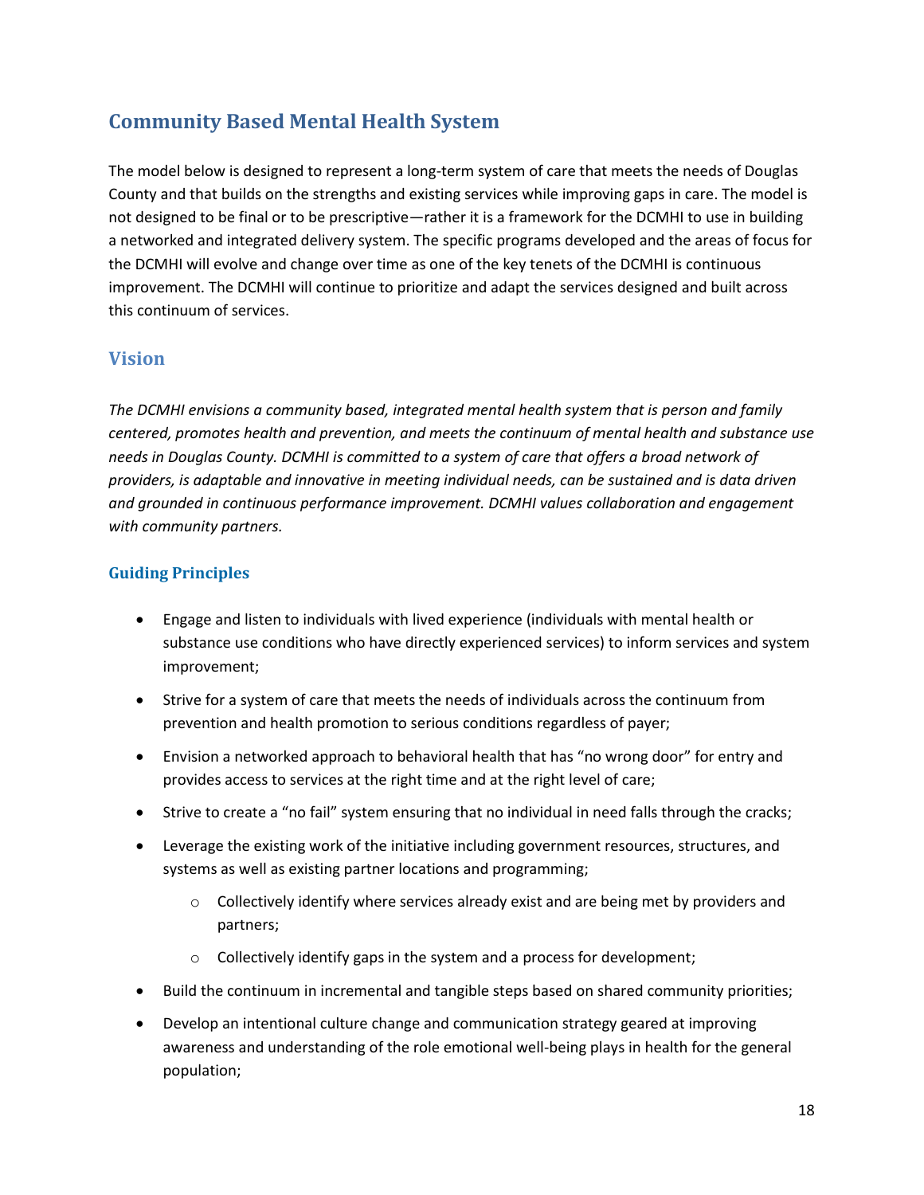## Community Based Mental Health System

The model below is designed to represent a long-term system of care that meets the needs of Douglas County and that builds on the strengths and existing services while improving gaps in care. The model is not designed to be final or to be prescriptive—rather it is a framework for the DCMHI to use in building a networked and integrated delivery system. The specific programs developed and the areas of focus for the DCMHI will evolve and change over time as one of the key tenets of the DCMHI is continuous improvement. The DCMHI will continue to prioritize and adapt the services designed and built across this continuum of services.

### Vision

*The DCMHI envisions a community based, integrated mental health system that is person and family centered, promotes health and prevention, and meets the continuum of mental health and substance use needs in Douglas County. DCMHI is committed to a system of care that offers a broad network of providers, is adaptable and innovative in meeting individual needs, can be sustained and is data driven and grounded in continuous performance improvement. DCMHI values collaboration and engagement with community partners.*

#### Guiding Principles

- Engage and listen to individuals with lived experience (individuals with mental health or substance use conditions who have directly experienced services) to inform services and system improvement;
- Strive for a system of care that meets the needs of individuals across the continuum from prevention and health promotion to serious conditions regardless of payer;
- Envision a networked approach to behavioral health that has "no wrong door" for entry and provides access to services at the right time and at the right level of care;
- Strive to create a "no fail" system ensuring that no individual in need falls through the cracks;
- Leverage the existing work of the initiative including government resources, structures, and systems as well as existing partner locations and programming;
    - Collectively identify where services already exist and are being met by providers and partners;
    - Collectively identify gaps in the system and a process for development;
- Build the continuum in incremental and tangible steps based on shared community priorities;
- Develop an intentional culture change and communication strategy geared at improving awareness and understanding of the role emotional well-being plays in health for the general population;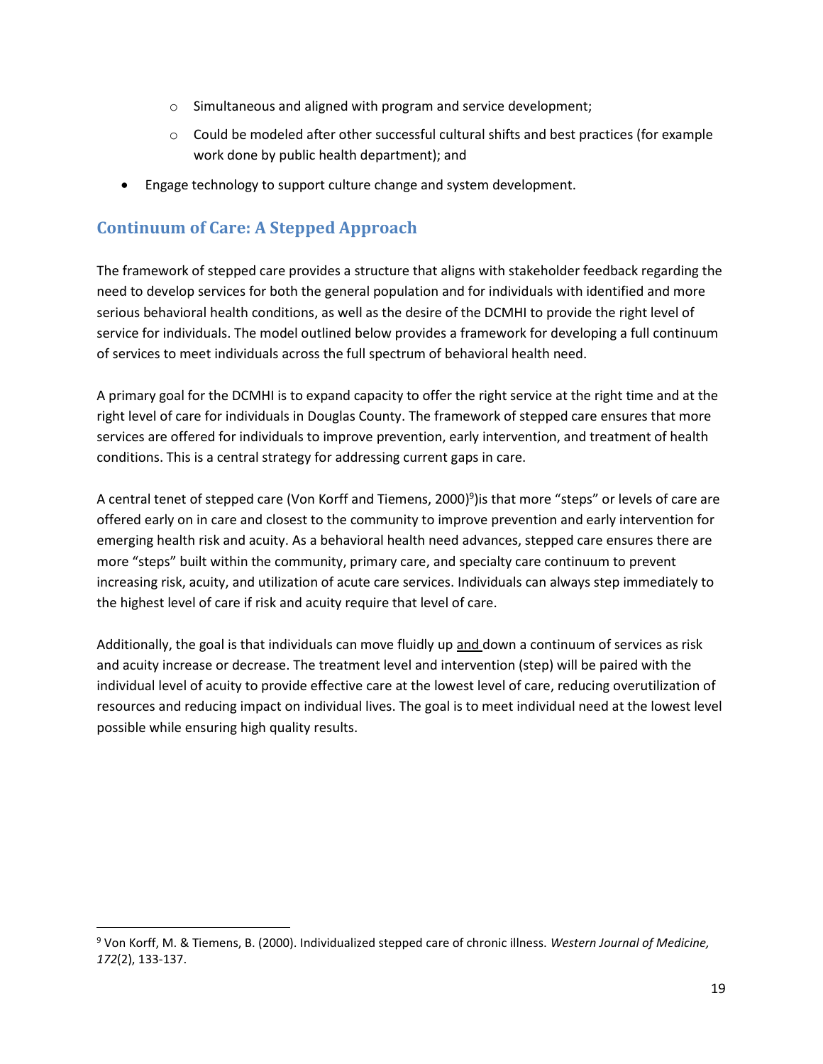- Simultaneous and aligned with program and service development;
  - Could be modeled after other successful cultural shifts and best practices (for example work done by public health department); and
- Engage technology to support culture change and system development.

## Continuum of Care: A Stepped Approach

The framework of stepped care provides a structure that aligns with stakeholder feedback regarding the need to develop services for both the general population and for individuals with identified and more serious behavioral health conditions, as well as the desire of the DCMHI to provide the right level of service for individuals. The model outlined below provides a framework for developing a full continuum of services to meet individuals across the full spectrum of behavioral health need.

A primary goal for the DCMHI is to expand capacity to offer the right service at the right time and at the right level of care for individuals in Douglas County. The framework of stepped care ensures that more services are offered for individuals to improve prevention, early intervention, and treatment of health conditions. This is a central strategy for addressing current gaps in care.

A central tenet of stepped care (Von Korff and Tiemens, 2000)[9])is that more "steps" or levels of care are offered early on in care and closest to the community to improve prevention and early intervention for emerging health risk and acuity. As a behavioral health need advances, stepped care ensures there are more "steps" built within the community, primary care, and specialty care continuum to prevent increasing risk, acuity, and utilization of acute care services. Individuals can always step immediately to the highest level of care if risk and acuity require that level of care.

Additionally, the goal is that individuals can move fluidly up and down a continuum of services as risk and acuity increase or decrease. The treatment level and intervention (step) will be paired with the individual level of acuity to provide effective care at the lowest level of care, reducing overutilization of resources and reducing impact on individual lives. The goal is to meet individual need at the lowest level possible while ensuring high quality results.

---

[9] Von Korff, M. & Tiemens, B. (2000). Individualized stepped care of chronic illness. *Western Journal of Medicine, 172*(2), 133-137.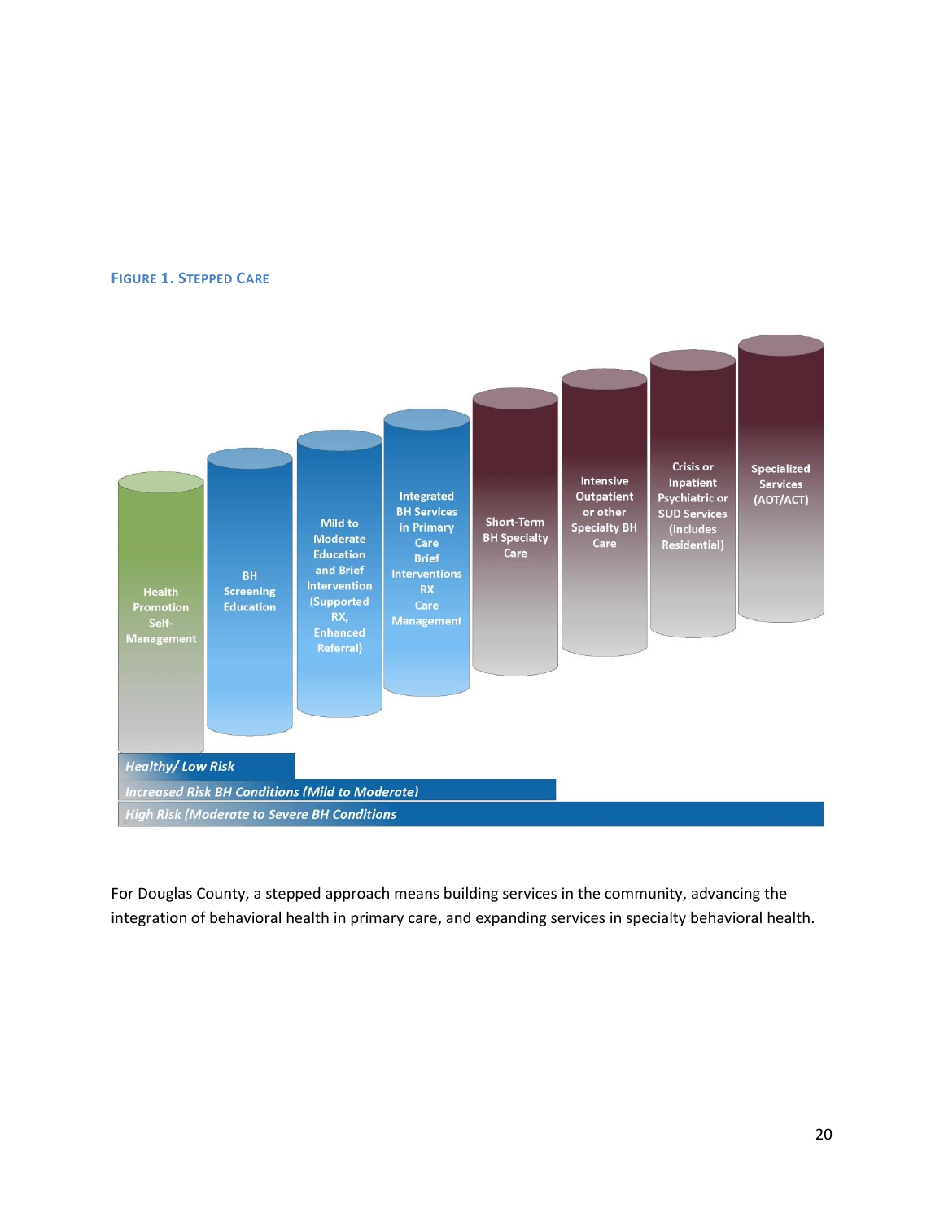**FIGURE 1. STEPPED CARE**

Health Promotion Self-Management

BH Screening Education

Mild to Moderate Education and Brief Intervention (Supported RX, Enhanced Referral)

Integrated BH Services in Primary Care Brief Interventions RX Care Management

Short-Term BH Specialty Care

Intensive Outpatient or other Specialty BH Care

Crisis or Inpatient Psychiatric or SUD Services (includes Residential)

Specialized Services (AOT/ACT)

*Healthy/ Low Risk*

*Increased Risk BH Conditions (Mild to Moderate)*

*High Risk (Moderate to Severe BH Conditions*

For Douglas County, a stepped approach means building services in the community, advancing the integration of behavioral health in primary care, and expanding services in specialty behavioral health.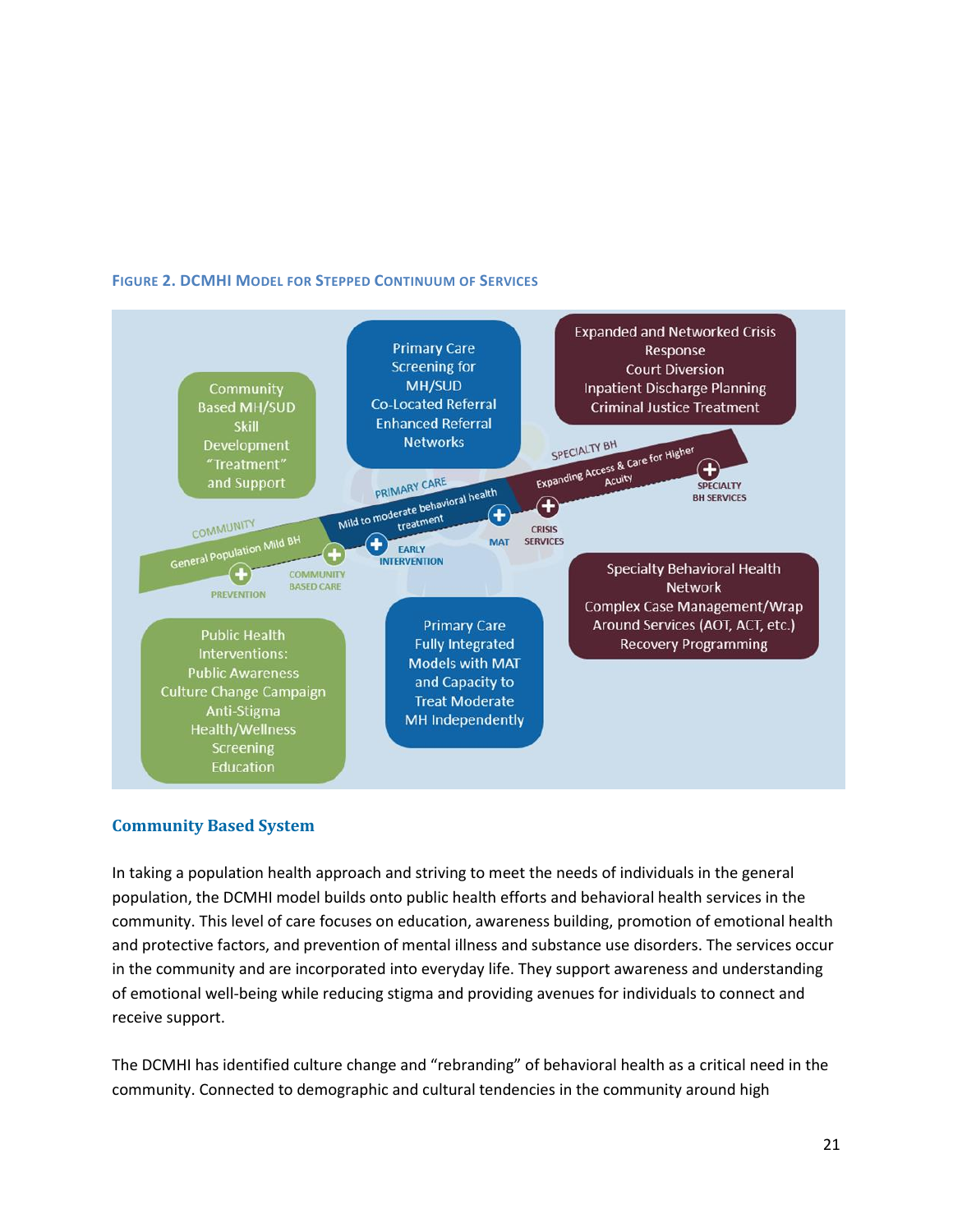**FIGURE 2. DCMHI MODEL FOR STEPPED CONTINUUM OF SERVICES**

Community Based MH/SUD Skill Development "Treatment" and Support

Primary Care Screening for MH/SUD
Co-Located Referral
Enhanced Referral Networks

Expanded and Networked Crisis Response
Court Diversion
Inpatient Discharge Planning
Criminal Justice Treatment

COMMUNITY — General Population Mild BH
PRIMARY CARE — Mild to moderate behavioral health treatment
SPECIALTY BH — Expanding Access & Care for Higher Acuity

PREVENTION · COMMUNITY BASED CARE · EARLY INTERVENTION · MAT · CRISIS SERVICES · SPECIALTY BH SERVICES

Specialty Behavioral Health Network
Complex Case Management/Wrap Around Services (AOT, ACT, etc.)
Recovery Programming

Public Health Interventions:
Public Awareness
Culture Change Campaign
Anti-Stigma
Health/Wellness
Screening
Education

Primary Care Fully Integrated Models with MAT and Capacity to Treat Moderate MH Independently

## Community Based System

In taking a population health approach and striving to meet the needs of individuals in the general population, the DCMHI model builds onto public health efforts and behavioral health services in the community. This level of care focuses on education, awareness building, promotion of emotional health and protective factors, and prevention of mental illness and substance use disorders. The services occur in the community and are incorporated into everyday life. They support awareness and understanding of emotional well-being while reducing stigma and providing avenues for individuals to connect and receive support.

The DCMHI has identified culture change and "rebranding" of behavioral health as a critical need in the community. Connected to demographic and cultural tendencies in the community around high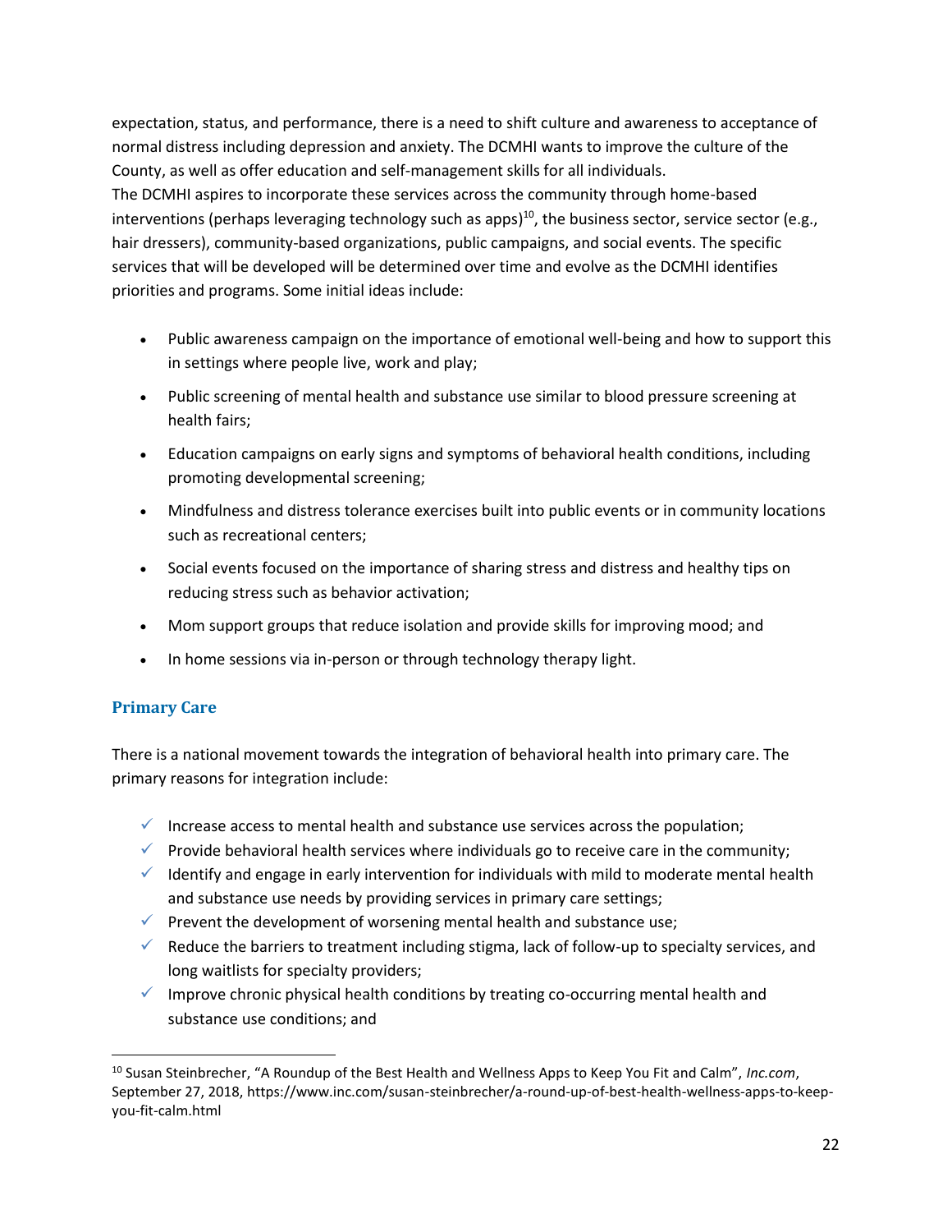expectation, status, and performance, there is a need to shift culture and awareness to acceptance of normal distress including depression and anxiety. The DCMHI wants to improve the culture of the County, as well as offer education and self-management skills for all individuals.

The DCMHI aspires to incorporate these services across the community through home-based interventions (perhaps leveraging technology such as apps)[10], the business sector, service sector (e.g., hair dressers), community-based organizations, public campaigns, and social events. The specific services that will be developed will be determined over time and evolve as the DCMHI identifies priorities and programs. Some initial ideas include:

- Public awareness campaign on the importance of emotional well-being and how to support this in settings where people live, work and play;
- Public screening of mental health and substance use similar to blood pressure screening at health fairs;
- Education campaigns on early signs and symptoms of behavioral health conditions, including promoting developmental screening;
- Mindfulness and distress tolerance exercises built into public events or in community locations such as recreational centers;
- Social events focused on the importance of sharing stress and distress and healthy tips on reducing stress such as behavior activation;
- Mom support groups that reduce isolation and provide skills for improving mood; and
- In home sessions via in-person or through technology therapy light.

### Primary Care

There is a national movement towards the integration of behavioral health into primary care. The primary reasons for integration include:

- ✓ Increase access to mental health and substance use services across the population;
- ✓ Provide behavioral health services where individuals go to receive care in the community;
- ✓ Identify and engage in early intervention for individuals with mild to moderate mental health and substance use needs by providing services in primary care settings;
- ✓ Prevent the development of worsening mental health and substance use;
- ✓ Reduce the barriers to treatment including stigma, lack of follow-up to specialty services, and long waitlists for specialty providers;
- ✓ Improve chronic physical health conditions by treating co-occurring mental health and substance use conditions; and

---

[10] Susan Steinbrecher, "A Roundup of the Best Health and Wellness Apps to Keep You Fit and Calm", *Inc.com*, September 27, 2018, https://www.inc.com/susan-steinbrecher/a-round-up-of-best-health-wellness-apps-to-keep-you-fit-calm.html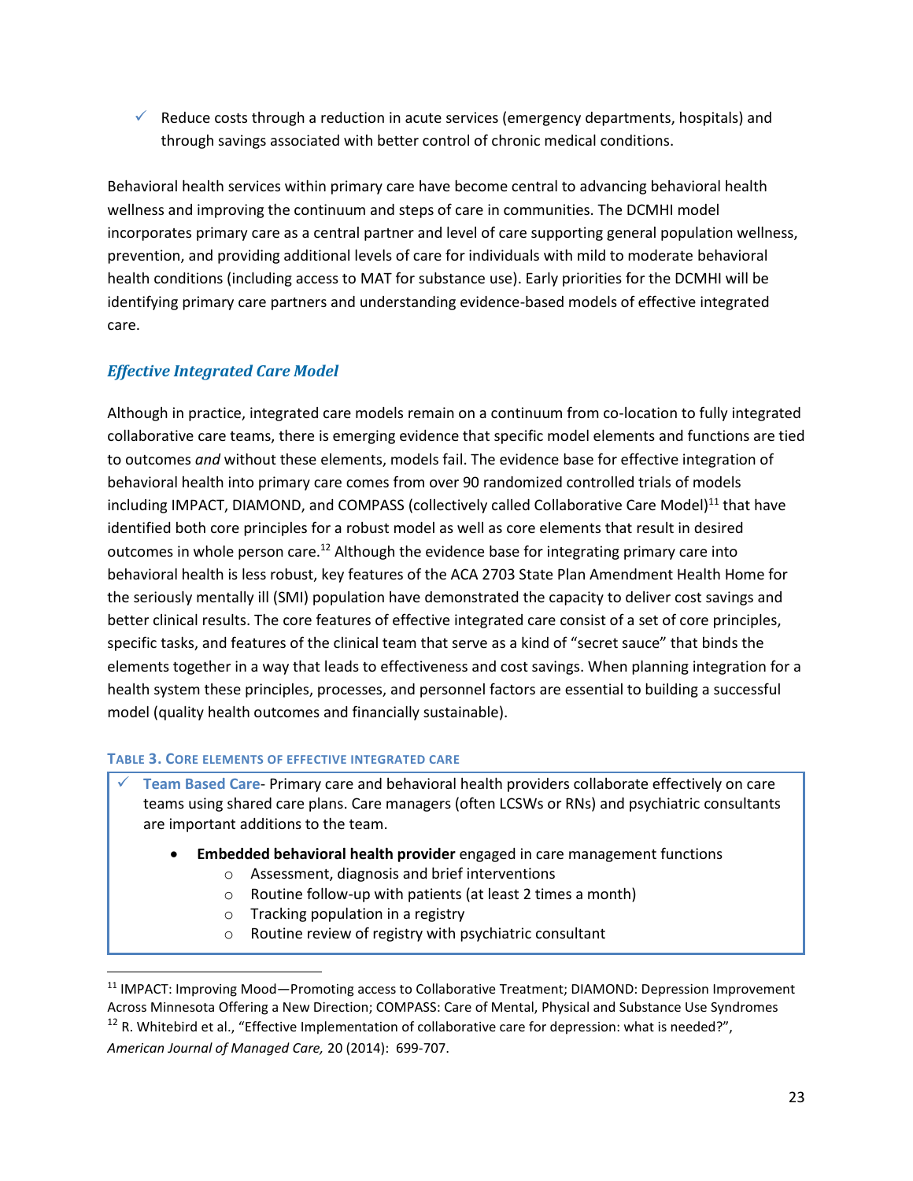- ✓ Reduce costs through a reduction in acute services (emergency departments, hospitals) and through savings associated with better control of chronic medical conditions.

Behavioral health services within primary care have become central to advancing behavioral health wellness and improving the continuum and steps of care in communities. The DCMHI model incorporates primary care as a central partner and level of care supporting general population wellness, prevention, and providing additional levels of care for individuals with mild to moderate behavioral health conditions (including access to MAT for substance use). Early priorities for the DCMHI will be identifying primary care partners and understanding evidence-based models of effective integrated care.

### *Effective Integrated Care Model*

Although in practice, integrated care models remain on a continuum from co-location to fully integrated collaborative care teams, there is emerging evidence that specific model elements and functions are tied to outcomes *and* without these elements, models fail. The evidence base for effective integration of behavioral health into primary care comes from over 90 randomized controlled trials of models including IMPACT, DIAMOND, and COMPASS (collectively called Collaborative Care Model)[11] that have identified both core principles for a robust model as well as core elements that result in desired outcomes in whole person care.[12] Although the evidence base for integrating primary care into behavioral health is less robust, key features of the ACA 2703 State Plan Amendment Health Home for the seriously mentally ill (SMI) population have demonstrated the capacity to deliver cost savings and better clinical results. The core features of effective integrated care consist of a set of core principles, specific tasks, and features of the clinical team that serve as a kind of "secret sauce" that binds the elements together in a way that leads to effectiveness and cost savings. When planning integration for a health system these principles, processes, and personnel factors are essential to building a successful model (quality health outcomes and financially sustainable).

**TABLE 3. CORE ELEMENTS OF EFFECTIVE INTEGRATED CARE**

- ✓ **Team Based Care**- Primary care and behavioral health providers collaborate effectively on care teams using shared care plans. Care managers (often LCSWs or RNs) and psychiatric consultants are important additions to the team.
  - **Embedded behavioral health provider** engaged in care management functions
    - Assessment, diagnosis and brief interventions
    - Routine follow-up with patients (at least 2 times a month)
    - Tracking population in a registry
    - Routine review of registry with psychiatric consultant

---

[11] IMPACT: Improving Mood—Promoting access to Collaborative Treatment; DIAMOND: Depression Improvement Across Minnesota Offering a New Direction; COMPASS: Care of Mental, Physical and Substance Use Syndromes

[12] R. Whitebird et al., "Effective Implementation of collaborative care for depression: what is needed?", *American Journal of Managed Care,* 20 (2014): 699-707.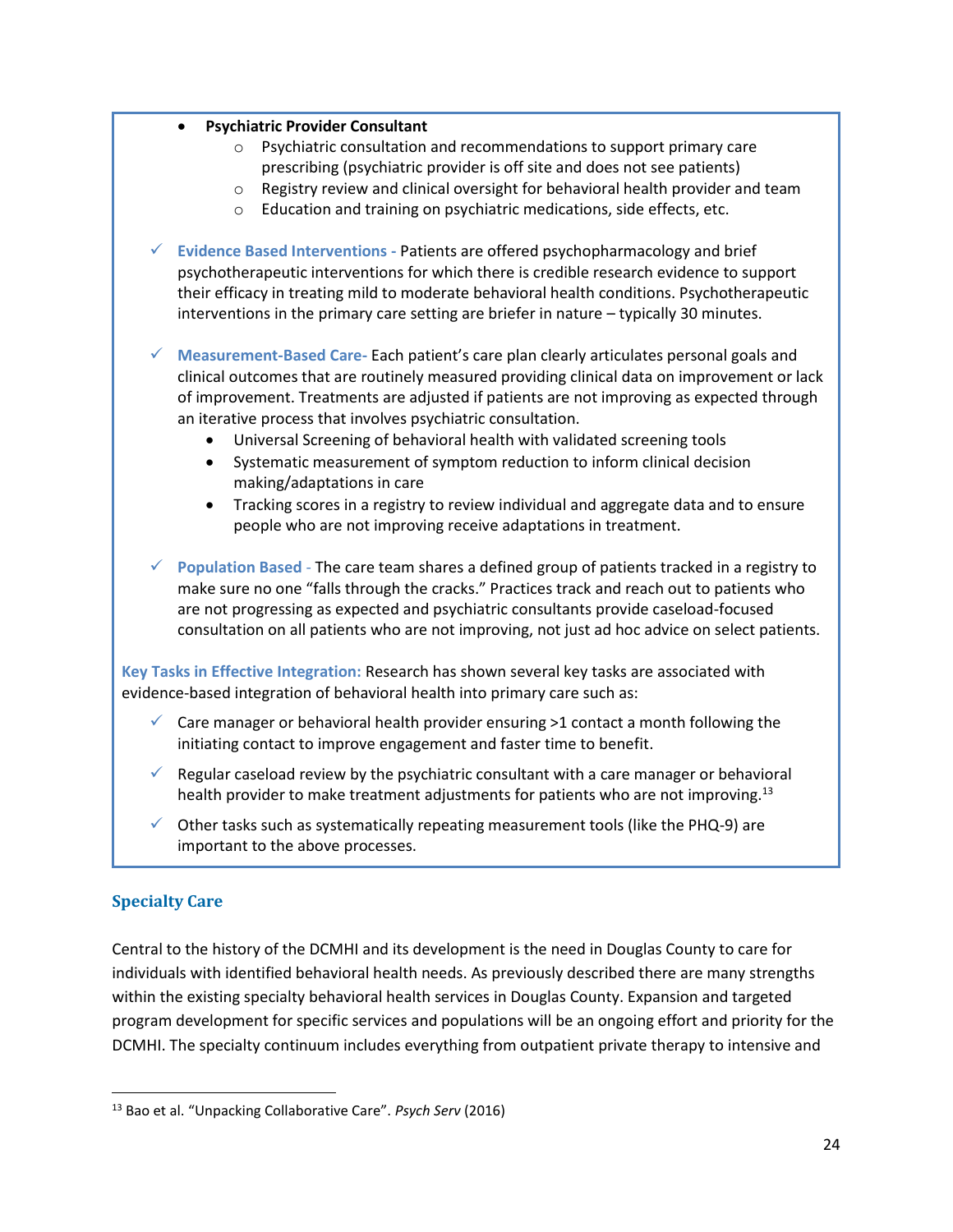- **Psychiatric Provider Consultant**
  - Psychiatric consultation and recommendations to support primary care prescribing (psychiatric provider is off site and does not see patients)
  - Registry review and clinical oversight for behavioral health provider and team
  - Education and training on psychiatric medications, side effects, etc.

✓ **Evidence Based Interventions -** Patients are offered psychopharmacology and brief psychotherapeutic interventions for which there is credible research evidence to support their efficacy in treating mild to moderate behavioral health conditions. Psychotherapeutic interventions in the primary care setting are briefer in nature – typically 30 minutes.

✓ **Measurement-Based Care-** Each patient's care plan clearly articulates personal goals and clinical outcomes that are routinely measured providing clinical data on improvement or lack of improvement. Treatments are adjusted if patients are not improving as expected through an iterative process that involves psychiatric consultation.

- Universal Screening of behavioral health with validated screening tools
- Systematic measurement of symptom reduction to inform clinical decision making/adaptations in care
- Tracking scores in a registry to review individual and aggregate data and to ensure people who are not improving receive adaptations in treatment.

✓ **Population Based -** The care team shares a defined group of patients tracked in a registry to make sure no one "falls through the cracks." Practices track and reach out to patients who are not progressing as expected and psychiatric consultants provide caseload-focused consultation on all patients who are not improving, not just ad hoc advice on select patients.

**Key Tasks in Effective Integration:** Research has shown several key tasks are associated with evidence-based integration of behavioral health into primary care such as:

✓ Care manager or behavioral health provider ensuring >1 contact a month following the initiating contact to improve engagement and faster time to benefit.

✓ Regular caseload review by the psychiatric consultant with a care manager or behavioral health provider to make treatment adjustments for patients who are not improving.[13]

✓ Other tasks such as systematically repeating measurement tools (like the PHQ-9) are important to the above processes.

## Specialty Care

Central to the history of the DCMHI and its development is the need in Douglas County to care for individuals with identified behavioral health needs. As previously described there are many strengths within the existing specialty behavioral health services in Douglas County. Expansion and targeted program development for specific services and populations will be an ongoing effort and priority for the DCMHI. The specialty continuum includes everything from outpatient private therapy to intensive and

[13] Bao et al. "Unpacking Collaborative Care". *Psych Serv* (2016)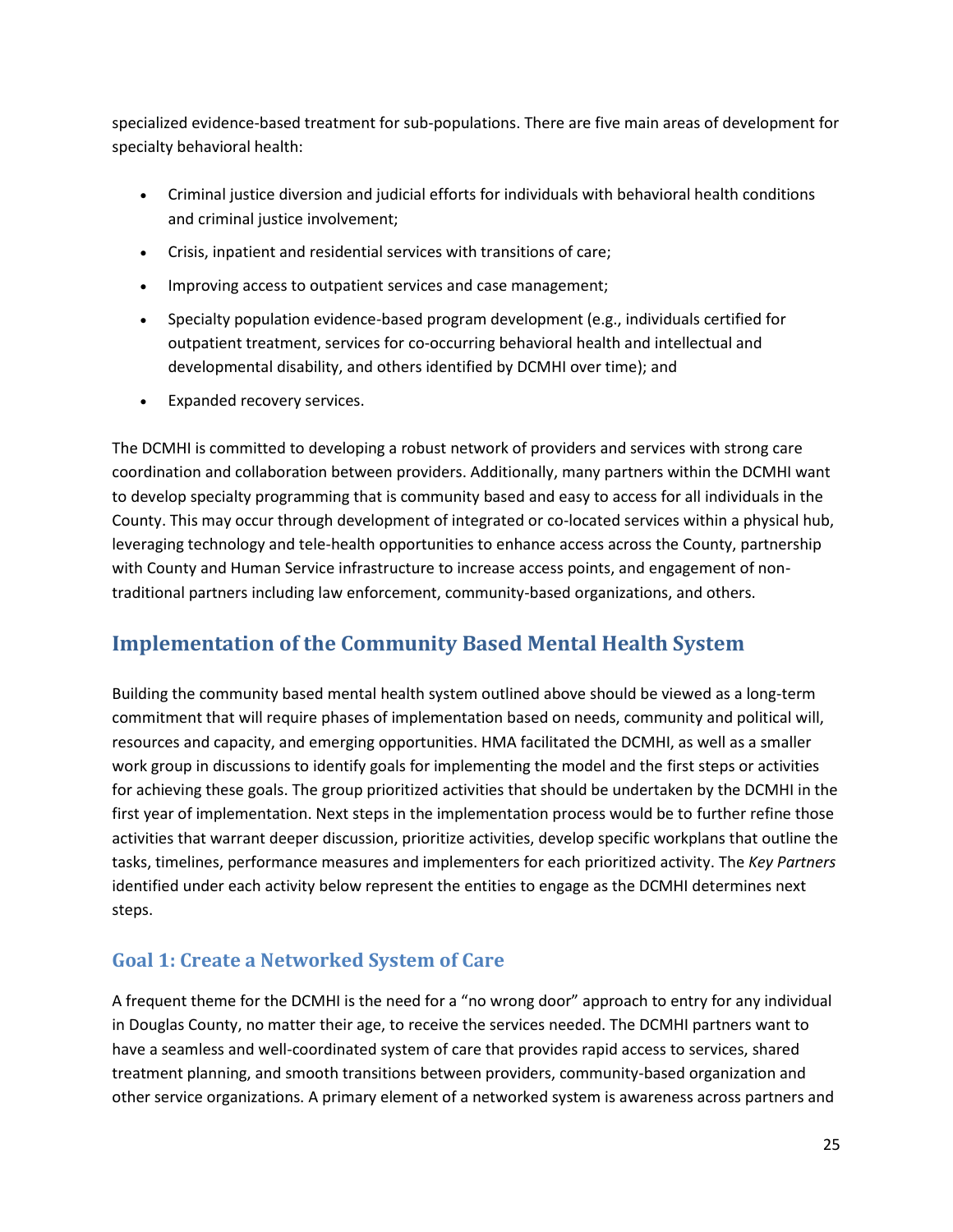specialized evidence-based treatment for sub-populations. There are five main areas of development for specialty behavioral health:

- Criminal justice diversion and judicial efforts for individuals with behavioral health conditions and criminal justice involvement;
- Crisis, inpatient and residential services with transitions of care;
- Improving access to outpatient services and case management;
- Specialty population evidence-based program development (e.g., individuals certified for outpatient treatment, services for co-occurring behavioral health and intellectual and developmental disability, and others identified by DCMHI over time); and
- Expanded recovery services.

The DCMHI is committed to developing a robust network of providers and services with strong care coordination and collaboration between providers. Additionally, many partners within the DCMHI want to develop specialty programming that is community based and easy to access for all individuals in the County. This may occur through development of integrated or co-located services within a physical hub, leveraging technology and tele-health opportunities to enhance access across the County, partnership with County and Human Service infrastructure to increase access points, and engagement of non-traditional partners including law enforcement, community-based organizations, and others.

## Implementation of the Community Based Mental Health System

Building the community based mental health system outlined above should be viewed as a long-term commitment that will require phases of implementation based on needs, community and political will, resources and capacity, and emerging opportunities. HMA facilitated the DCMHI, as well as a smaller work group in discussions to identify goals for implementing the model and the first steps or activities for achieving these goals. The group prioritized activities that should be undertaken by the DCMHI in the first year of implementation. Next steps in the implementation process would be to further refine those activities that warrant deeper discussion, prioritize activities, develop specific workplans that outline the tasks, timelines, performance measures and implementers for each prioritized activity. The *Key Partners* identified under each activity below represent the entities to engage as the DCMHI determines next steps.

### Goal 1: Create a Networked System of Care

A frequent theme for the DCMHI is the need for a "no wrong door" approach to entry for any individual in Douglas County, no matter their age, to receive the services needed. The DCMHI partners want to have a seamless and well-coordinated system of care that provides rapid access to services, shared treatment planning, and smooth transitions between providers, community-based organization and other service organizations. A primary element of a networked system is awareness across partners and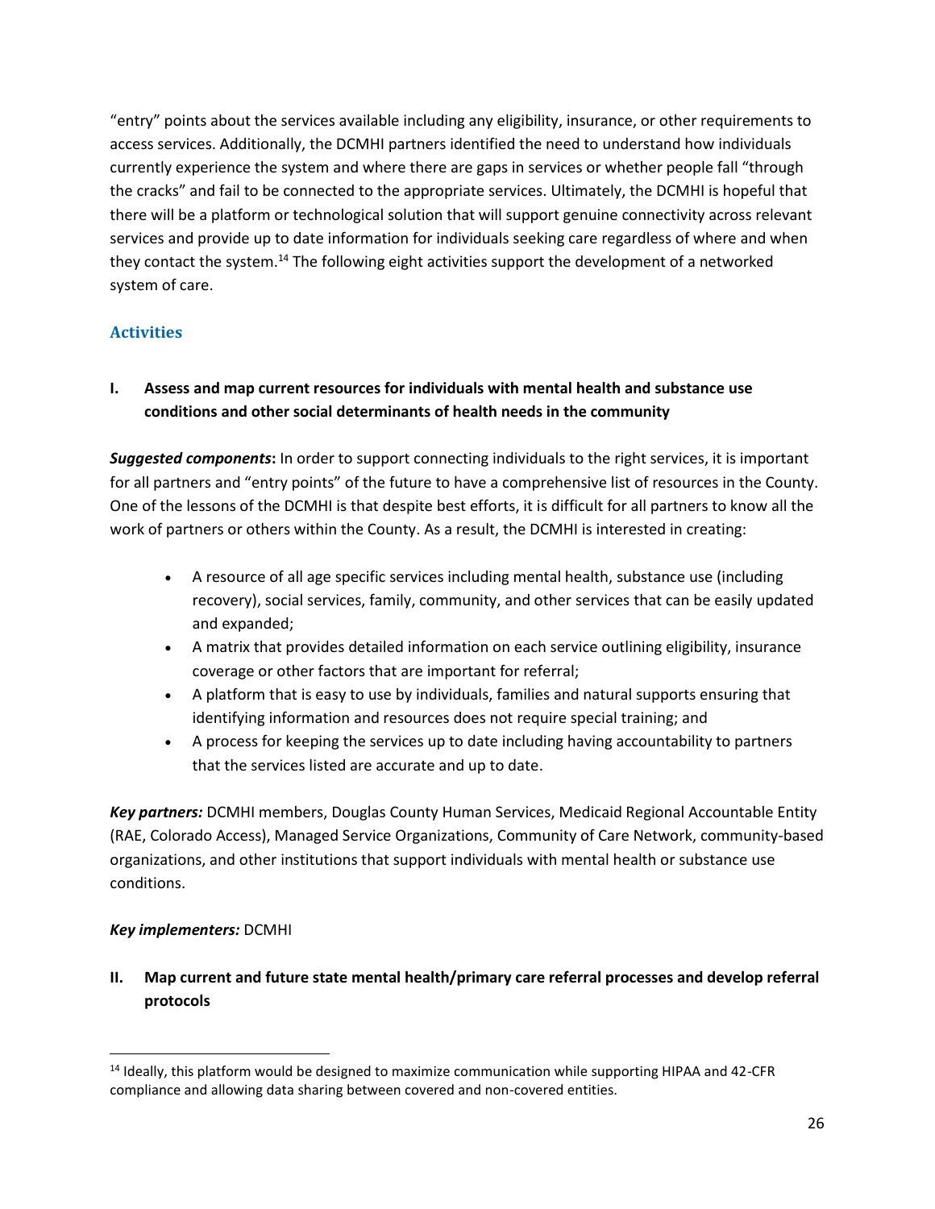"entry" points about the services available including any eligibility, insurance, or other requirements to access services. Additionally, the DCMHI partners identified the need to understand how individuals currently experience the system and where there are gaps in services or whether people fall "through the cracks" and fail to be connected to the appropriate services. Ultimately, the DCMHI is hopeful that there will be a platform or technological solution that will support genuine connectivity across relevant services and provide up to date information for individuals seeking care regardless of where and when they contact the system.[14] The following eight activities support the development of a networked system of care.

### Activities

**I. Assess and map current resources for individuals with mental health and substance use conditions and other social determinants of health needs in the community**

***Suggested components*:** In order to support connecting individuals to the right services, it is important for all partners and "entry points" of the future to have a comprehensive list of resources in the County. One of the lessons of the DCMHI is that despite best efforts, it is difficult for all partners to know all the work of partners or others within the County. As a result, the DCMHI is interested in creating:

- A resource of all age specific services including mental health, substance use (including recovery), social services, family, community, and other services that can be easily updated and expanded;
- A matrix that provides detailed information on each service outlining eligibility, insurance coverage or other factors that are important for referral;
- A platform that is easy to use by individuals, families and natural supports ensuring that identifying information and resources does not require special training; and
- A process for keeping the services up to date including having accountability to partners that the services listed are accurate and up to date.

***Key partners:*** DCMHI members, Douglas County Human Services, Medicaid Regional Accountable Entity (RAE, Colorado Access), Managed Service Organizations, Community of Care Network, community-based organizations, and other institutions that support individuals with mental health or substance use conditions.

***Key implementers:*** DCMHI

**II. Map current and future state mental health/primary care referral processes and develop referral protocols**

[14] Ideally, this platform would be designed to maximize communication while supporting HIPAA and 42-CFR compliance and allowing data sharing between covered and non-covered entities.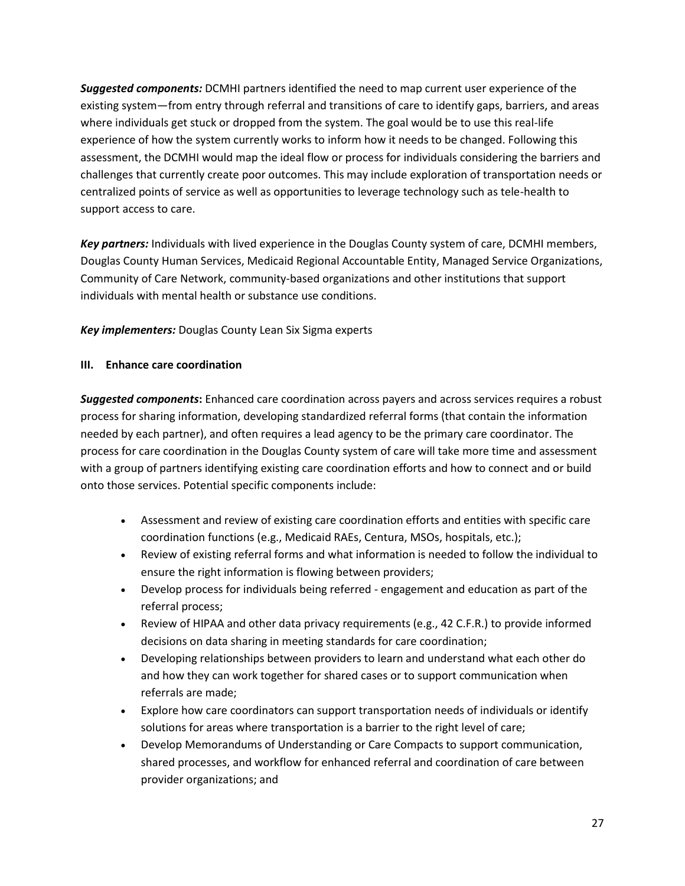***Suggested components:*** DCMHI partners identified the need to map current user experience of the existing system—from entry through referral and transitions of care to identify gaps, barriers, and areas where individuals get stuck or dropped from the system. The goal would be to use this real-life experience of how the system currently works to inform how it needs to be changed. Following this assessment, the DCMHI would map the ideal flow or process for individuals considering the barriers and challenges that currently create poor outcomes. This may include exploration of transportation needs or centralized points of service as well as opportunities to leverage technology such as tele-health to support access to care.

***Key partners:*** Individuals with lived experience in the Douglas County system of care, DCMHI members, Douglas County Human Services, Medicaid Regional Accountable Entity, Managed Service Organizations, Community of Care Network, community-based organizations and other institutions that support individuals with mental health or substance use conditions.

***Key implementers:*** Douglas County Lean Six Sigma experts

### III. Enhance care coordination

***Suggested components*****:** Enhanced care coordination across payers and across services requires a robust process for sharing information, developing standardized referral forms (that contain the information needed by each partner), and often requires a lead agency to be the primary care coordinator. The process for care coordination in the Douglas County system of care will take more time and assessment with a group of partners identifying existing care coordination efforts and how to connect and or build onto those services. Potential specific components include:

- Assessment and review of existing care coordination efforts and entities with specific care coordination functions (e.g., Medicaid RAEs, Centura, MSOs, hospitals, etc.);
- Review of existing referral forms and what information is needed to follow the individual to ensure the right information is flowing between providers;
- Develop process for individuals being referred - engagement and education as part of the referral process;
- Review of HIPAA and other data privacy requirements (e.g., 42 C.F.R.) to provide informed decisions on data sharing in meeting standards for care coordination;
- Developing relationships between providers to learn and understand what each other do and how they can work together for shared cases or to support communication when referrals are made;
- Explore how care coordinators can support transportation needs of individuals or identify solutions for areas where transportation is a barrier to the right level of care;
- Develop Memorandums of Understanding or Care Compacts to support communication, shared processes, and workflow for enhanced referral and coordination of care between provider organizations; and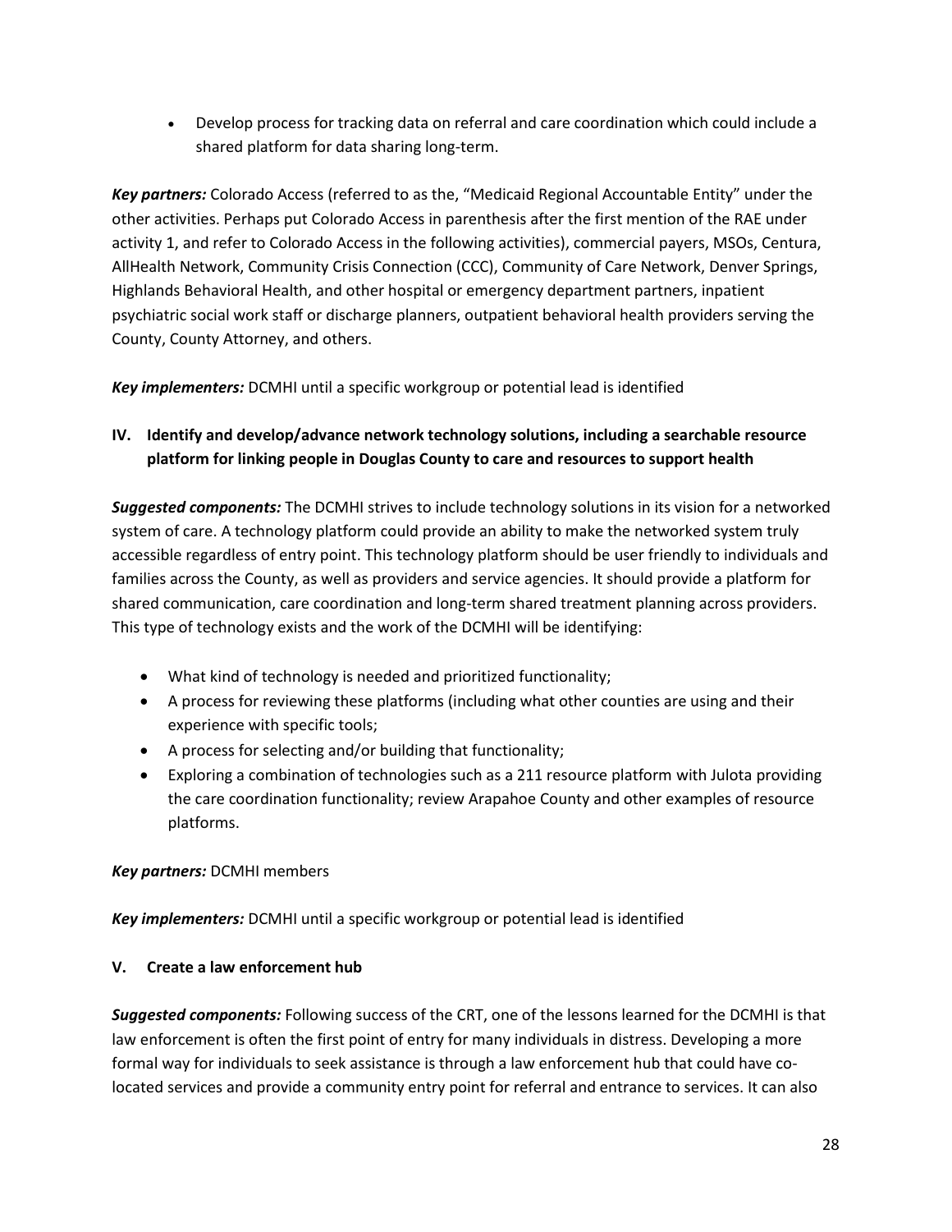- Develop process for tracking data on referral and care coordination which could include a shared platform for data sharing long-term.

***Key partners:*** Colorado Access (referred to as the, "Medicaid Regional Accountable Entity" under the other activities. Perhaps put Colorado Access in parenthesis after the first mention of the RAE under activity 1, and refer to Colorado Access in the following activities), commercial payers, MSOs, Centura, AllHealth Network, Community Crisis Connection (CCC), Community of Care Network, Denver Springs, Highlands Behavioral Health, and other hospital or emergency department partners, inpatient psychiatric social work staff or discharge planners, outpatient behavioral health providers serving the County, County Attorney, and others.

***Key implementers:*** DCMHI until a specific workgroup or potential lead is identified

### IV. Identify and develop/advance network technology solutions, including a searchable resource platform for linking people in Douglas County to care and resources to support health

***Suggested components:*** The DCMHI strives to include technology solutions in its vision for a networked system of care. A technology platform could provide an ability to make the networked system truly accessible regardless of entry point. This technology platform should be user friendly to individuals and families across the County, as well as providers and service agencies. It should provide a platform for shared communication, care coordination and long-term shared treatment planning across providers. This type of technology exists and the work of the DCMHI will be identifying:

- What kind of technology is needed and prioritized functionality;
- A process for reviewing these platforms (including what other counties are using and their experience with specific tools;
- A process for selecting and/or building that functionality;
- Exploring a combination of technologies such as a 211 resource platform with Julota providing the care coordination functionality; review Arapahoe County and other examples of resource platforms.

***Key partners:*** DCMHI members

***Key implementers:*** DCMHI until a specific workgroup or potential lead is identified

### V. Create a law enforcement hub

***Suggested components:*** Following success of the CRT, one of the lessons learned for the DCMHI is that law enforcement is often the first point of entry for many individuals in distress. Developing a more formal way for individuals to seek assistance is through a law enforcement hub that could have co-located services and provide a community entry point for referral and entrance to services. It can also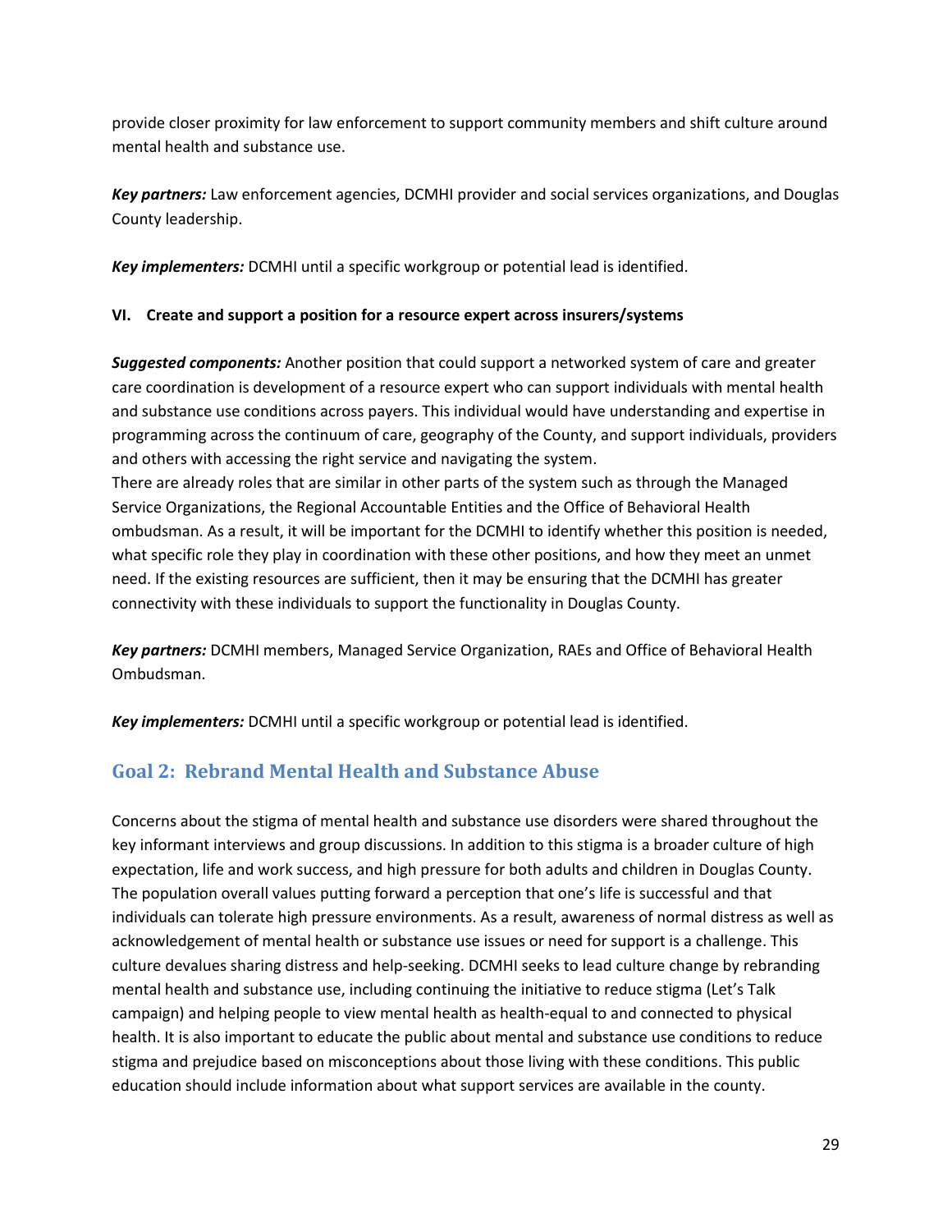provide closer proximity for law enforcement to support community members and shift culture around mental health and substance use.

***Key partners:*** Law enforcement agencies, DCMHI provider and social services organizations, and Douglas County leadership.

***Key implementers:*** DCMHI until a specific workgroup or potential lead is identified.

**VI. Create and support a position for a resource expert across insurers/systems**

***Suggested components:*** Another position that could support a networked system of care and greater care coordination is development of a resource expert who can support individuals with mental health and substance use conditions across payers. This individual would have understanding and expertise in programming across the continuum of care, geography of the County, and support individuals, providers and others with accessing the right service and navigating the system.
There are already roles that are similar in other parts of the system such as through the Managed Service Organizations, the Regional Accountable Entities and the Office of Behavioral Health ombudsman. As a result, it will be important for the DCMHI to identify whether this position is needed, what specific role they play in coordination with these other positions, and how they meet an unmet need. If the existing resources are sufficient, then it may be ensuring that the DCMHI has greater connectivity with these individuals to support the functionality in Douglas County.

***Key partners:*** DCMHI members, Managed Service Organization, RAEs and Office of Behavioral Health Ombudsman.

***Key implementers:*** DCMHI until a specific workgroup or potential lead is identified.

## Goal 2: Rebrand Mental Health and Substance Abuse

Concerns about the stigma of mental health and substance use disorders were shared throughout the key informant interviews and group discussions. In addition to this stigma is a broader culture of high expectation, life and work success, and high pressure for both adults and children in Douglas County. The population overall values putting forward a perception that one's life is successful and that individuals can tolerate high pressure environments. As a result, awareness of normal distress as well as acknowledgement of mental health or substance use issues or need for support is a challenge. This culture devalues sharing distress and help-seeking. DCMHI seeks to lead culture change by rebranding mental health and substance use, including continuing the initiative to reduce stigma (Let's Talk campaign) and helping people to view mental health as health-equal to and connected to physical health. It is also important to educate the public about mental and substance use conditions to reduce stigma and prejudice based on misconceptions about those living with these conditions. This public education should include information about what support services are available in the county.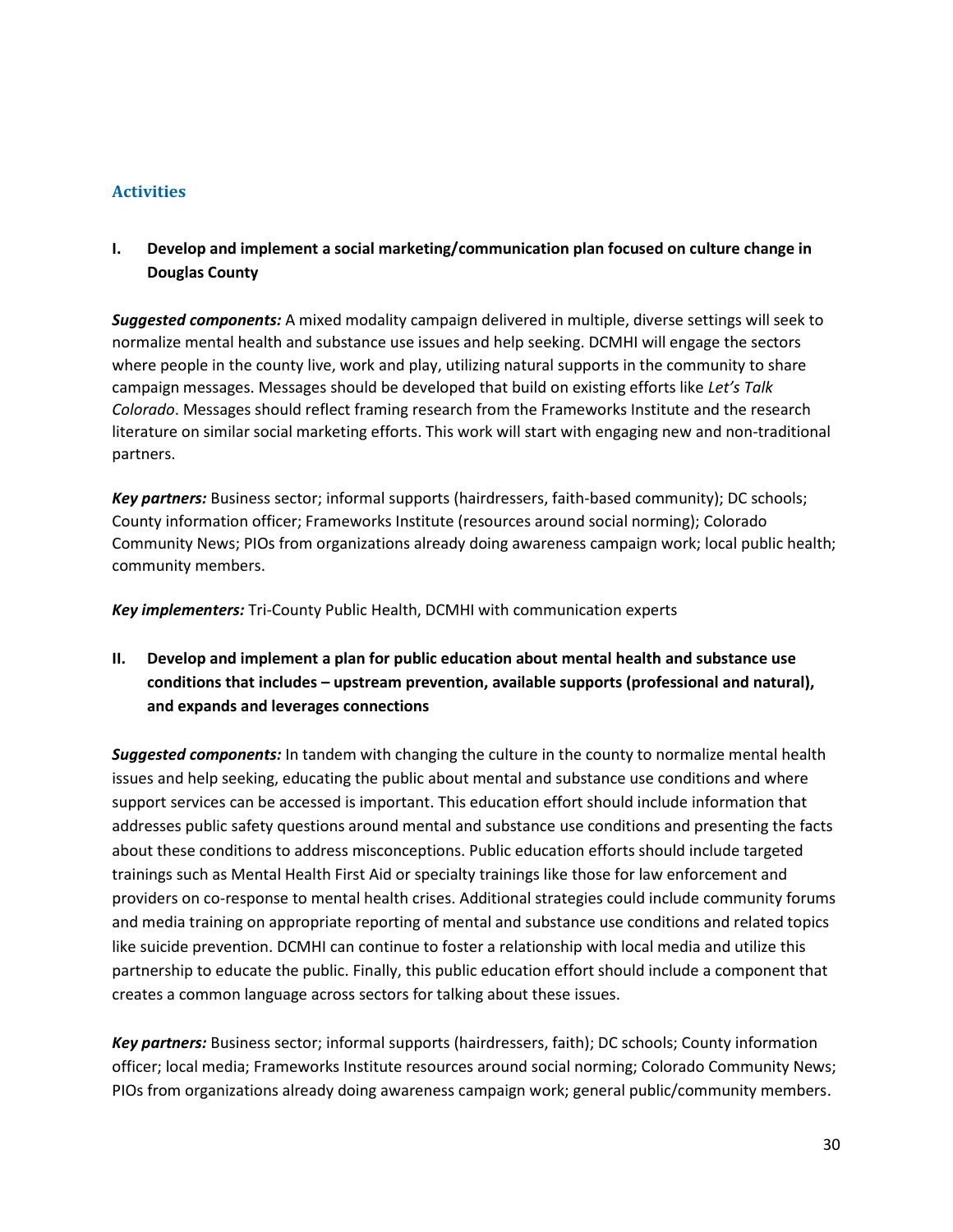## Activities

### I. Develop and implement a social marketing/communication plan focused on culture change in Douglas County

***Suggested components:*** A mixed modality campaign delivered in multiple, diverse settings will seek to normalize mental health and substance use issues and help seeking. DCMHI will engage the sectors where people in the county live, work and play, utilizing natural supports in the community to share campaign messages. Messages should be developed that build on existing efforts like *Let's Talk Colorado*. Messages should reflect framing research from the Frameworks Institute and the research literature on similar social marketing efforts. This work will start with engaging new and non-traditional partners.

***Key partners:*** Business sector; informal supports (hairdressers, faith-based community); DC schools; County information officer; Frameworks Institute (resources around social norming); Colorado Community News; PIOs from organizations already doing awareness campaign work; local public health; community members.

***Key implementers:*** Tri-County Public Health, DCMHI with communication experts

### II. Develop and implement a plan for public education about mental health and substance use conditions that includes – upstream prevention, available supports (professional and natural), and expands and leverages connections

***Suggested components:*** In tandem with changing the culture in the county to normalize mental health issues and help seeking, educating the public about mental and substance use conditions and where support services can be accessed is important. This education effort should include information that addresses public safety questions around mental and substance use conditions and presenting the facts about these conditions to address misconceptions. Public education efforts should include targeted trainings such as Mental Health First Aid or specialty trainings like those for law enforcement and providers on co-response to mental health crises. Additional strategies could include community forums and media training on appropriate reporting of mental and substance use conditions and related topics like suicide prevention. DCMHI can continue to foster a relationship with local media and utilize this partnership to educate the public. Finally, this public education effort should include a component that creates a common language across sectors for talking about these issues.

***Key partners:*** Business sector; informal supports (hairdressers, faith); DC schools; County information officer; local media; Frameworks Institute resources around social norming; Colorado Community News; PIOs from organizations already doing awareness campaign work; general public/community members.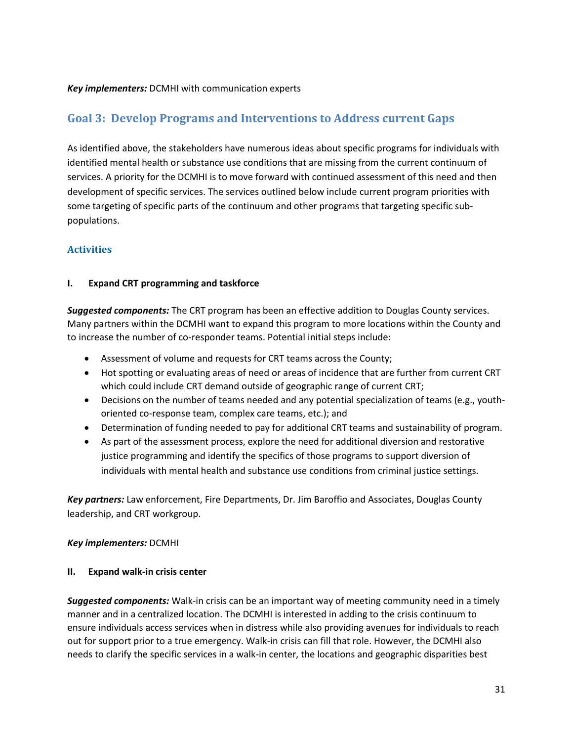***Key implementers:*** DCMHI with communication experts

## Goal 3: Develop Programs and Interventions to Address current Gaps

As identified above, the stakeholders have numerous ideas about specific programs for individuals with identified mental health or substance use conditions that are missing from the current continuum of services. A priority for the DCMHI is to move forward with continued assessment of this need and then development of specific services. The services outlined below include current program priorities with some targeting of specific parts of the continuum and other programs that targeting specific sub-populations.

### Activities

#### I. Expand CRT programming and taskforce

***Suggested components:*** The CRT program has been an effective addition to Douglas County services. Many partners within the DCMHI want to expand this program to more locations within the County and to increase the number of co-responder teams. Potential initial steps include:

- Assessment of volume and requests for CRT teams across the County;
- Hot spotting or evaluating areas of need or areas of incidence that are further from current CRT which could include CRT demand outside of geographic range of current CRT;
- Decisions on the number of teams needed and any potential specialization of teams (e.g., youth-oriented co-response team, complex care teams, etc.); and
- Determination of funding needed to pay for additional CRT teams and sustainability of program.
- As part of the assessment process, explore the need for additional diversion and restorative justice programming and identify the specifics of those programs to support diversion of individuals with mental health and substance use conditions from criminal justice settings.

***Key partners:*** Law enforcement, Fire Departments, Dr. Jim Baroffio and Associates, Douglas County leadership, and CRT workgroup.

***Key implementers:*** DCMHI

#### II. Expand walk-in crisis center

***Suggested components:*** Walk-in crisis can be an important way of meeting community need in a timely manner and in a centralized location. The DCMHI is interested in adding to the crisis continuum to ensure individuals access services when in distress while also providing avenues for individuals to reach out for support prior to a true emergency. Walk-in crisis can fill that role. However, the DCMHI also needs to clarify the specific services in a walk-in center, the locations and geographic disparities best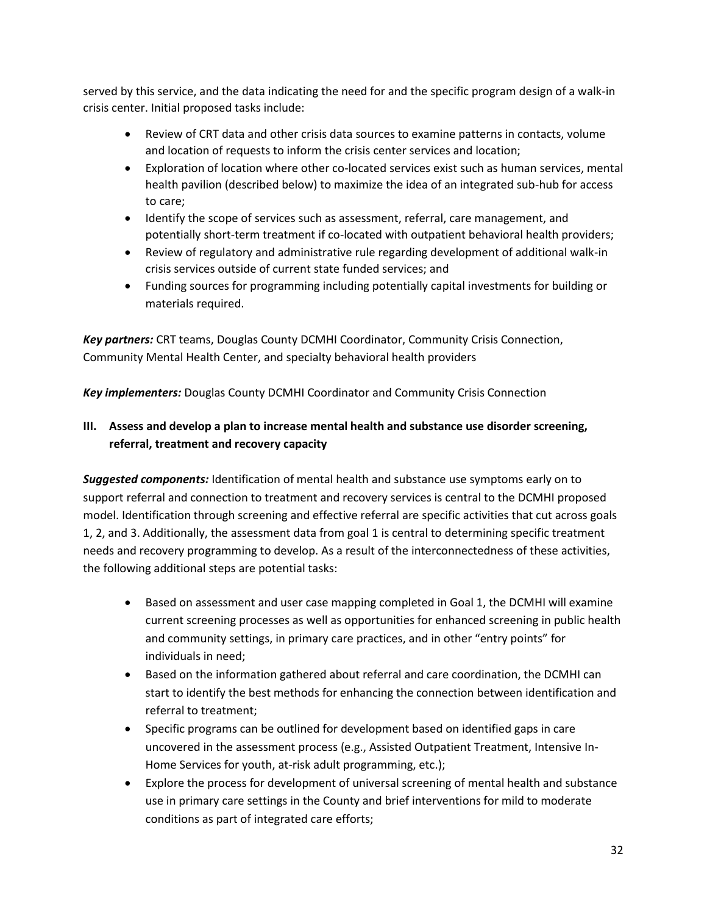served by this service, and the data indicating the need for and the specific program design of a walk-in crisis center. Initial proposed tasks include:

- Review of CRT data and other crisis data sources to examine patterns in contacts, volume and location of requests to inform the crisis center services and location;
- Exploration of location where other co-located services exist such as human services, mental health pavilion (described below) to maximize the idea of an integrated sub-hub for access to care;
- Identify the scope of services such as assessment, referral, care management, and potentially short-term treatment if co-located with outpatient behavioral health providers;
- Review of regulatory and administrative rule regarding development of additional walk-in crisis services outside of current state funded services; and
- Funding sources for programming including potentially capital investments for building or materials required.

***Key partners:*** CRT teams, Douglas County DCMHI Coordinator, Community Crisis Connection, Community Mental Health Center, and specialty behavioral health providers

***Key implementers:*** Douglas County DCMHI Coordinator and Community Crisis Connection

### III. Assess and develop a plan to increase mental health and substance use disorder screening, referral, treatment and recovery capacity

***Suggested components:*** Identification of mental health and substance use symptoms early on to support referral and connection to treatment and recovery services is central to the DCMHI proposed model. Identification through screening and effective referral are specific activities that cut across goals 1, 2, and 3. Additionally, the assessment data from goal 1 is central to determining specific treatment needs and recovery programming to develop. As a result of the interconnectedness of these activities, the following additional steps are potential tasks:

- Based on assessment and user case mapping completed in Goal 1, the DCMHI will examine current screening processes as well as opportunities for enhanced screening in public health and community settings, in primary care practices, and in other "entry points" for individuals in need;
- Based on the information gathered about referral and care coordination, the DCMHI can start to identify the best methods for enhancing the connection between identification and referral to treatment;
- Specific programs can be outlined for development based on identified gaps in care uncovered in the assessment process (e.g., Assisted Outpatient Treatment, Intensive In-Home Services for youth, at-risk adult programming, etc.);
- Explore the process for development of universal screening of mental health and substance use in primary care settings in the County and brief interventions for mild to moderate conditions as part of integrated care efforts;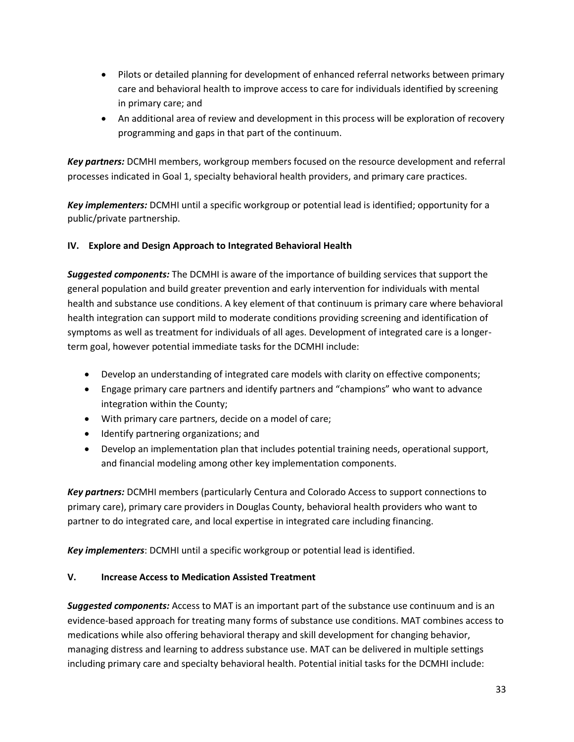- Pilots or detailed planning for development of enhanced referral networks between primary care and behavioral health to improve access to care for individuals identified by screening in primary care; and
- An additional area of review and development in this process will be exploration of recovery programming and gaps in that part of the continuum.

***Key partners:*** DCMHI members, workgroup members focused on the resource development and referral processes indicated in Goal 1, specialty behavioral health providers, and primary care practices.

***Key implementers:*** DCMHI until a specific workgroup or potential lead is identified; opportunity for a public/private partnership.

### IV. Explore and Design Approach to Integrated Behavioral Health

***Suggested components:*** The DCMHI is aware of the importance of building services that support the general population and build greater prevention and early intervention for individuals with mental health and substance use conditions. A key element of that continuum is primary care where behavioral health integration can support mild to moderate conditions providing screening and identification of symptoms as well as treatment for individuals of all ages. Development of integrated care is a longer-term goal, however potential immediate tasks for the DCMHI include:

- Develop an understanding of integrated care models with clarity on effective components;
- Engage primary care partners and identify partners and "champions" who want to advance integration within the County;
- With primary care partners, decide on a model of care;
- Identify partnering organizations; and
- Develop an implementation plan that includes potential training needs, operational support, and financial modeling among other key implementation components.

***Key partners:*** DCMHI members (particularly Centura and Colorado Access to support connections to primary care), primary care providers in Douglas County, behavioral health providers who want to partner to do integrated care, and local expertise in integrated care including financing.

***Key implementers***: DCMHI until a specific workgroup or potential lead is identified.

### V. Increase Access to Medication Assisted Treatment

***Suggested components:*** Access to MAT is an important part of the substance use continuum and is an evidence-based approach for treating many forms of substance use conditions. MAT combines access to medications while also offering behavioral therapy and skill development for changing behavior, managing distress and learning to address substance use. MAT can be delivered in multiple settings including primary care and specialty behavioral health. Potential initial tasks for the DCMHI include: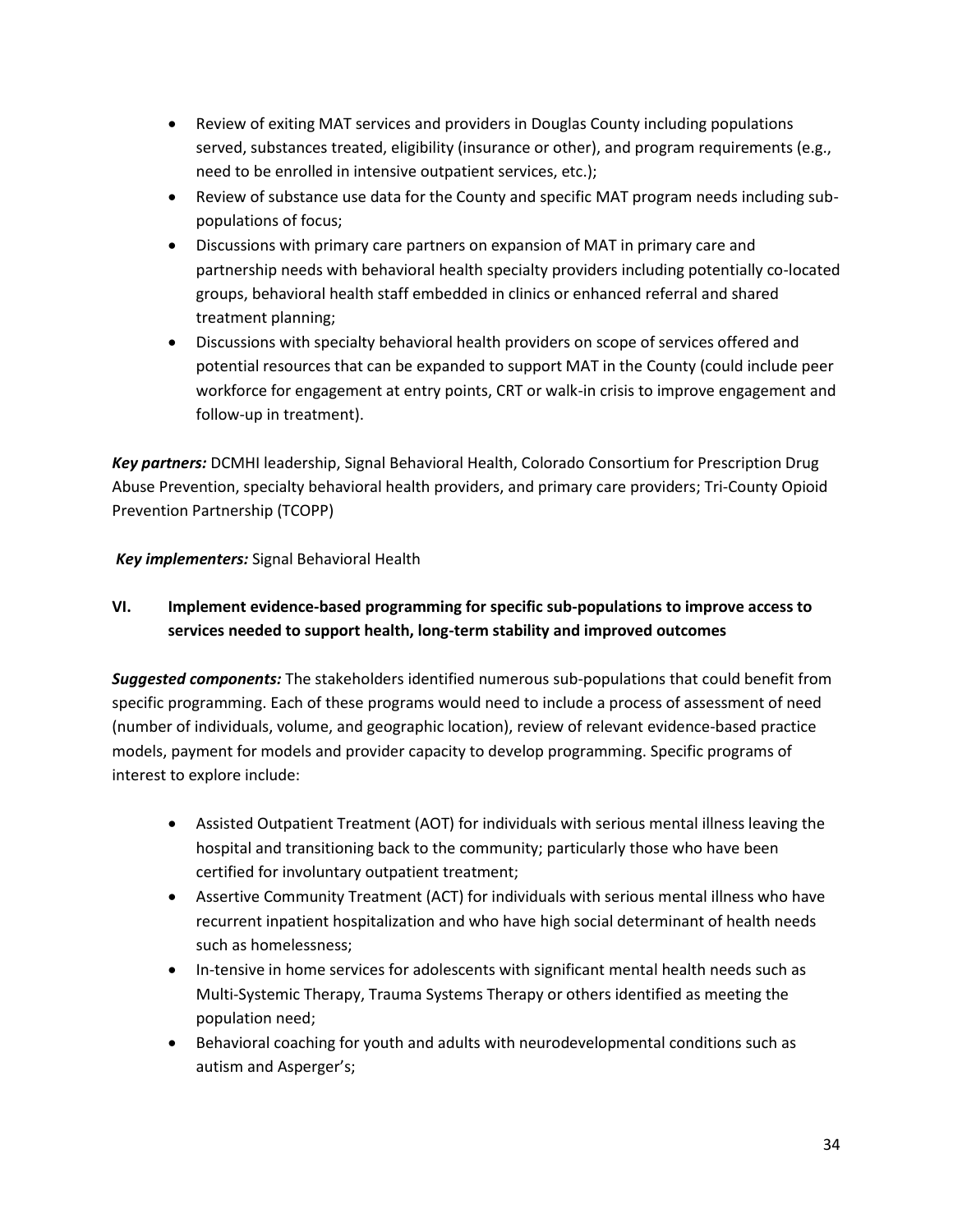- Review of exiting MAT services and providers in Douglas County including populations served, substances treated, eligibility (insurance or other), and program requirements (e.g., need to be enrolled in intensive outpatient services, etc.);
- Review of substance use data for the County and specific MAT program needs including sub-populations of focus;
- Discussions with primary care partners on expansion of MAT in primary care and partnership needs with behavioral health specialty providers including potentially co-located groups, behavioral health staff embedded in clinics or enhanced referral and shared treatment planning;
- Discussions with specialty behavioral health providers on scope of services offered and potential resources that can be expanded to support MAT in the County (could include peer workforce for engagement at entry points, CRT or walk-in crisis to improve engagement and follow-up in treatment).

***Key partners:*** DCMHI leadership, Signal Behavioral Health, Colorado Consortium for Prescription Drug Abuse Prevention, specialty behavioral health providers, and primary care providers; Tri-County Opioid Prevention Partnership (TCOPP)

***Key implementers:*** Signal Behavioral Health

### VI. Implement evidence-based programming for specific sub-populations to improve access to services needed to support health, long-term stability and improved outcomes

***Suggested components:*** The stakeholders identified numerous sub-populations that could benefit from specific programming. Each of these programs would need to include a process of assessment of need (number of individuals, volume, and geographic location), review of relevant evidence-based practice models, payment for models and provider capacity to develop programming. Specific programs of interest to explore include:

- Assisted Outpatient Treatment (AOT) for individuals with serious mental illness leaving the hospital and transitioning back to the community; particularly those who have been certified for involuntary outpatient treatment;
- Assertive Community Treatment (ACT) for individuals with serious mental illness who have recurrent inpatient hospitalization and who have high social determinant of health needs such as homelessness;
- In-tensive in home services for adolescents with significant mental health needs such as Multi-Systemic Therapy, Trauma Systems Therapy or others identified as meeting the population need;
- Behavioral coaching for youth and adults with neurodevelopmental conditions such as autism and Asperger's;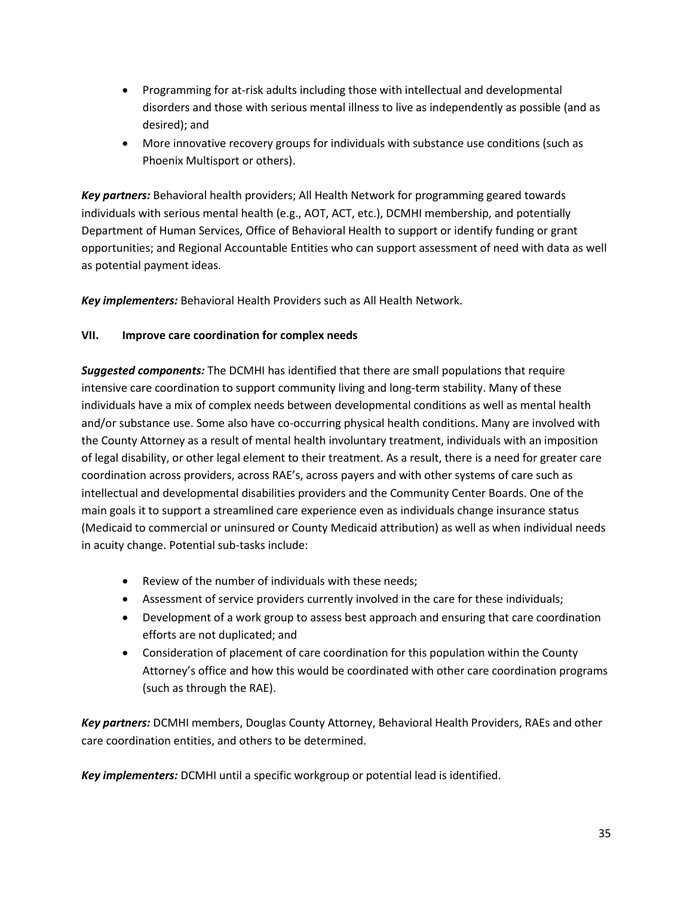- Programming for at-risk adults including those with intellectual and developmental disorders and those with serious mental illness to live as independently as possible (and as desired); and
- More innovative recovery groups for individuals with substance use conditions (such as Phoenix Multisport or others).

***Key partners:*** Behavioral health providers; All Health Network for programming geared towards individuals with serious mental health (e.g., AOT, ACT, etc.), DCMHI membership, and potentially Department of Human Services, Office of Behavioral Health to support or identify funding or grant opportunities; and Regional Accountable Entities who can support assessment of need with data as well as potential payment ideas.

***Key implementers:*** Behavioral Health Providers such as All Health Network.

### VII. Improve care coordination for complex needs

***Suggested components:*** The DCMHI has identified that there are small populations that require intensive care coordination to support community living and long-term stability. Many of these individuals have a mix of complex needs between developmental conditions as well as mental health and/or substance use. Some also have co-occurring physical health conditions. Many are involved with the County Attorney as a result of mental health involuntary treatment, individuals with an imposition of legal disability, or other legal element to their treatment. As a result, there is a need for greater care coordination across providers, across RAE's, across payers and with other systems of care such as intellectual and developmental disabilities providers and the Community Center Boards. One of the main goals it to support a streamlined care experience even as individuals change insurance status (Medicaid to commercial or uninsured or County Medicaid attribution) as well as when individual needs in acuity change. Potential sub-tasks include:

- Review of the number of individuals with these needs;
- Assessment of service providers currently involved in the care for these individuals;
- Development of a work group to assess best approach and ensuring that care coordination efforts are not duplicated; and
- Consideration of placement of care coordination for this population within the County Attorney's office and how this would be coordinated with other care coordination programs (such as through the RAE).

***Key partners:*** DCMHI members, Douglas County Attorney, Behavioral Health Providers, RAEs and other care coordination entities, and others to be determined.

***Key implementers:*** DCMHI until a specific workgroup or potential lead is identified.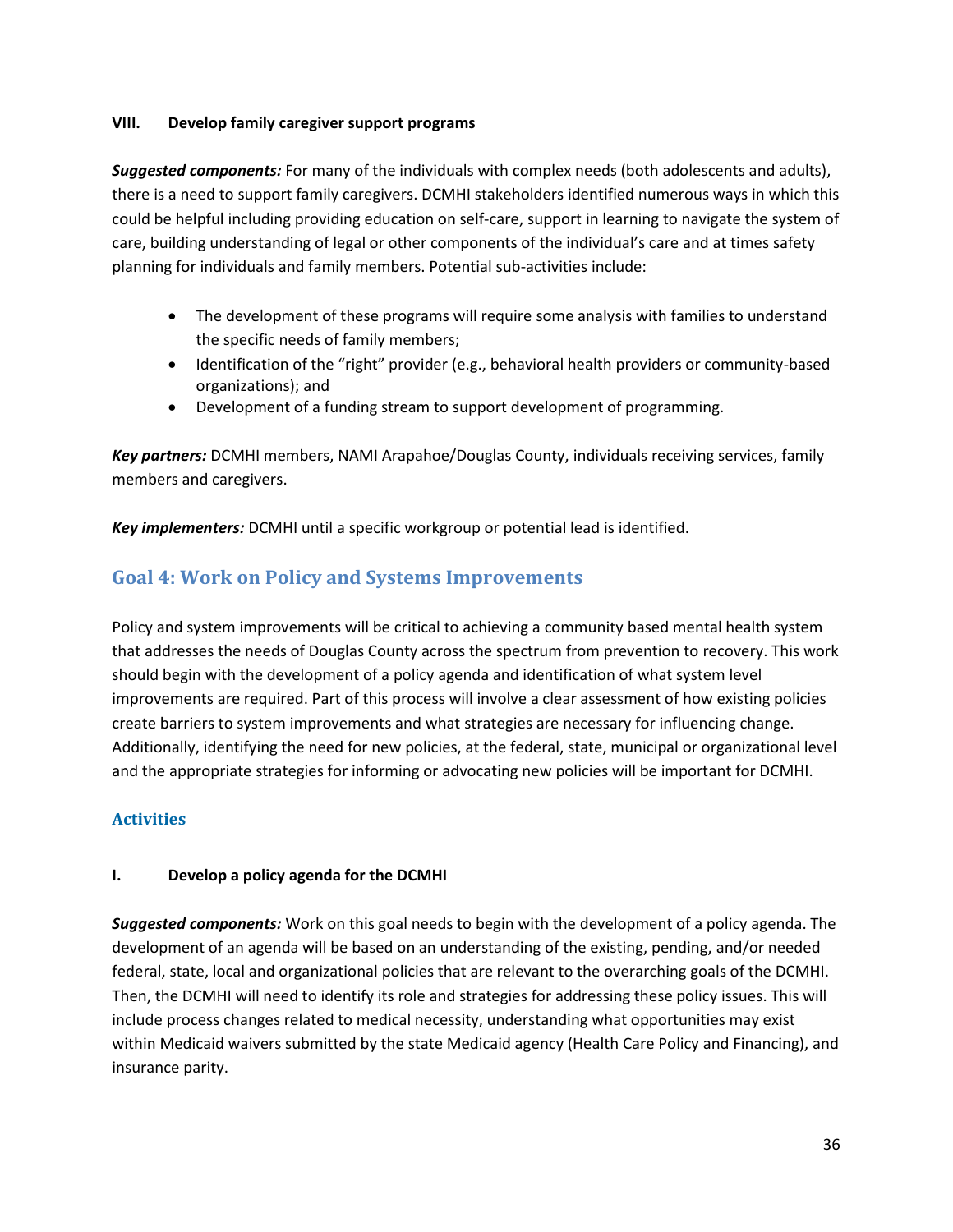### VIII. Develop family caregiver support programs

***Suggested components:*** For many of the individuals with complex needs (both adolescents and adults), there is a need to support family caregivers. DCMHI stakeholders identified numerous ways in which this could be helpful including providing education on self-care, support in learning to navigate the system of care, building understanding of legal or other components of the individual's care and at times safety planning for individuals and family members. Potential sub-activities include:

- The development of these programs will require some analysis with families to understand the specific needs of family members;
- Identification of the "right" provider (e.g., behavioral health providers or community-based organizations); and
- Development of a funding stream to support development of programming.

***Key partners:*** DCMHI members, NAMI Arapahoe/Douglas County, individuals receiving services, family members and caregivers.

***Key implementers:*** DCMHI until a specific workgroup or potential lead is identified.

## Goal 4: Work on Policy and Systems Improvements

Policy and system improvements will be critical to achieving a community based mental health system that addresses the needs of Douglas County across the spectrum from prevention to recovery. This work should begin with the development of a policy agenda and identification of what system level improvements are required. Part of this process will involve a clear assessment of how existing policies create barriers to system improvements and what strategies are necessary for influencing change. Additionally, identifying the need for new policies, at the federal, state, municipal or organizational level and the appropriate strategies for informing or advocating new policies will be important for DCMHI.

### Activities

### I. Develop a policy agenda for the DCMHI

***Suggested components:*** Work on this goal needs to begin with the development of a policy agenda. The development of an agenda will be based on an understanding of the existing, pending, and/or needed federal, state, local and organizational policies that are relevant to the overarching goals of the DCMHI. Then, the DCMHI will need to identify its role and strategies for addressing these policy issues. This will include process changes related to medical necessity, understanding what opportunities may exist within Medicaid waivers submitted by the state Medicaid agency (Health Care Policy and Financing), and insurance parity.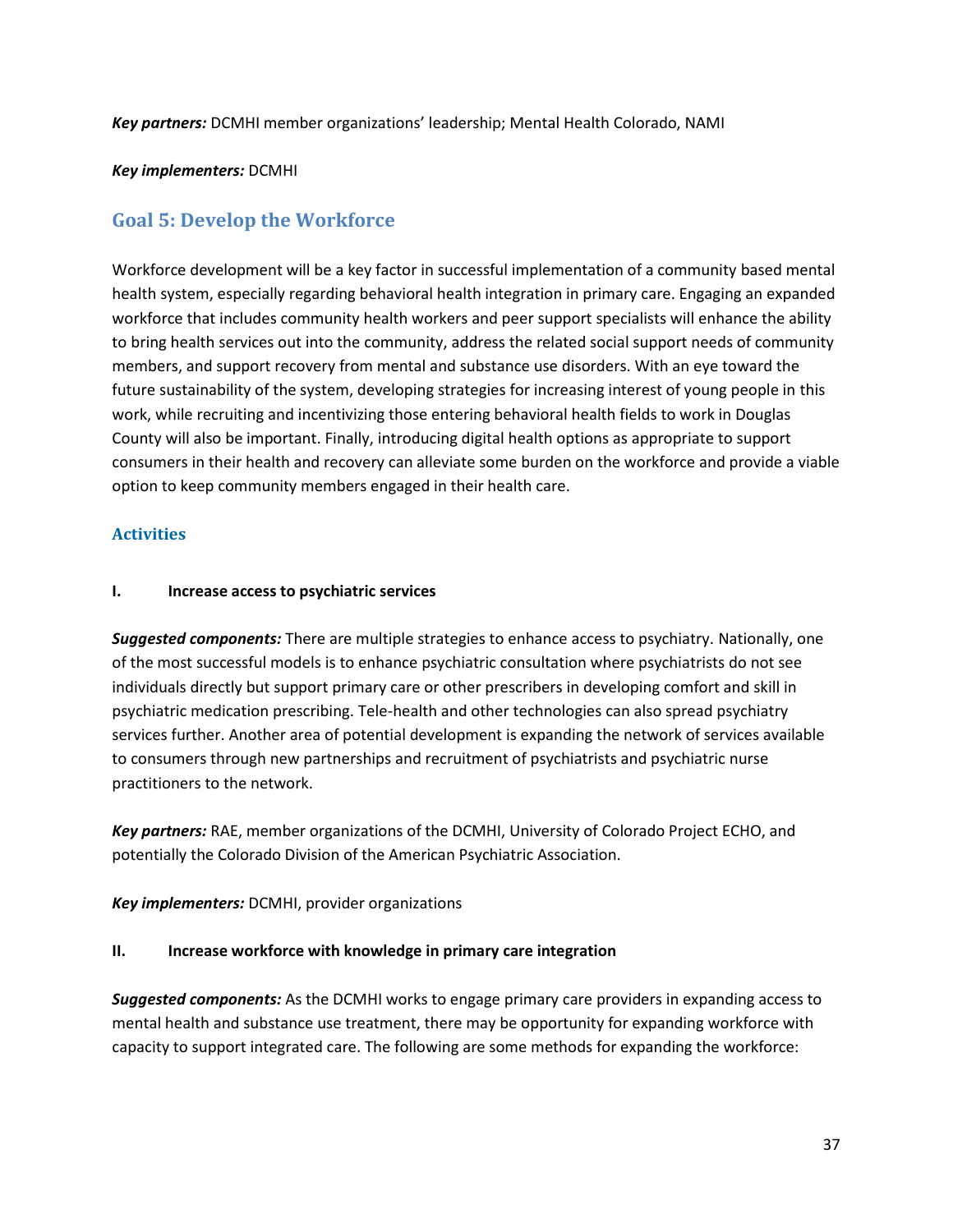***Key partners:*** DCMHI member organizations' leadership; Mental Health Colorado, NAMI

***Key implementers:*** DCMHI

## Goal 5: Develop the Workforce

Workforce development will be a key factor in successful implementation of a community based mental health system, especially regarding behavioral health integration in primary care. Engaging an expanded workforce that includes community health workers and peer support specialists will enhance the ability to bring health services out into the community, address the related social support needs of community members, and support recovery from mental and substance use disorders. With an eye toward the future sustainability of the system, developing strategies for increasing interest of young people in this work, while recruiting and incentivizing those entering behavioral health fields to work in Douglas County will also be important. Finally, introducing digital health options as appropriate to support consumers in their health and recovery can alleviate some burden on the workforce and provide a viable option to keep community members engaged in their health care.

### Activities

**I. Increase access to psychiatric services**

***Suggested components:*** There are multiple strategies to enhance access to psychiatry. Nationally, one of the most successful models is to enhance psychiatric consultation where psychiatrists do not see individuals directly but support primary care or other prescribers in developing comfort and skill in psychiatric medication prescribing. Tele-health and other technologies can also spread psychiatry services further. Another area of potential development is expanding the network of services available to consumers through new partnerships and recruitment of psychiatrists and psychiatric nurse practitioners to the network.

***Key partners:*** RAE, member organizations of the DCMHI, University of Colorado Project ECHO, and potentially the Colorado Division of the American Psychiatric Association.

***Key implementers:*** DCMHI, provider organizations

**II. Increase workforce with knowledge in primary care integration**

***Suggested components:*** As the DCMHI works to engage primary care providers in expanding access to mental health and substance use treatment, there may be opportunity for expanding workforce with capacity to support integrated care. The following are some methods for expanding the workforce: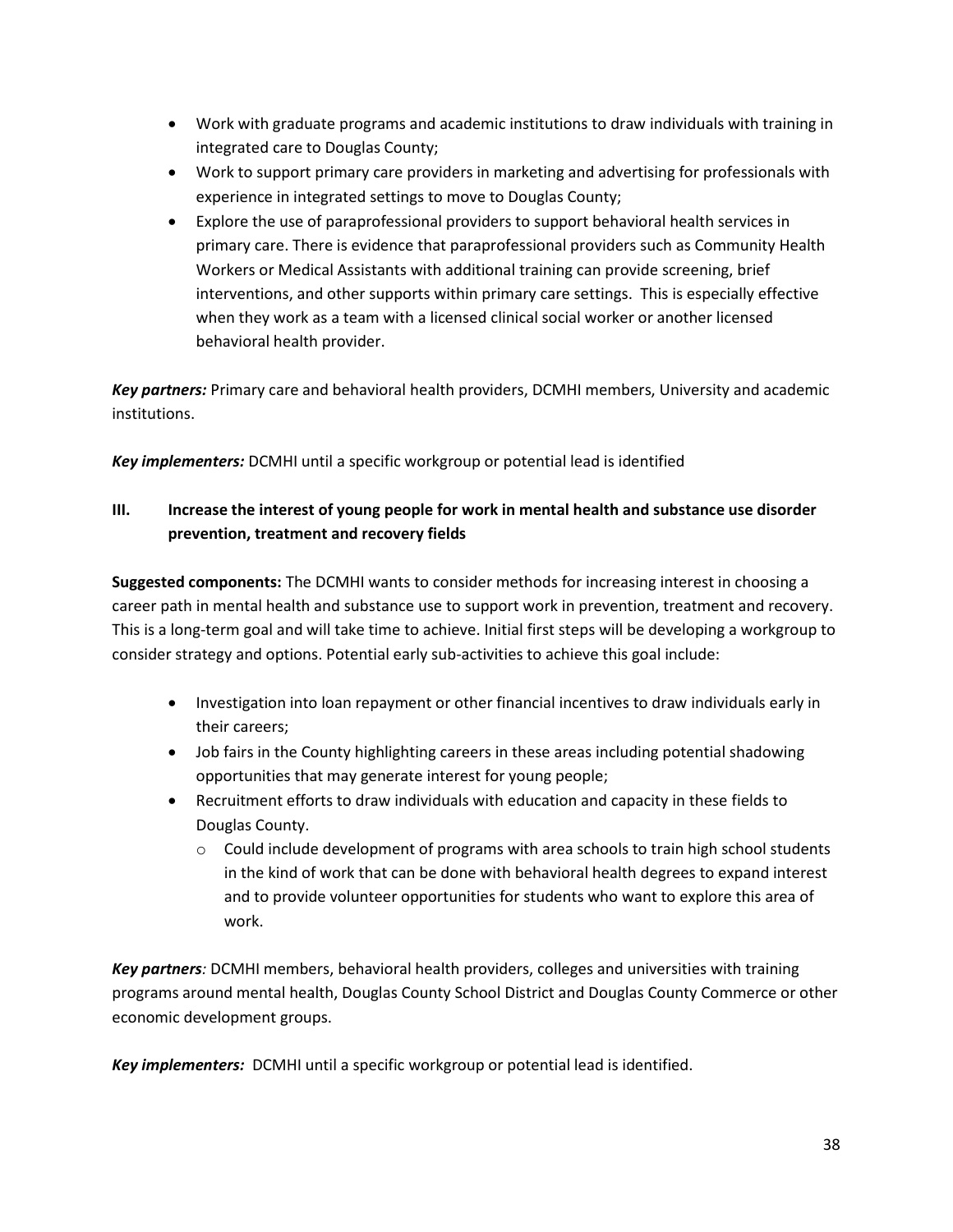- Work with graduate programs and academic institutions to draw individuals with training in integrated care to Douglas County;
- Work to support primary care providers in marketing and advertising for professionals with experience in integrated settings to move to Douglas County;
- Explore the use of paraprofessional providers to support behavioral health services in primary care. There is evidence that paraprofessional providers such as Community Health Workers or Medical Assistants with additional training can provide screening, brief interventions, and other supports within primary care settings. This is especially effective when they work as a team with a licensed clinical social worker or another licensed behavioral health provider.

***Key partners:*** Primary care and behavioral health providers, DCMHI members, University and academic institutions.

***Key implementers:*** DCMHI until a specific workgroup or potential lead is identified

### III. Increase the interest of young people for work in mental health and substance use disorder prevention, treatment and recovery fields

**Suggested components:** The DCMHI wants to consider methods for increasing interest in choosing a career path in mental health and substance use to support work in prevention, treatment and recovery. This is a long-term goal and will take time to achieve. Initial first steps will be developing a workgroup to consider strategy and options. Potential early sub-activities to achieve this goal include:

- Investigation into loan repayment or other financial incentives to draw individuals early in their careers;
- Job fairs in the County highlighting careers in these areas including potential shadowing opportunities that may generate interest for young people;
- Recruitment efforts to draw individuals with education and capacity in these fields to Douglas County.
  - Could include development of programs with area schools to train high school students in the kind of work that can be done with behavioral health degrees to expand interest and to provide volunteer opportunities for students who want to explore this area of work.

***Key partners****:* DCMHI members, behavioral health providers, colleges and universities with training programs around mental health, Douglas County School District and Douglas County Commerce or other economic development groups.

***Key implementers:*** DCMHI until a specific workgroup or potential lead is identified.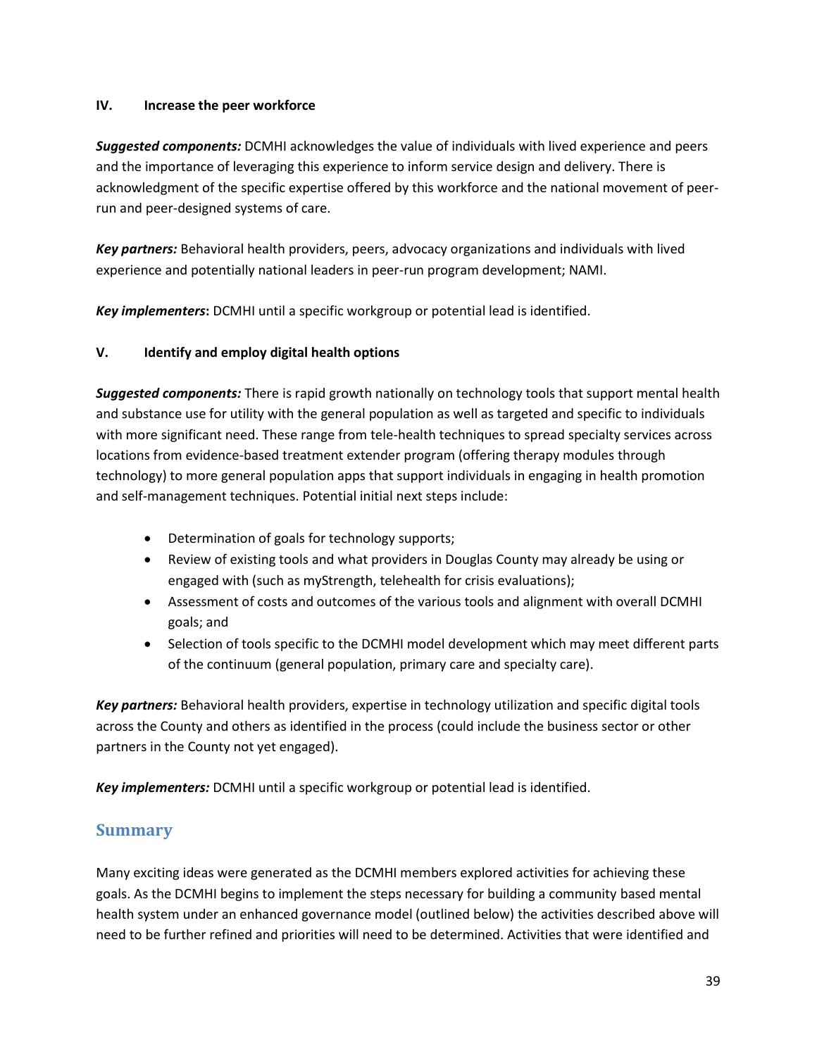### IV. Increase the peer workforce

***Suggested components:*** DCMHI acknowledges the value of individuals with lived experience and peers and the importance of leveraging this experience to inform service design and delivery. There is acknowledgment of the specific expertise offered by this workforce and the national movement of peer-run and peer-designed systems of care.

***Key partners:*** Behavioral health providers, peers, advocacy organizations and individuals with lived experience and potentially national leaders in peer-run program development; NAMI.

***Key implementers*:** DCMHI until a specific workgroup or potential lead is identified.

### V. Identify and employ digital health options

***Suggested components:*** There is rapid growth nationally on technology tools that support mental health and substance use for utility with the general population as well as targeted and specific to individuals with more significant need. These range from tele-health techniques to spread specialty services across locations from evidence-based treatment extender program (offering therapy modules through technology) to more general population apps that support individuals in engaging in health promotion and self-management techniques. Potential initial next steps include:

- Determination of goals for technology supports;
- Review of existing tools and what providers in Douglas County may already be using or engaged with (such as myStrength, telehealth for crisis evaluations);
- Assessment of costs and outcomes of the various tools and alignment with overall DCMHI goals; and
- Selection of tools specific to the DCMHI model development which may meet different parts of the continuum (general population, primary care and specialty care).

***Key partners:*** Behavioral health providers, expertise in technology utilization and specific digital tools across the County and others as identified in the process (could include the business sector or other partners in the County not yet engaged).

***Key implementers:*** DCMHI until a specific workgroup or potential lead is identified.

## Summary

Many exciting ideas were generated as the DCMHI members explored activities for achieving these goals. As the DCMHI begins to implement the steps necessary for building a community based mental health system under an enhanced governance model (outlined below) the activities described above will need to be further refined and priorities will need to be determined. Activities that were identified and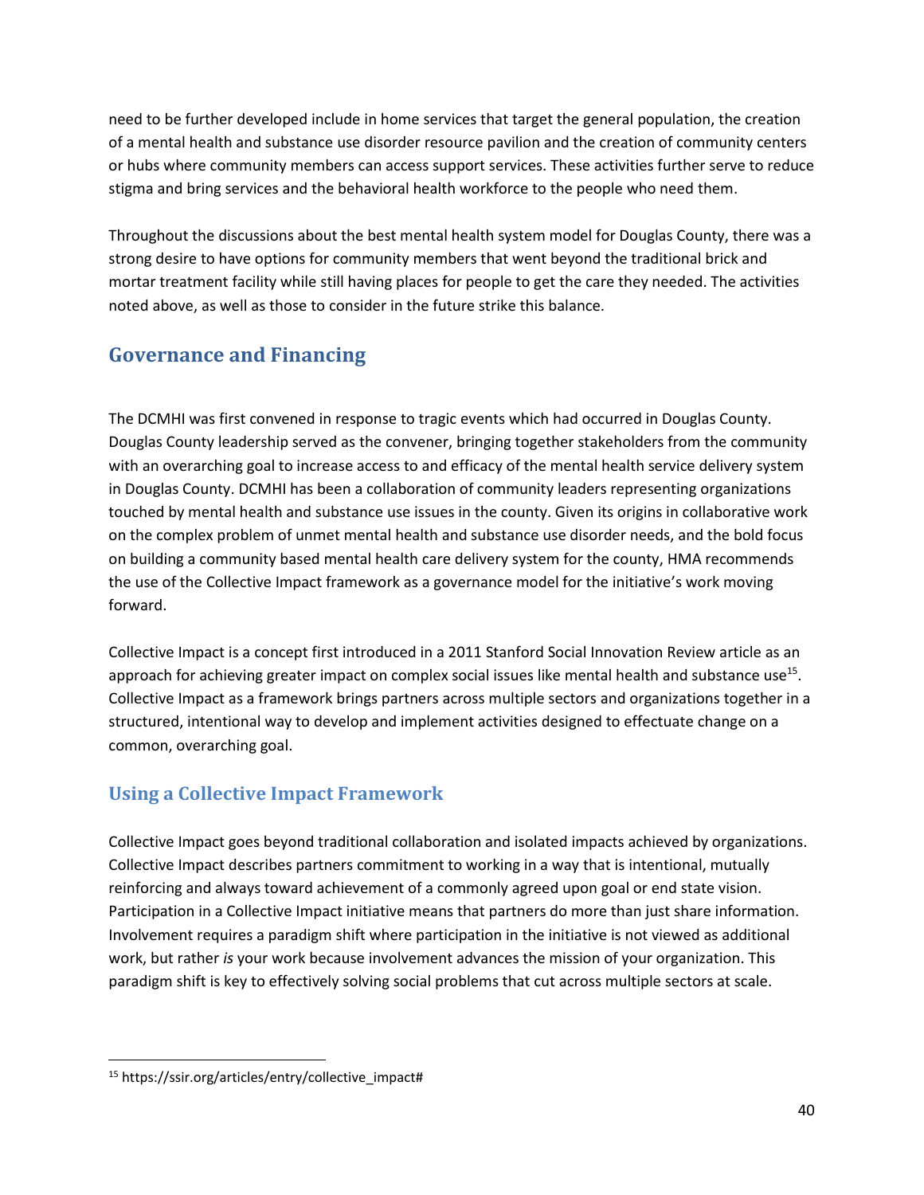need to be further developed include in home services that target the general population, the creation of a mental health and substance use disorder resource pavilion and the creation of community centers or hubs where community members can access support services. These activities further serve to reduce stigma and bring services and the behavioral health workforce to the people who need them.

Throughout the discussions about the best mental health system model for Douglas County, there was a strong desire to have options for community members that went beyond the traditional brick and mortar treatment facility while still having places for people to get the care they needed. The activities noted above, as well as those to consider in the future strike this balance.

## Governance and Financing

The DCMHI was first convened in response to tragic events which had occurred in Douglas County. Douglas County leadership served as the convener, bringing together stakeholders from the community with an overarching goal to increase access to and efficacy of the mental health service delivery system in Douglas County. DCMHI has been a collaboration of community leaders representing organizations touched by mental health and substance use issues in the county. Given its origins in collaborative work on the complex problem of unmet mental health and substance use disorder needs, and the bold focus on building a community based mental health care delivery system for the county, HMA recommends the use of the Collective Impact framework as a governance model for the initiative's work moving forward.

Collective Impact is a concept first introduced in a 2011 Stanford Social Innovation Review article as an approach for achieving greater impact on complex social issues like mental health and substance use[15]. Collective Impact as a framework brings partners across multiple sectors and organizations together in a structured, intentional way to develop and implement activities designed to effectuate change on a common, overarching goal.

### Using a Collective Impact Framework

Collective Impact goes beyond traditional collaboration and isolated impacts achieved by organizations. Collective Impact describes partners commitment to working in a way that is intentional, mutually reinforcing and always toward achievement of a commonly agreed upon goal or end state vision. Participation in a Collective Impact initiative means that partners do more than just share information. Involvement requires a paradigm shift where participation in the initiative is not viewed as additional work, but rather *is* your work because involvement advances the mission of your organization. This paradigm shift is key to effectively solving social problems that cut across multiple sectors at scale.

[15] https://ssir.org/articles/entry/collective_impact#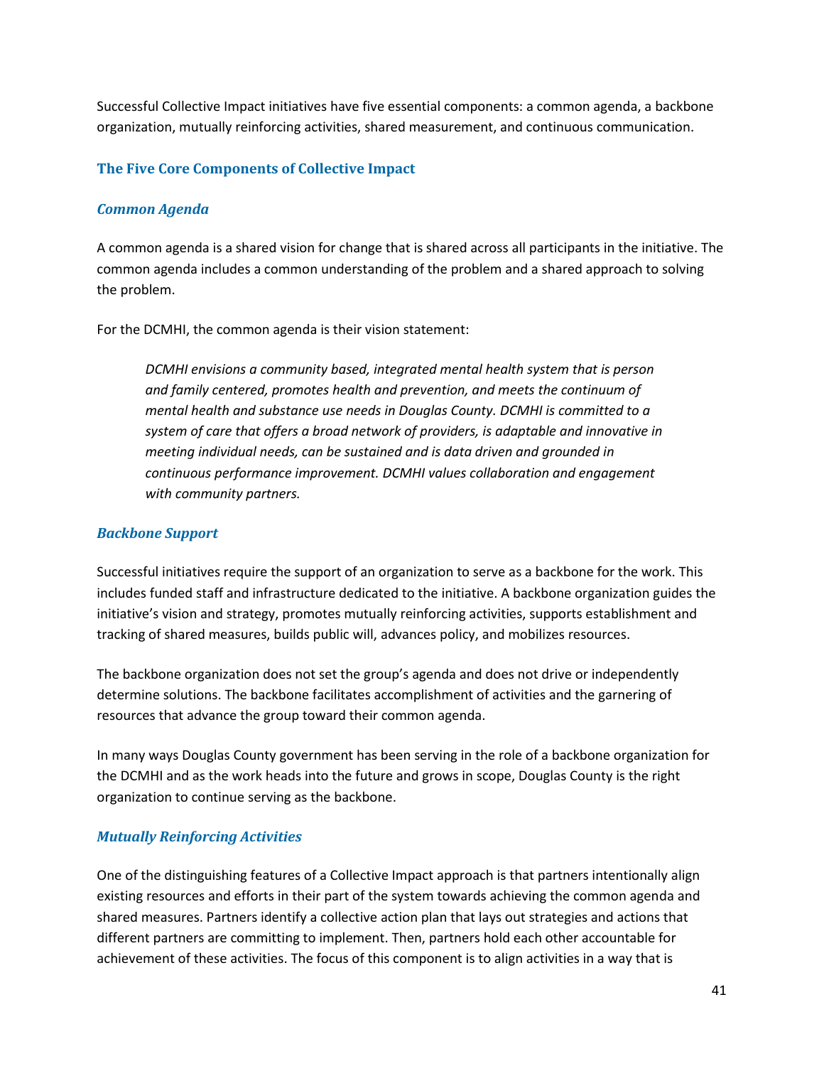Successful Collective Impact initiatives have five essential components: a common agenda, a backbone organization, mutually reinforcing activities, shared measurement, and continuous communication.

## The Five Core Components of Collective Impact

### *Common Agenda*

A common agenda is a shared vision for change that is shared across all participants in the initiative. The common agenda includes a common understanding of the problem and a shared approach to solving the problem.

For the DCMHI, the common agenda is their vision statement:

> *DCMHI envisions a community based, integrated mental health system that is person and family centered, promotes health and prevention, and meets the continuum of mental health and substance use needs in Douglas County. DCMHI is committed to a system of care that offers a broad network of providers, is adaptable and innovative in meeting individual needs, can be sustained and is data driven and grounded in continuous performance improvement. DCMHI values collaboration and engagement with community partners.*

### *Backbone Support*

Successful initiatives require the support of an organization to serve as a backbone for the work. This includes funded staff and infrastructure dedicated to the initiative. A backbone organization guides the initiative's vision and strategy, promotes mutually reinforcing activities, supports establishment and tracking of shared measures, builds public will, advances policy, and mobilizes resources.

The backbone organization does not set the group's agenda and does not drive or independently determine solutions. The backbone facilitates accomplishment of activities and the garnering of resources that advance the group toward their common agenda.

In many ways Douglas County government has been serving in the role of a backbone organization for the DCMHI and as the work heads into the future and grows in scope, Douglas County is the right organization to continue serving as the backbone.

### *Mutually Reinforcing Activities*

One of the distinguishing features of a Collective Impact approach is that partners intentionally align existing resources and efforts in their part of the system towards achieving the common agenda and shared measures. Partners identify a collective action plan that lays out strategies and actions that different partners are committing to implement. Then, partners hold each other accountable for achievement of these activities. The focus of this component is to align activities in a way that is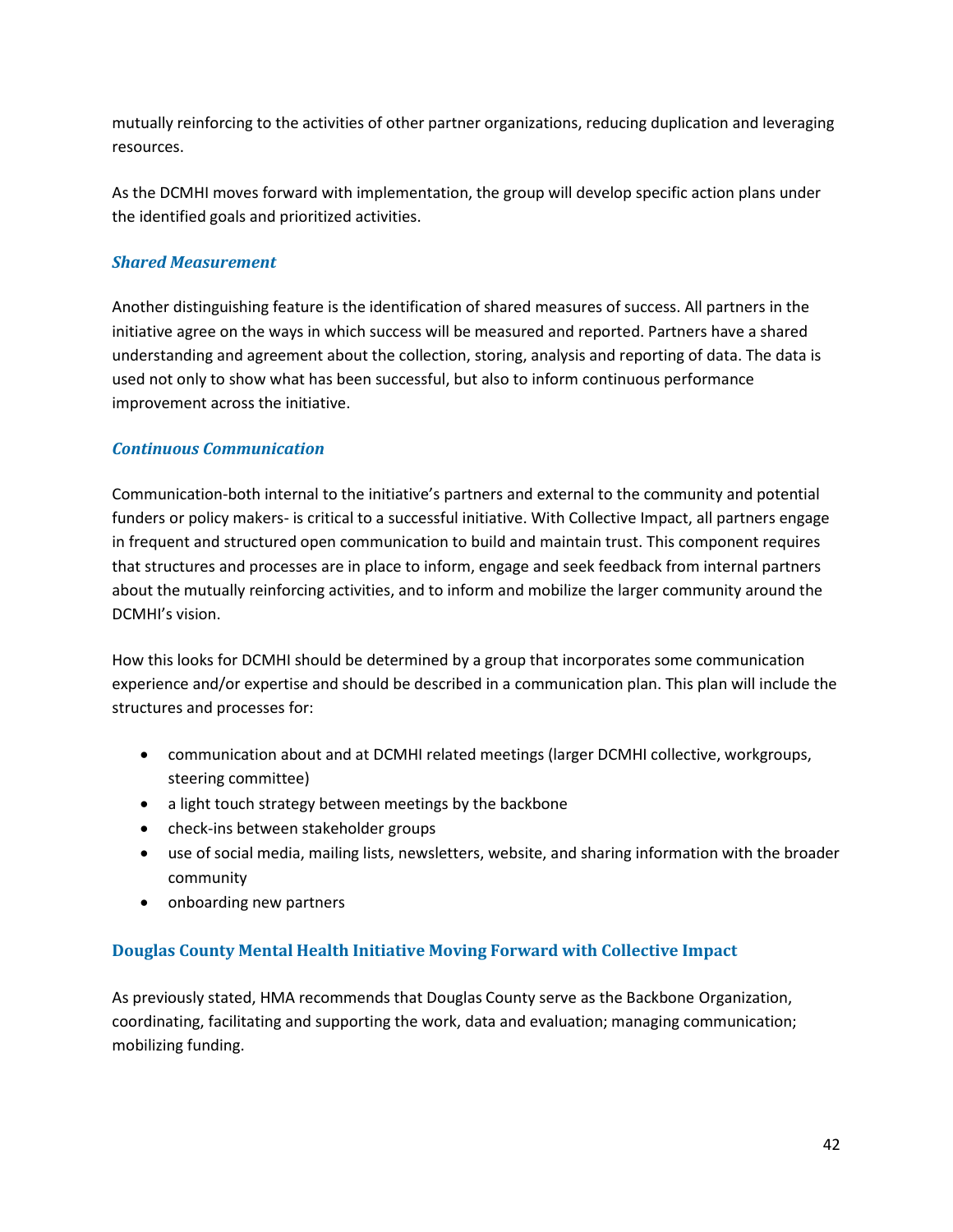mutually reinforcing to the activities of other partner organizations, reducing duplication and leveraging resources.

As the DCMHI moves forward with implementation, the group will develop specific action plans under the identified goals and prioritized activities.

### *Shared Measurement*

Another distinguishing feature is the identification of shared measures of success. All partners in the initiative agree on the ways in which success will be measured and reported. Partners have a shared understanding and agreement about the collection, storing, analysis and reporting of data. The data is used not only to show what has been successful, but also to inform continuous performance improvement across the initiative.

### *Continuous Communication*

Communication-both internal to the initiative's partners and external to the community and potential funders or policy makers- is critical to a successful initiative. With Collective Impact, all partners engage in frequent and structured open communication to build and maintain trust. This component requires that structures and processes are in place to inform, engage and seek feedback from internal partners about the mutually reinforcing activities, and to inform and mobilize the larger community around the DCMHI's vision.

How this looks for DCMHI should be determined by a group that incorporates some communication experience and/or expertise and should be described in a communication plan. This plan will include the structures and processes for:

- communication about and at DCMHI related meetings (larger DCMHI collective, workgroups, steering committee)
- a light touch strategy between meetings by the backbone
- check-ins between stakeholder groups
- use of social media, mailing lists, newsletters, website, and sharing information with the broader community
- onboarding new partners

## Douglas County Mental Health Initiative Moving Forward with Collective Impact

As previously stated, HMA recommends that Douglas County serve as the Backbone Organization, coordinating, facilitating and supporting the work, data and evaluation; managing communication; mobilizing funding.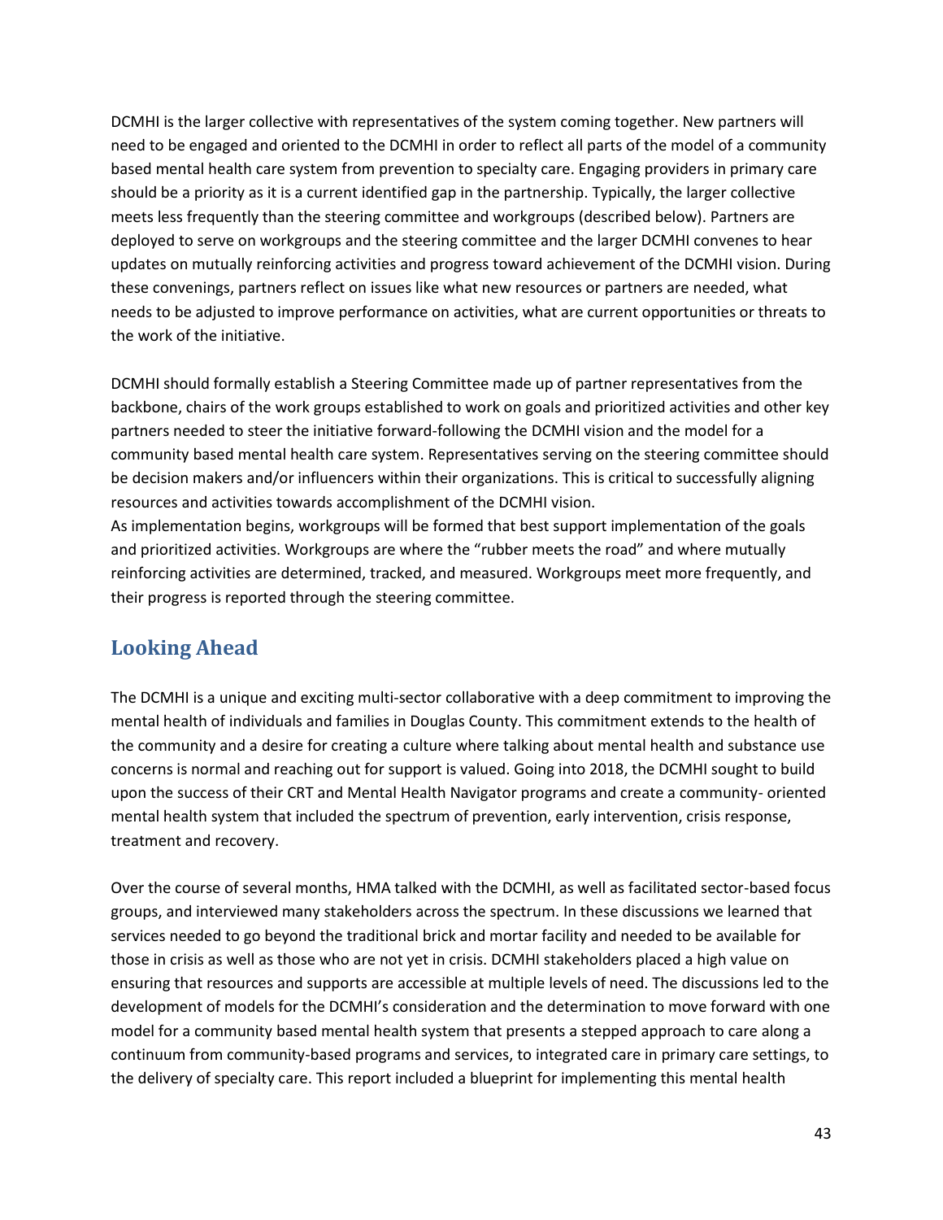DCMHI is the larger collective with representatives of the system coming together. New partners will need to be engaged and oriented to the DCMHI in order to reflect all parts of the model of a community based mental health care system from prevention to specialty care. Engaging providers in primary care should be a priority as it is a current identified gap in the partnership. Typically, the larger collective meets less frequently than the steering committee and workgroups (described below). Partners are deployed to serve on workgroups and the steering committee and the larger DCMHI convenes to hear updates on mutually reinforcing activities and progress toward achievement of the DCMHI vision. During these convenings, partners reflect on issues like what new resources or partners are needed, what needs to be adjusted to improve performance on activities, what are current opportunities or threats to the work of the initiative.

DCMHI should formally establish a Steering Committee made up of partner representatives from the backbone, chairs of the work groups established to work on goals and prioritized activities and other key partners needed to steer the initiative forward-following the DCMHI vision and the model for a community based mental health care system. Representatives serving on the steering committee should be decision makers and/or influencers within their organizations. This is critical to successfully aligning resources and activities towards accomplishment of the DCMHI vision.
As implementation begins, workgroups will be formed that best support implementation of the goals and prioritized activities. Workgroups are where the "rubber meets the road" and where mutually reinforcing activities are determined, tracked, and measured. Workgroups meet more frequently, and their progress is reported through the steering committee.

## Looking Ahead

The DCMHI is a unique and exciting multi-sector collaborative with a deep commitment to improving the mental health of individuals and families in Douglas County. This commitment extends to the health of the community and a desire for creating a culture where talking about mental health and substance use concerns is normal and reaching out for support is valued. Going into 2018, the DCMHI sought to build upon the success of their CRT and Mental Health Navigator programs and create a community- oriented mental health system that included the spectrum of prevention, early intervention, crisis response, treatment and recovery.

Over the course of several months, HMA talked with the DCMHI, as well as facilitated sector-based focus groups, and interviewed many stakeholders across the spectrum. In these discussions we learned that services needed to go beyond the traditional brick and mortar facility and needed to be available for those in crisis as well as those who are not yet in crisis. DCMHI stakeholders placed a high value on ensuring that resources and supports are accessible at multiple levels of need. The discussions led to the development of models for the DCMHI's consideration and the determination to move forward with one model for a community based mental health system that presents a stepped approach to care along a continuum from community-based programs and services, to integrated care in primary care settings, to the delivery of specialty care. This report included a blueprint for implementing this mental health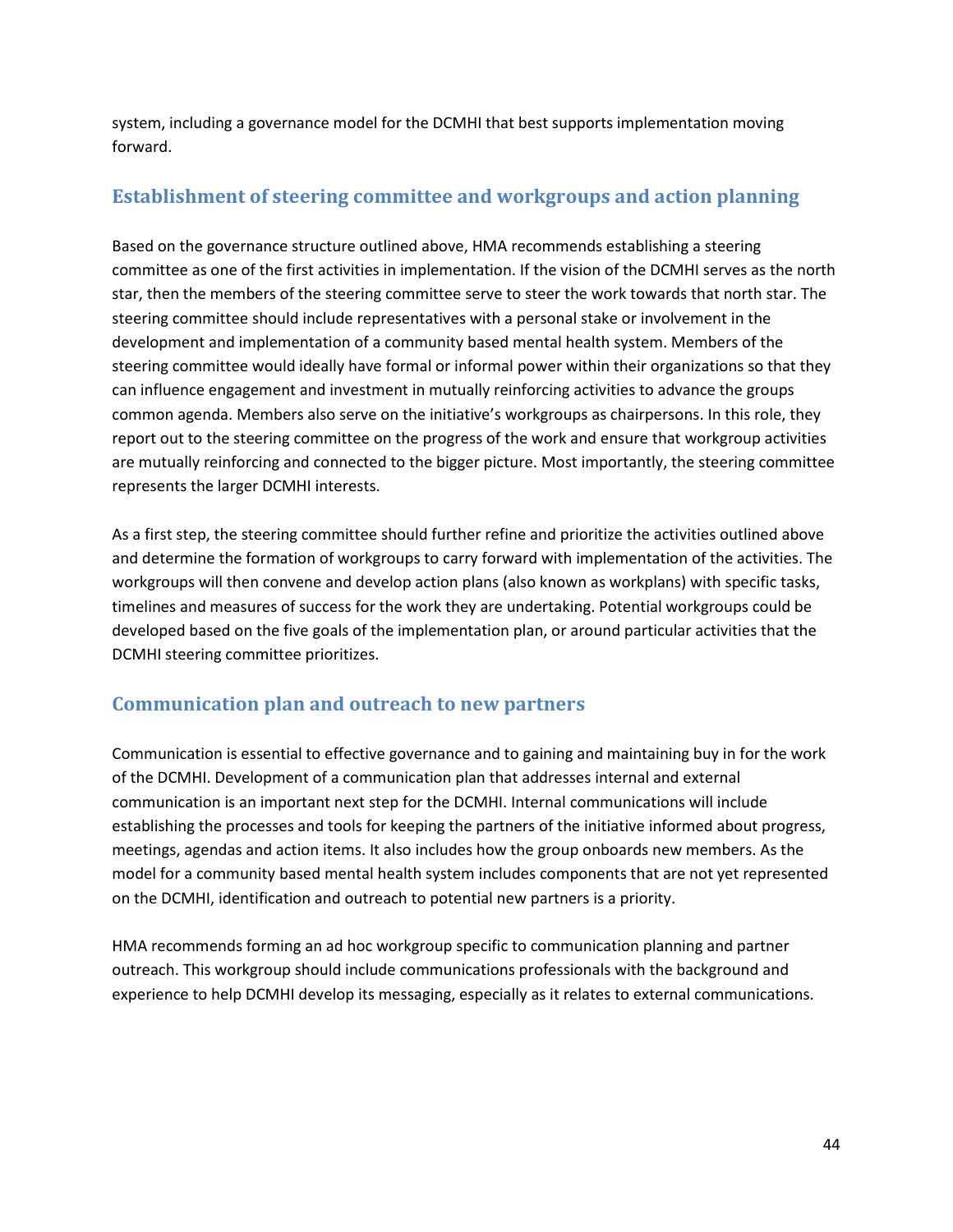system, including a governance model for the DCMHI that best supports implementation moving forward.

## Establishment of steering committee and workgroups and action planning

Based on the governance structure outlined above, HMA recommends establishing a steering committee as one of the first activities in implementation. If the vision of the DCMHI serves as the north star, then the members of the steering committee serve to steer the work towards that north star. The steering committee should include representatives with a personal stake or involvement in the development and implementation of a community based mental health system. Members of the steering committee would ideally have formal or informal power within their organizations so that they can influence engagement and investment in mutually reinforcing activities to advance the groups common agenda. Members also serve on the initiative's workgroups as chairpersons. In this role, they report out to the steering committee on the progress of the work and ensure that workgroup activities are mutually reinforcing and connected to the bigger picture. Most importantly, the steering committee represents the larger DCMHI interests.

As a first step, the steering committee should further refine and prioritize the activities outlined above and determine the formation of workgroups to carry forward with implementation of the activities. The workgroups will then convene and develop action plans (also known as workplans) with specific tasks, timelines and measures of success for the work they are undertaking. Potential workgroups could be developed based on the five goals of the implementation plan, or around particular activities that the DCMHI steering committee prioritizes.

## Communication plan and outreach to new partners

Communication is essential to effective governance and to gaining and maintaining buy in for the work of the DCMHI. Development of a communication plan that addresses internal and external communication is an important next step for the DCMHI. Internal communications will include establishing the processes and tools for keeping the partners of the initiative informed about progress, meetings, agendas and action items. It also includes how the group onboards new members. As the model for a community based mental health system includes components that are not yet represented on the DCMHI, identification and outreach to potential new partners is a priority.

HMA recommends forming an ad hoc workgroup specific to communication planning and partner outreach. This workgroup should include communications professionals with the background and experience to help DCMHI develop its messaging, especially as it relates to external communications.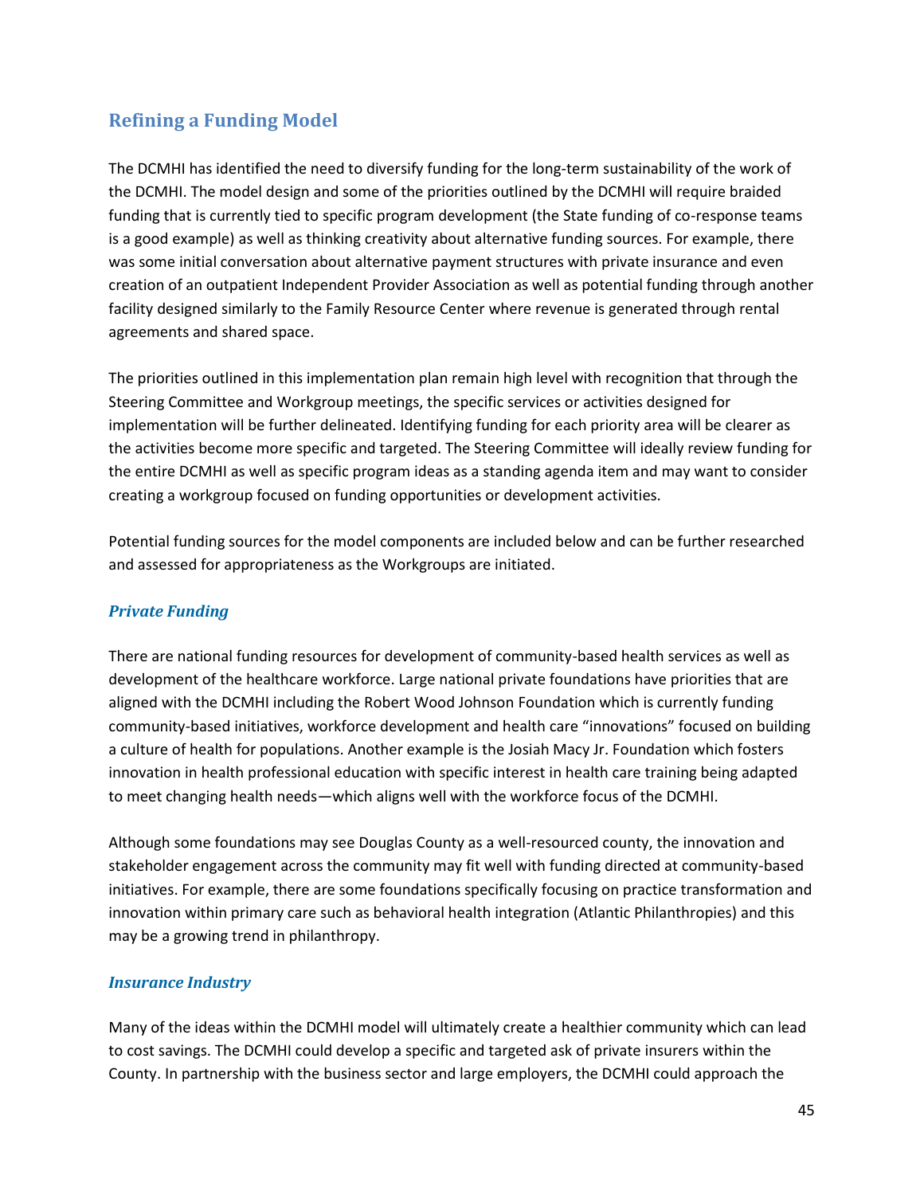## Refining a Funding Model

The DCMHI has identified the need to diversify funding for the long-term sustainability of the work of the DCMHI. The model design and some of the priorities outlined by the DCMHI will require braided funding that is currently tied to specific program development (the State funding of co-response teams is a good example) as well as thinking creativity about alternative funding sources. For example, there was some initial conversation about alternative payment structures with private insurance and even creation of an outpatient Independent Provider Association as well as potential funding through another facility designed similarly to the Family Resource Center where revenue is generated through rental agreements and shared space.

The priorities outlined in this implementation plan remain high level with recognition that through the Steering Committee and Workgroup meetings, the specific services or activities designed for implementation will be further delineated. Identifying funding for each priority area will be clearer as the activities become more specific and targeted. The Steering Committee will ideally review funding for the entire DCMHI as well as specific program ideas as a standing agenda item and may want to consider creating a workgroup focused on funding opportunities or development activities.

Potential funding sources for the model components are included below and can be further researched and assessed for appropriateness as the Workgroups are initiated.

### *Private Funding*

There are national funding resources for development of community-based health services as well as development of the healthcare workforce. Large national private foundations have priorities that are aligned with the DCMHI including the Robert Wood Johnson Foundation which is currently funding community-based initiatives, workforce development and health care "innovations" focused on building a culture of health for populations. Another example is the Josiah Macy Jr. Foundation which fosters innovation in health professional education with specific interest in health care training being adapted to meet changing health needs—which aligns well with the workforce focus of the DCMHI.

Although some foundations may see Douglas County as a well-resourced county, the innovation and stakeholder engagement across the community may fit well with funding directed at community-based initiatives. For example, there are some foundations specifically focusing on practice transformation and innovation within primary care such as behavioral health integration (Atlantic Philanthropies) and this may be a growing trend in philanthropy.

### *Insurance Industry*

Many of the ideas within the DCMHI model will ultimately create a healthier community which can lead to cost savings. The DCMHI could develop a specific and targeted ask of private insurers within the County. In partnership with the business sector and large employers, the DCMHI could approach the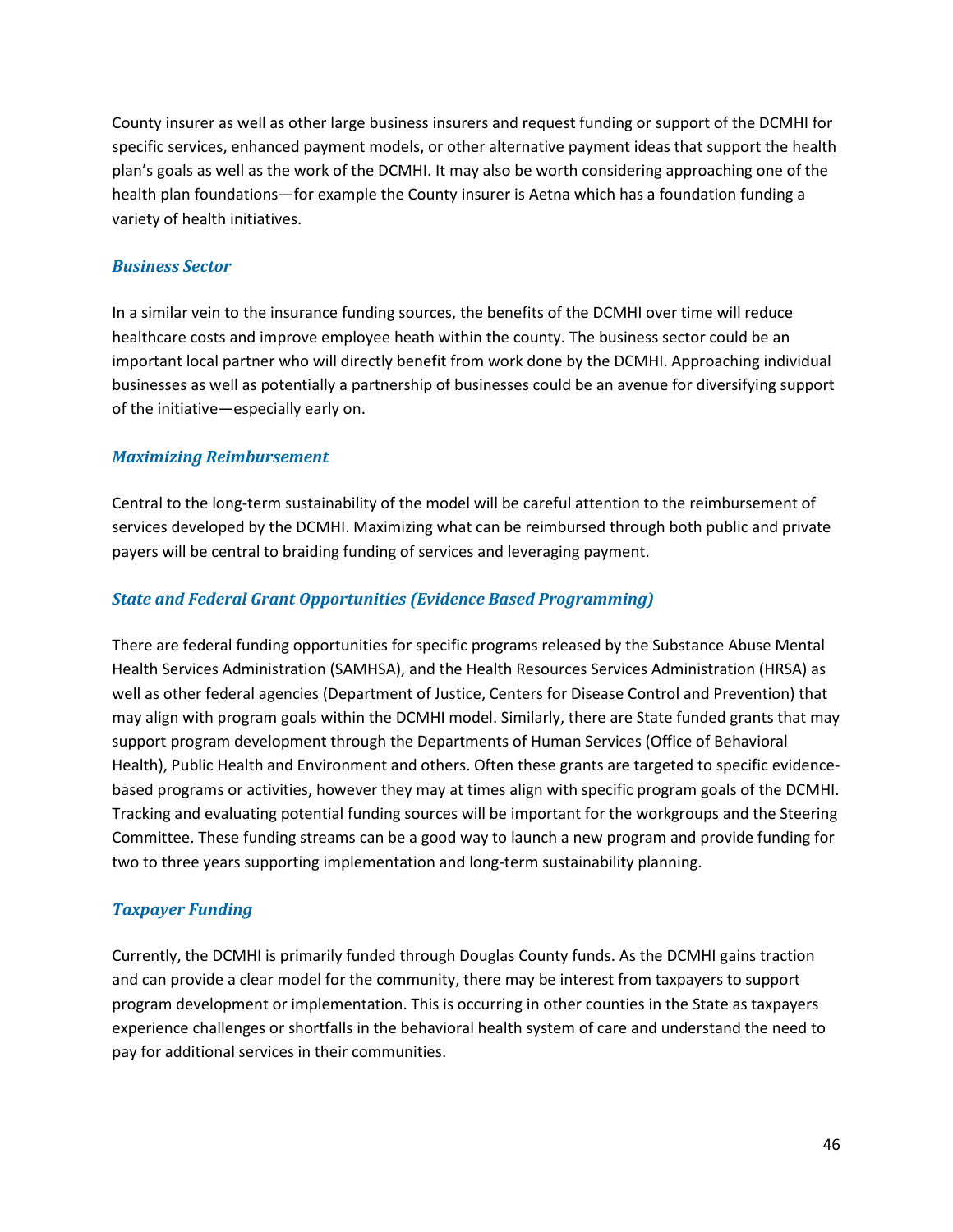County insurer as well as other large business insurers and request funding or support of the DCMHI for specific services, enhanced payment models, or other alternative payment ideas that support the health plan's goals as well as the work of the DCMHI. It may also be worth considering approaching one of the health plan foundations—for example the County insurer is Aetna which has a foundation funding a variety of health initiatives.

### *Business Sector*

In a similar vein to the insurance funding sources, the benefits of the DCMHI over time will reduce healthcare costs and improve employee heath within the county. The business sector could be an important local partner who will directly benefit from work done by the DCMHI. Approaching individual businesses as well as potentially a partnership of businesses could be an avenue for diversifying support of the initiative—especially early on.

### *Maximizing Reimbursement*

Central to the long-term sustainability of the model will be careful attention to the reimbursement of services developed by the DCMHI. Maximizing what can be reimbursed through both public and private payers will be central to braiding funding of services and leveraging payment.

### *State and Federal Grant Opportunities (Evidence Based Programming)*

There are federal funding opportunities for specific programs released by the Substance Abuse Mental Health Services Administration (SAMHSA), and the Health Resources Services Administration (HRSA) as well as other federal agencies (Department of Justice, Centers for Disease Control and Prevention) that may align with program goals within the DCMHI model. Similarly, there are State funded grants that may support program development through the Departments of Human Services (Office of Behavioral Health), Public Health and Environment and others. Often these grants are targeted to specific evidence-based programs or activities, however they may at times align with specific program goals of the DCMHI. Tracking and evaluating potential funding sources will be important for the workgroups and the Steering Committee. These funding streams can be a good way to launch a new program and provide funding for two to three years supporting implementation and long-term sustainability planning.

### *Taxpayer Funding*

Currently, the DCMHI is primarily funded through Douglas County funds. As the DCMHI gains traction and can provide a clear model for the community, there may be interest from taxpayers to support program development or implementation. This is occurring in other counties in the State as taxpayers experience challenges or shortfalls in the behavioral health system of care and understand the need to pay for additional services in their communities.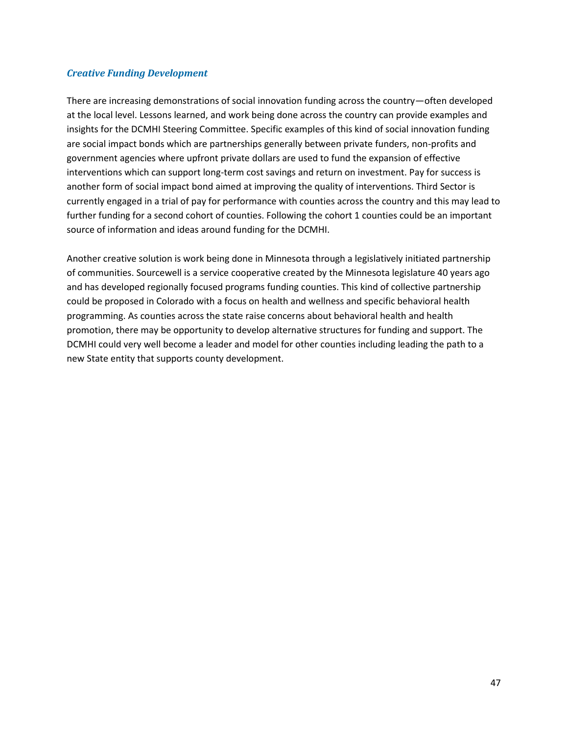### *Creative Funding Development*

There are increasing demonstrations of social innovation funding across the country—often developed at the local level. Lessons learned, and work being done across the country can provide examples and insights for the DCMHI Steering Committee. Specific examples of this kind of social innovation funding are social impact bonds which are partnerships generally between private funders, non-profits and government agencies where upfront private dollars are used to fund the expansion of effective interventions which can support long-term cost savings and return on investment. Pay for success is another form of social impact bond aimed at improving the quality of interventions. Third Sector is currently engaged in a trial of pay for performance with counties across the country and this may lead to further funding for a second cohort of counties. Following the cohort 1 counties could be an important source of information and ideas around funding for the DCMHI.

Another creative solution is work being done in Minnesota through a legislatively initiated partnership of communities. Sourcewell is a service cooperative created by the Minnesota legislature 40 years ago and has developed regionally focused programs funding counties. This kind of collective partnership could be proposed in Colorado with a focus on health and wellness and specific behavioral health programming. As counties across the state raise concerns about behavioral health and health promotion, there may be opportunity to develop alternative structures for funding and support. The DCMHI could very well become a leader and model for other counties including leading the path to a new State entity that supports county development.